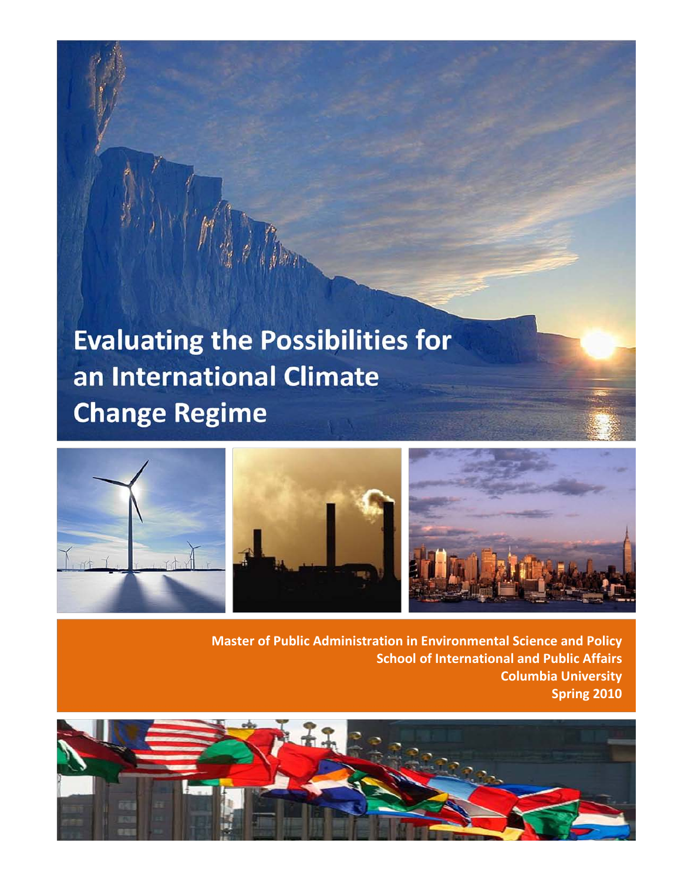# Evaluating the Possibilities for an International Climate Change Regime

**Master of Public Administration in Environmental Science and Policy**
**School of International and Public Affairs**
**Columbia University**
**Spring 2010**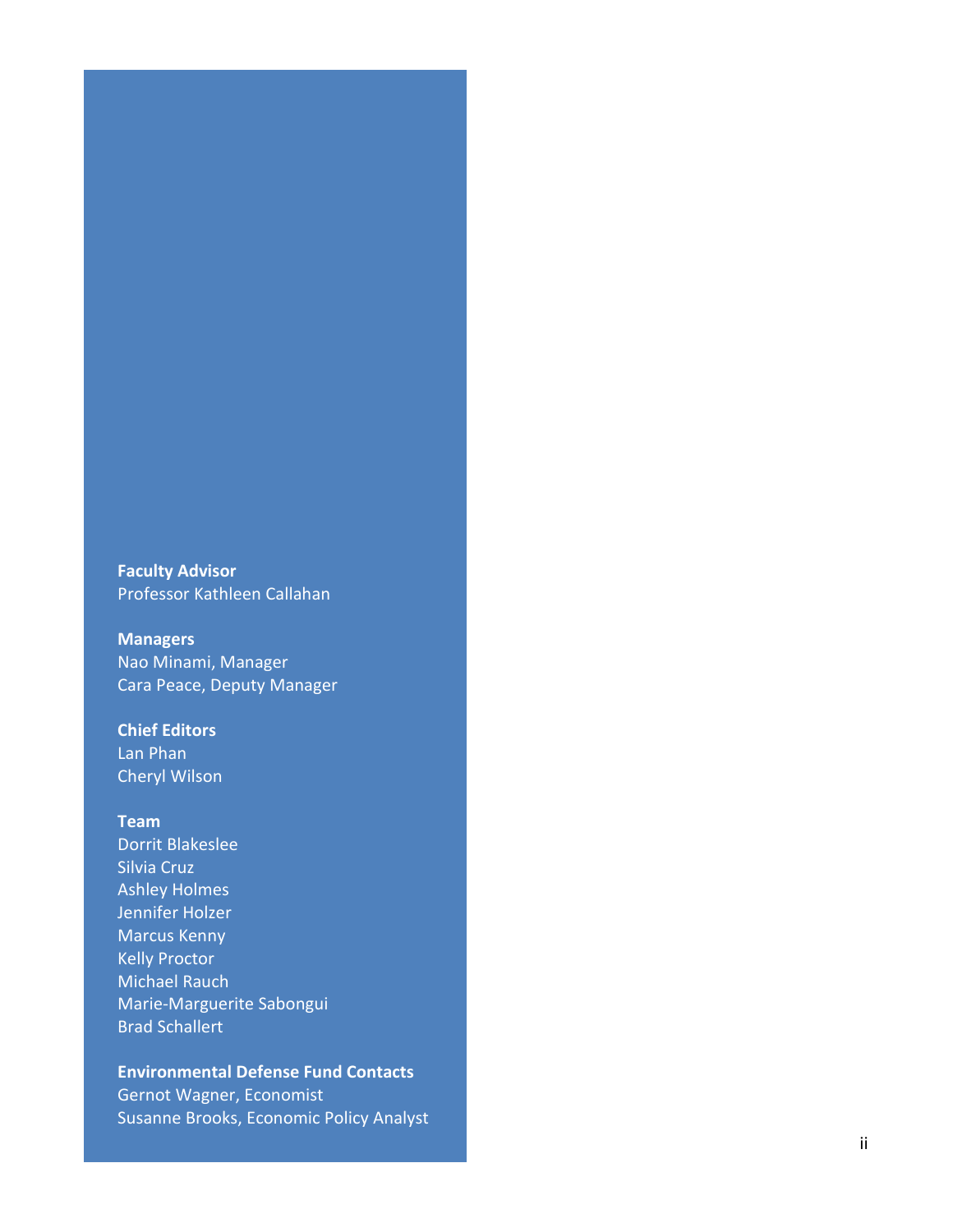**Faculty Advisor**
Professor Kathleen Callahan

**Managers**
Nao Minami, Manager
Cara Peace, Deputy Manager

**Chief Editors**
Lan Phan
Cheryl Wilson

**Team**
Dorrit Blakeslee
Silvia Cruz
Ashley Holmes
Jennifer Holzer
Marcus Kenny
Kelly Proctor
Michael Rauch
Marie-Marguerite Sabongui
Brad Schallert

**Environmental Defense Fund Contacts**
Gernot Wagner, Economist
Susanne Brooks, Economic Policy Analyst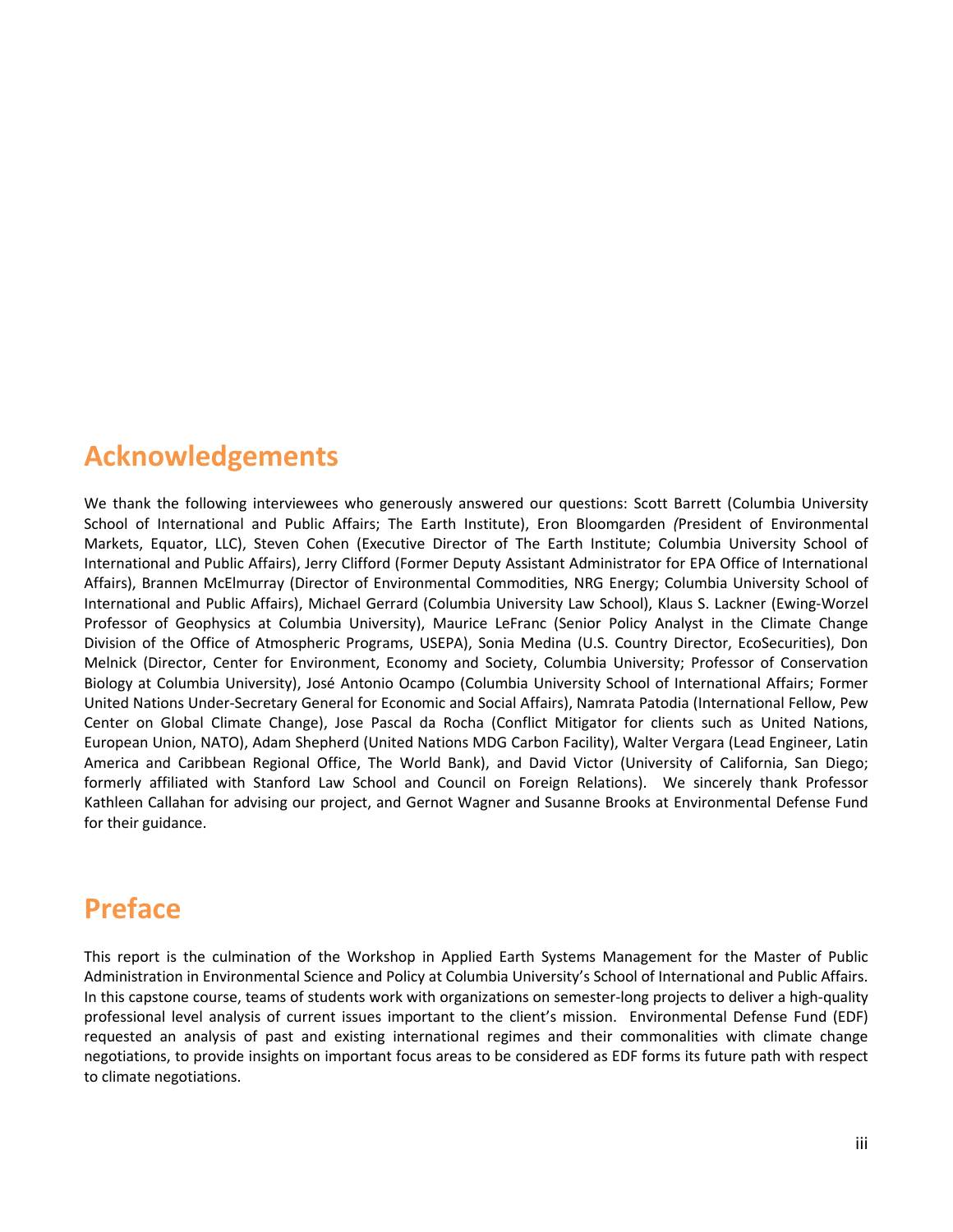## Acknowledgements

We thank the following interviewees who generously answered our questions: Scott Barrett (Columbia University School of International and Public Affairs; The Earth Institute), Eron Bloomgarden *(*President of Environmental Markets, Equator, LLC), Steven Cohen (Executive Director of The Earth Institute; Columbia University School of International and Public Affairs), Jerry Clifford (Former Deputy Assistant Administrator for EPA Office of International Affairs), Brannen McElmurray (Director of Environmental Commodities, NRG Energy; Columbia University School of International and Public Affairs), Michael Gerrard (Columbia University Law School), Klaus S. Lackner (Ewing-Worzel Professor of Geophysics at Columbia University), Maurice LeFranc (Senior Policy Analyst in the Climate Change Division of the Office of Atmospheric Programs, USEPA), Sonia Medina (U.S. Country Director, EcoSecurities), Don Melnick (Director, Center for Environment, Economy and Society, Columbia University; Professor of Conservation Biology at Columbia University), José Antonio Ocampo (Columbia University School of International Affairs; Former United Nations Under-Secretary General for Economic and Social Affairs), Namrata Patodia (International Fellow, Pew Center on Global Climate Change), Jose Pascal da Rocha (Conflict Mitigator for clients such as United Nations, European Union, NATO), Adam Shepherd (United Nations MDG Carbon Facility), Walter Vergara (Lead Engineer, Latin America and Caribbean Regional Office, The World Bank), and David Victor (University of California, San Diego; formerly affiliated with Stanford Law School and Council on Foreign Relations). We sincerely thank Professor Kathleen Callahan for advising our project, and Gernot Wagner and Susanne Brooks at Environmental Defense Fund for their guidance.

## Preface

This report is the culmination of the Workshop in Applied Earth Systems Management for the Master of Public Administration in Environmental Science and Policy at Columbia University's School of International and Public Affairs. In this capstone course, teams of students work with organizations on semester-long projects to deliver a high-quality professional level analysis of current issues important to the client's mission. Environmental Defense Fund (EDF) requested an analysis of past and existing international regimes and their commonalities with climate change negotiations, to provide insights on important focus areas to be considered as EDF forms its future path with respect to climate negotiations.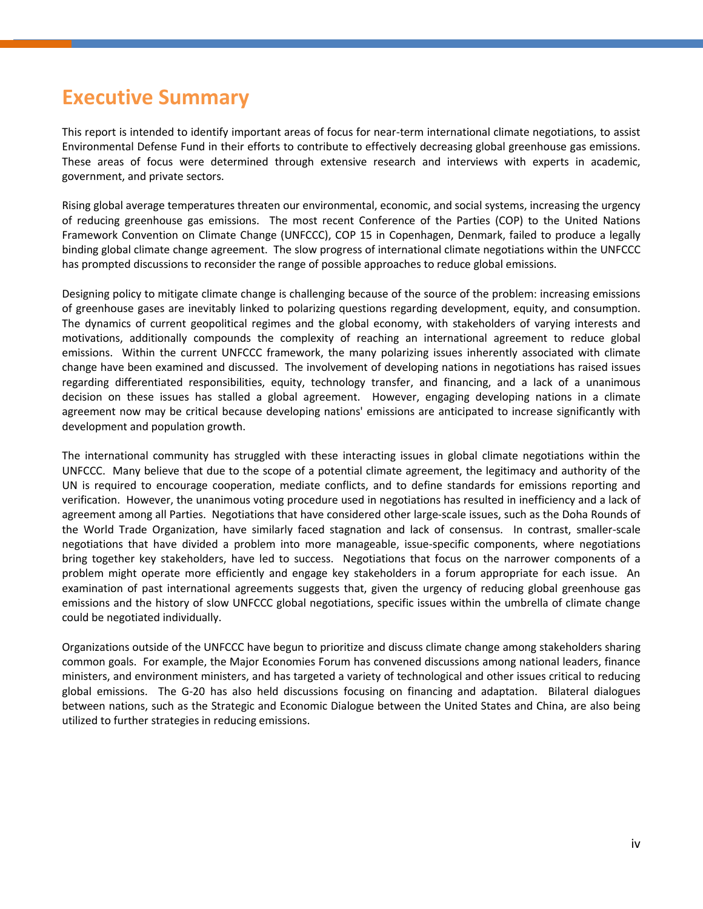# Executive Summary

This report is intended to identify important areas of focus for near-term international climate negotiations, to assist Environmental Defense Fund in their efforts to contribute to effectively decreasing global greenhouse gas emissions. These areas of focus were determined through extensive research and interviews with experts in academic, government, and private sectors.

Rising global average temperatures threaten our environmental, economic, and social systems, increasing the urgency of reducing greenhouse gas emissions. The most recent Conference of the Parties (COP) to the United Nations Framework Convention on Climate Change (UNFCCC), COP 15 in Copenhagen, Denmark, failed to produce a legally binding global climate change agreement. The slow progress of international climate negotiations within the UNFCCC has prompted discussions to reconsider the range of possible approaches to reduce global emissions.

Designing policy to mitigate climate change is challenging because of the source of the problem: increasing emissions of greenhouse gases are inevitably linked to polarizing questions regarding development, equity, and consumption. The dynamics of current geopolitical regimes and the global economy, with stakeholders of varying interests and motivations, additionally compounds the complexity of reaching an international agreement to reduce global emissions. Within the current UNFCCC framework, the many polarizing issues inherently associated with climate change have been examined and discussed. The involvement of developing nations in negotiations has raised issues regarding differentiated responsibilities, equity, technology transfer, and financing, and a lack of a unanimous decision on these issues has stalled a global agreement. However, engaging developing nations in a climate agreement now may be critical because developing nations' emissions are anticipated to increase significantly with development and population growth.

The international community has struggled with these interacting issues in global climate negotiations within the UNFCCC. Many believe that due to the scope of a potential climate agreement, the legitimacy and authority of the UN is required to encourage cooperation, mediate conflicts, and to define standards for emissions reporting and verification. However, the unanimous voting procedure used in negotiations has resulted in inefficiency and a lack of agreement among all Parties. Negotiations that have considered other large-scale issues, such as the Doha Rounds of the World Trade Organization, have similarly faced stagnation and lack of consensus. In contrast, smaller-scale negotiations that have divided a problem into more manageable, issue-specific components, where negotiations bring together key stakeholders, have led to success. Negotiations that focus on the narrower components of a problem might operate more efficiently and engage key stakeholders in a forum appropriate for each issue. An examination of past international agreements suggests that, given the urgency of reducing global greenhouse gas emissions and the history of slow UNFCCC global negotiations, specific issues within the umbrella of climate change could be negotiated individually.

Organizations outside of the UNFCCC have begun to prioritize and discuss climate change among stakeholders sharing common goals. For example, the Major Economies Forum has convened discussions among national leaders, finance ministers, and environment ministers, and has targeted a variety of technological and other issues critical to reducing global emissions. The G-20 has also held discussions focusing on financing and adaptation. Bilateral dialogues between nations, such as the Strategic and Economic Dialogue between the United States and China, are also being utilized to further strategies in reducing emissions.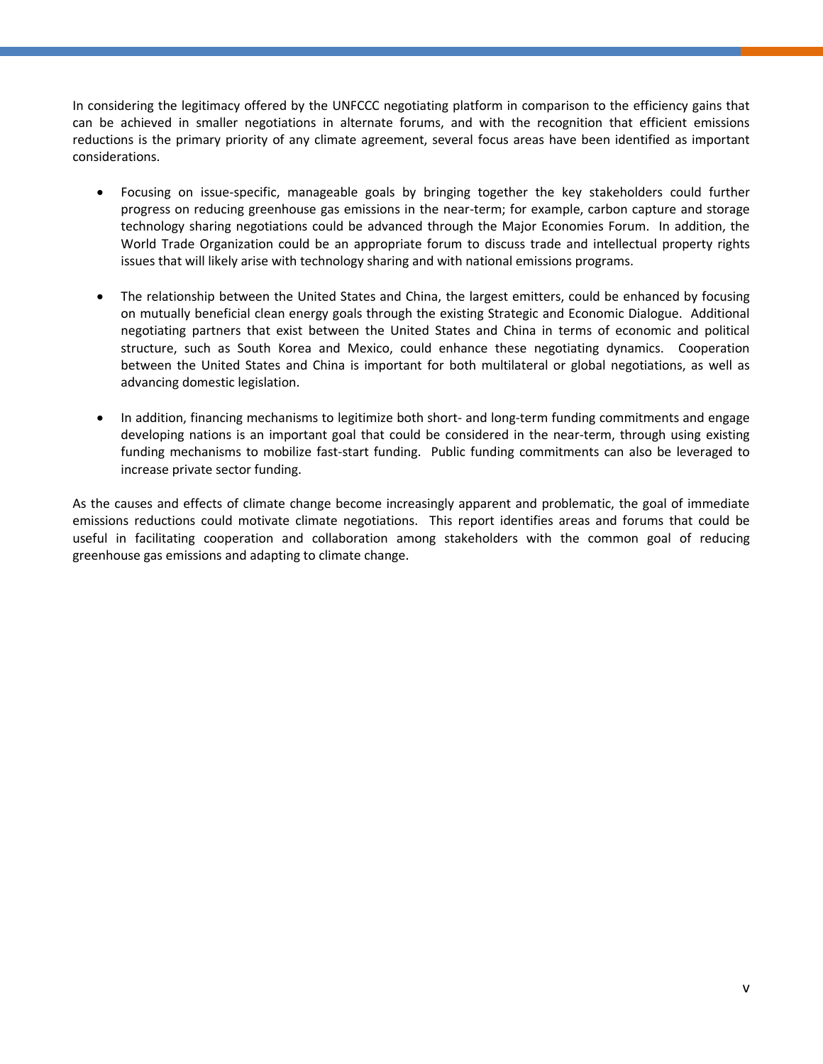In considering the legitimacy offered by the UNFCCC negotiating platform in comparison to the efficiency gains that can be achieved in smaller negotiations in alternate forums, and with the recognition that efficient emissions reductions is the primary priority of any climate agreement, several focus areas have been identified as important considerations.

- Focusing on issue-specific, manageable goals by bringing together the key stakeholders could further progress on reducing greenhouse gas emissions in the near-term; for example, carbon capture and storage technology sharing negotiations could be advanced through the Major Economies Forum. In addition, the World Trade Organization could be an appropriate forum to discuss trade and intellectual property rights issues that will likely arise with technology sharing and with national emissions programs.

- The relationship between the United States and China, the largest emitters, could be enhanced by focusing on mutually beneficial clean energy goals through the existing Strategic and Economic Dialogue. Additional negotiating partners that exist between the United States and China in terms of economic and political structure, such as South Korea and Mexico, could enhance these negotiating dynamics. Cooperation between the United States and China is important for both multilateral or global negotiations, as well as advancing domestic legislation.

- In addition, financing mechanisms to legitimize both short- and long-term funding commitments and engage developing nations is an important goal that could be considered in the near-term, through using existing funding mechanisms to mobilize fast-start funding. Public funding commitments can also be leveraged to increase private sector funding.

As the causes and effects of climate change become increasingly apparent and problematic, the goal of immediate emissions reductions could motivate climate negotiations. This report identifies areas and forums that could be useful in facilitating cooperation and collaboration among stakeholders with the common goal of reducing greenhouse gas emissions and adapting to climate change.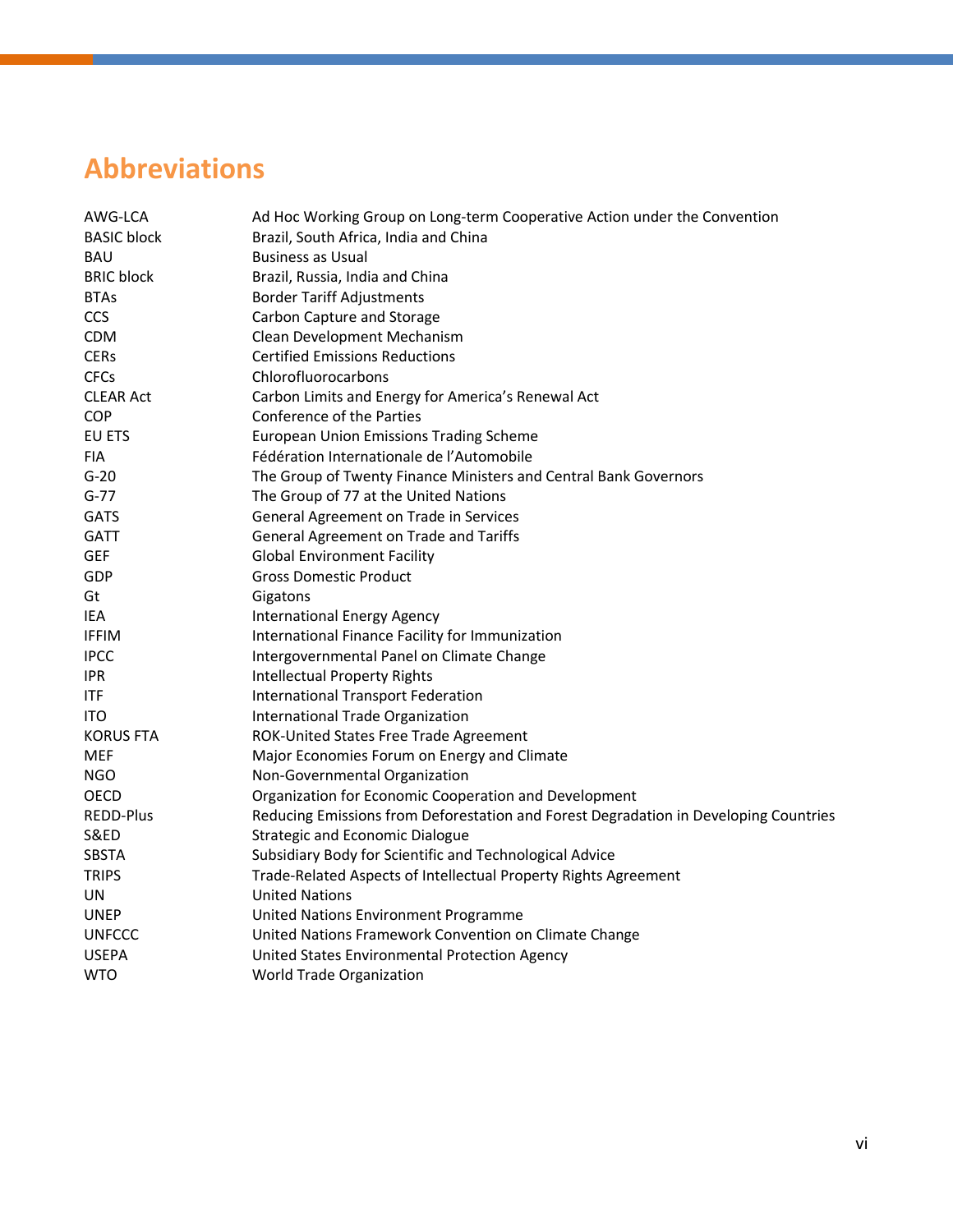# Abbreviations

| | |
|---|---|
| AWG-LCA | Ad Hoc Working Group on Long-term Cooperative Action under the Convention |
| BASIC block | Brazil, South Africa, India and China |
| BAU | Business as Usual |
| BRIC block | Brazil, Russia, India and China |
| BTAs | Border Tariff Adjustments |
| CCS | Carbon Capture and Storage |
| CDM | Clean Development Mechanism |
| CERs | Certified Emissions Reductions |
| CFCs | Chlorofluorocarbons |
| CLEAR Act | Carbon Limits and Energy for America's Renewal Act |
| COP | Conference of the Parties |
| EU ETS | European Union Emissions Trading Scheme |
| FIA | Fédération Internationale de l'Automobile |
| G-20 | The Group of Twenty Finance Ministers and Central Bank Governors |
| G-77 | The Group of 77 at the United Nations |
| GATS | General Agreement on Trade in Services |
| GATT | General Agreement on Trade and Tariffs |
| GEF | Global Environment Facility |
| GDP | Gross Domestic Product |
| Gt | Gigatons |
| IEA | International Energy Agency |
| IFFIM | International Finance Facility for Immunization |
| IPCC | Intergovernmental Panel on Climate Change |
| IPR | Intellectual Property Rights |
| ITF | International Transport Federation |
| ITO | International Trade Organization |
| KORUS FTA | ROK-United States Free Trade Agreement |
| MEF | Major Economies Forum on Energy and Climate |
| NGO | Non-Governmental Organization |
| OECD | Organization for Economic Cooperation and Development |
| REDD-Plus | Reducing Emissions from Deforestation and Forest Degradation in Developing Countries |
| S&ED | Strategic and Economic Dialogue |
| SBSTA | Subsidiary Body for Scientific and Technological Advice |
| TRIPS | Trade-Related Aspects of Intellectual Property Rights Agreement |
| UN | United Nations |
| UNEP | United Nations Environment Programme |
| UNFCCC | United Nations Framework Convention on Climate Change |
| USEPA | United States Environmental Protection Agency |
| WTO | World Trade Organization |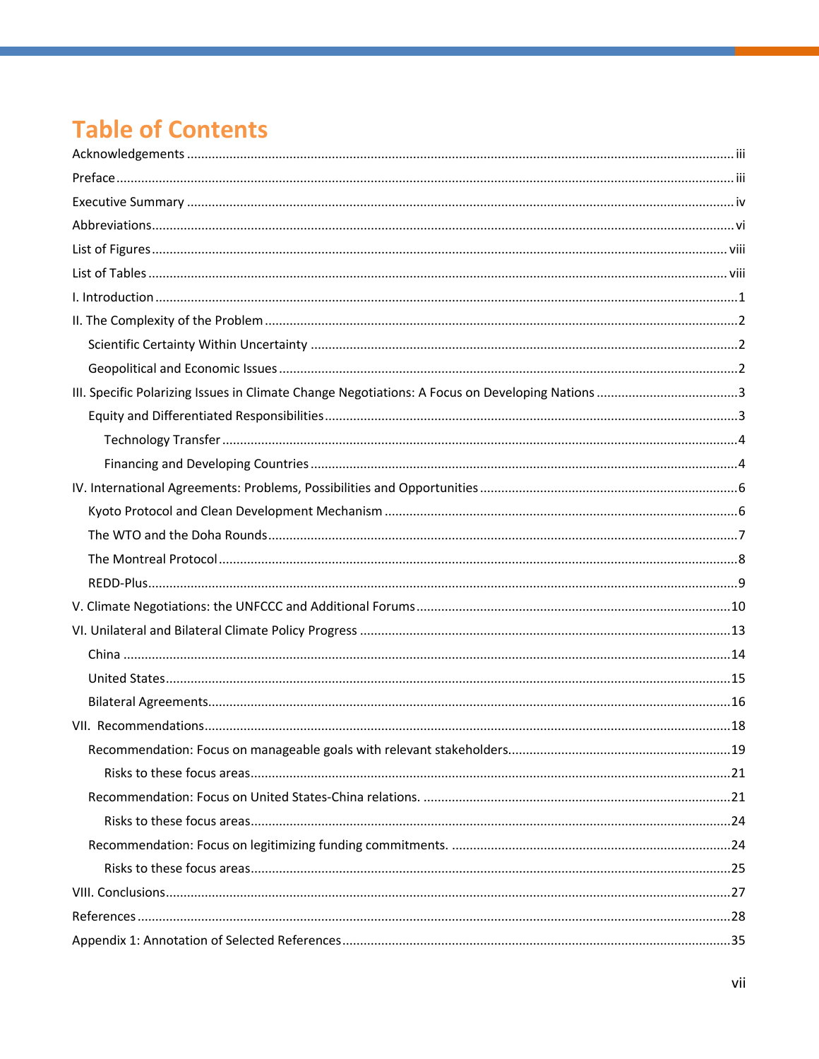# Table of Contents

- Acknowledgements ..... iii
- Preface ..... iii
- Executive Summary ..... iv
- Abbreviations ..... vi
- List of Figures ..... viii
- List of Tables ..... viii
- I. Introduction ..... 1
- II. The Complexity of the Problem ..... 2
  - Scientific Certainty Within Uncertainty ..... 2
  - Geopolitical and Economic Issues ..... 2
- III. Specific Polarizing Issues in Climate Change Negotiations: A Focus on Developing Nations ..... 3
  - Equity and Differentiated Responsibilities ..... 3
    - Technology Transfer ..... 4
    - Financing and Developing Countries ..... 4
- IV. International Agreements: Problems, Possibilities and Opportunities ..... 6
  - Kyoto Protocol and Clean Development Mechanism ..... 6
  - The WTO and the Doha Rounds ..... 7
  - The Montreal Protocol ..... 8
  - REDD-Plus ..... 9
- V. Climate Negotiations: the UNFCCC and Additional Forums ..... 10
- VI. Unilateral and Bilateral Climate Policy Progress ..... 13
  - China ..... 14
  - United States ..... 15
  - Bilateral Agreements ..... 16
- VII. Recommendations ..... 18
  - Recommendation: Focus on manageable goals with relevant stakeholders. ..... 19
    - Risks to these focus areas ..... 21
  - Recommendation: Focus on United States-China relations. ..... 21
    - Risks to these focus areas ..... 24
  - Recommendation: Focus on legitimizing funding commitments. ..... 24
    - Risks to these focus areas ..... 25
- VIII. Conclusions ..... 27
- References ..... 28
- Appendix 1: Annotation of Selected References ..... 35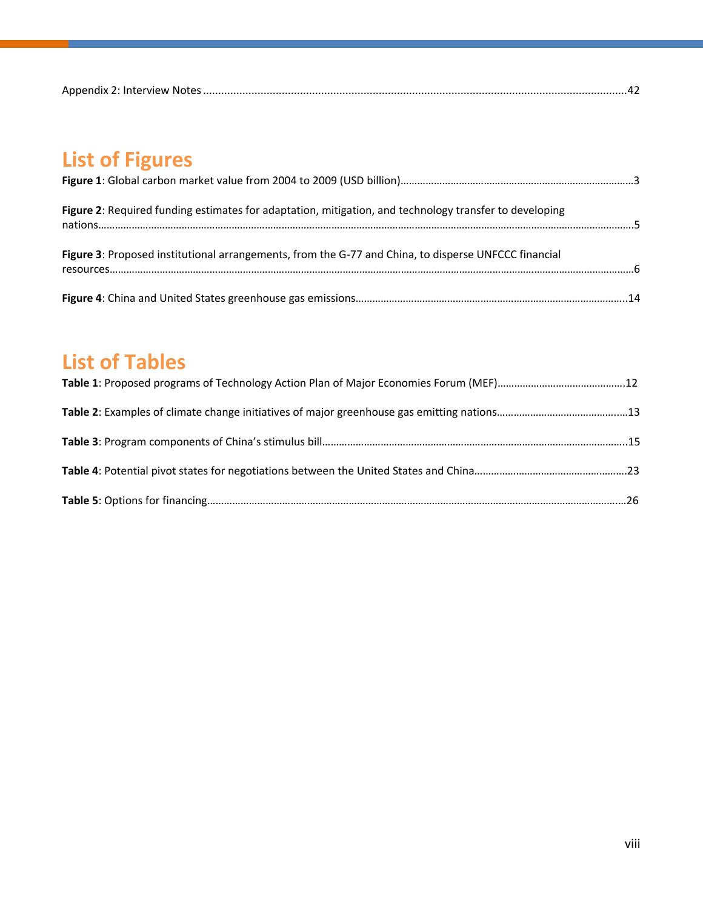Appendix 2: Interview Notes .....42

## List of Figures

**Figure 1**: Global carbon market value from 2004 to 2009 (USD billion).....3

**Figure 2**: Required funding estimates for adaptation, mitigation, and technology transfer to developing nations.....5

**Figure 3**: Proposed institutional arrangements, from the G-77 and China, to disperse UNFCCC financial resources.....6

**Figure 4**: China and United States greenhouse gas emissions.....14

## List of Tables

**Table 1**: Proposed programs of Technology Action Plan of Major Economies Forum (MEF).....12

**Table 2**: Examples of climate change initiatives of major greenhouse gas emitting nations.....13

**Table 3**: Program components of China's stimulus bill.....15

**Table 4**: Potential pivot states for negotiations between the United States and China.....23

**Table 5**: Options for financing.....26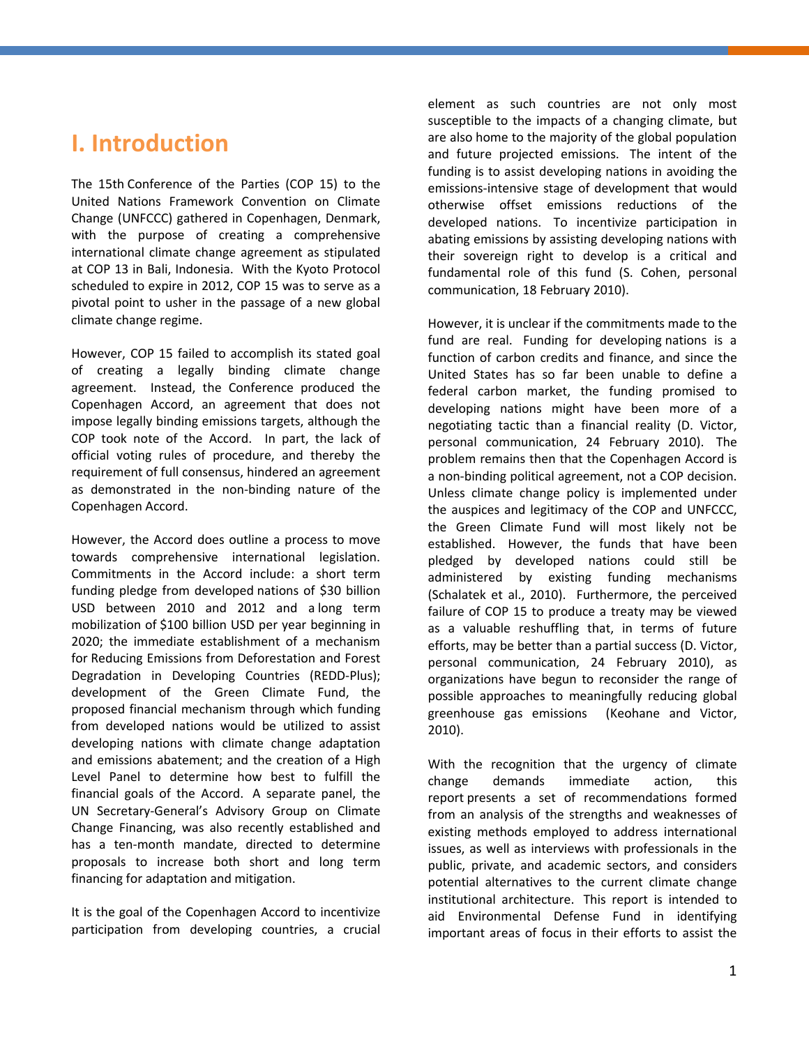# I. Introduction

The 15th Conference of the Parties (COP 15) to the United Nations Framework Convention on Climate Change (UNFCCC) gathered in Copenhagen, Denmark, with the purpose of creating a comprehensive international climate change agreement as stipulated at COP 13 in Bali, Indonesia. With the Kyoto Protocol scheduled to expire in 2012, COP 15 was to serve as a pivotal point to usher in the passage of a new global climate change regime.

However, COP 15 failed to accomplish its stated goal of creating a legally binding climate change agreement. Instead, the Conference produced the Copenhagen Accord, an agreement that does not impose legally binding emissions targets, although the COP took note of the Accord. In part, the lack of official voting rules of procedure, and thereby the requirement of full consensus, hindered an agreement as demonstrated in the non-binding nature of the Copenhagen Accord.

However, the Accord does outline a process to move towards comprehensive international legislation. Commitments in the Accord include: a short term funding pledge from developed nations of $30 billion USD between 2010 and 2012 and a long term mobilization of $100 billion USD per year beginning in 2020; the immediate establishment of a mechanism for Reducing Emissions from Deforestation and Forest Degradation in Developing Countries (REDD-Plus); development of the Green Climate Fund, the proposed financial mechanism through which funding from developed nations would be utilized to assist developing nations with climate change adaptation and emissions abatement; and the creation of a High Level Panel to determine how best to fulfill the financial goals of the Accord. A separate panel, the UN Secretary-General's Advisory Group on Climate Change Financing, was also recently established and has a ten-month mandate, directed to determine proposals to increase both short and long term financing for adaptation and mitigation.

It is the goal of the Copenhagen Accord to incentivize participation from developing countries, a crucial element as such countries are not only most susceptible to the impacts of a changing climate, but are also home to the majority of the global population and future projected emissions. The intent of the funding is to assist developing nations in avoiding the emissions-intensive stage of development that would otherwise offset emissions reductions of the developed nations. To incentivize participation in abating emissions by assisting developing nations with their sovereign right to develop is a critical and fundamental role of this fund (S. Cohen, personal communication, 18 February 2010).

However, it is unclear if the commitments made to the fund are real. Funding for developing nations is a function of carbon credits and finance, and since the United States has so far been unable to define a federal carbon market, the funding promised to developing nations might have been more of a negotiating tactic than a financial reality (D. Victor, personal communication, 24 February 2010). The problem remains then that the Copenhagen Accord is a non-binding political agreement, not a COP decision. Unless climate change policy is implemented under the auspices and legitimacy of the COP and UNFCCC, the Green Climate Fund will most likely not be established. However, the funds that have been pledged by developed nations could still be administered by existing funding mechanisms (Schalatek et al., 2010). Furthermore, the perceived failure of COP 15 to produce a treaty may be viewed as a valuable reshuffling that, in terms of future efforts, may be better than a partial success (D. Victor, personal communication, 24 February 2010), as organizations have begun to reconsider the range of possible approaches to meaningfully reducing global greenhouse gas emissions (Keohane and Victor, 2010).

With the recognition that the urgency of climate change demands immediate action, this report presents a set of recommendations formed from an analysis of the strengths and weaknesses of existing methods employed to address international issues, as well as interviews with professionals in the public, private, and academic sectors, and considers potential alternatives to the current climate change institutional architecture. This report is intended to aid Environmental Defense Fund in identifying important areas of focus in their efforts to assist the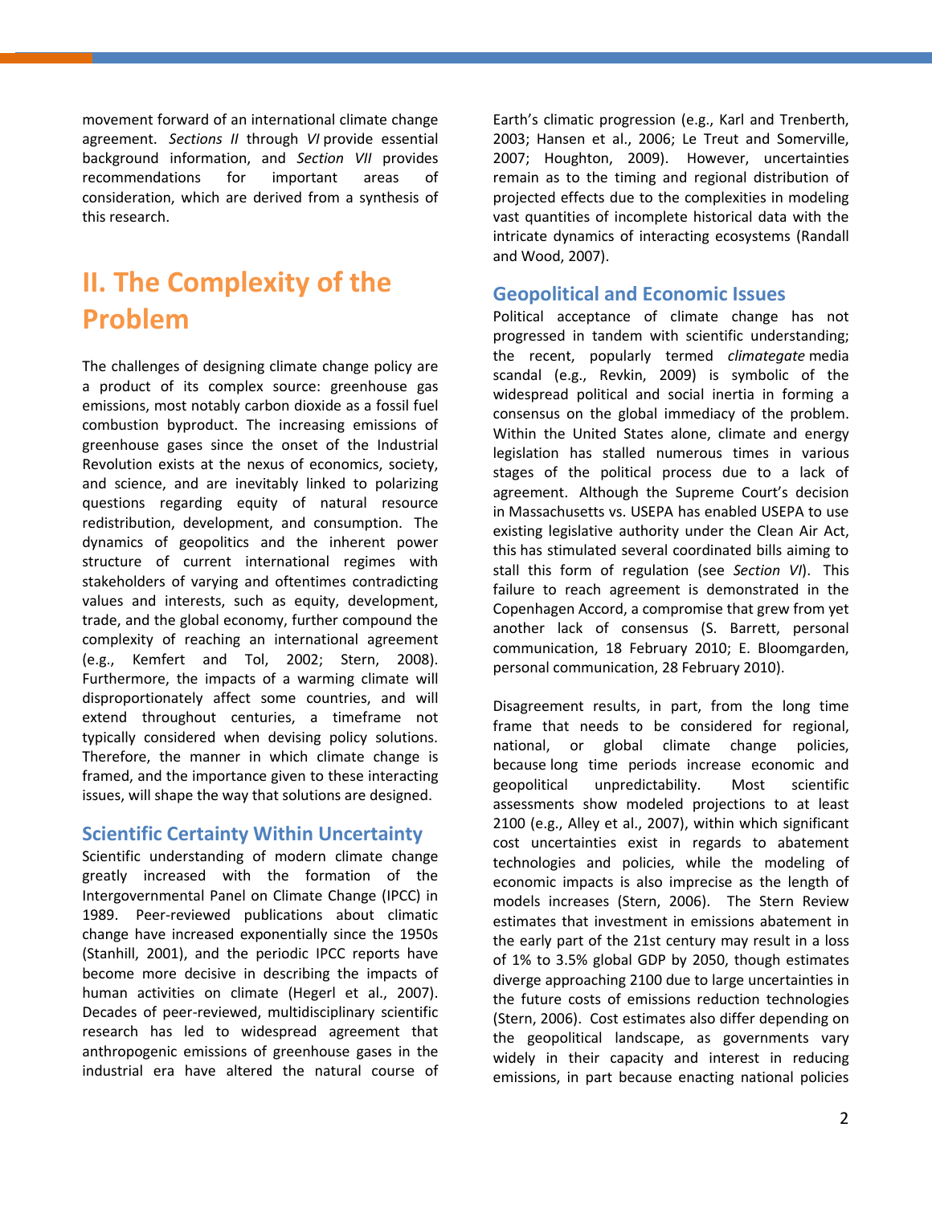movement forward of an international climate change agreement. *Sections II* through *VI* provide essential background information, and *Section VII* provides recommendations for important areas of consideration, which are derived from a synthesis of this research.

## II. The Complexity of the Problem

The challenges of designing climate change policy are a product of its complex source: greenhouse gas emissions, most notably carbon dioxide as a fossil fuel combustion byproduct. The increasing emissions of greenhouse gases since the onset of the Industrial Revolution exists at the nexus of economics, society, and science, and are inevitably linked to polarizing questions regarding equity of natural resource redistribution, development, and consumption. The dynamics of geopolitics and the inherent power structure of current international regimes with stakeholders of varying and oftentimes contradicting values and interests, such as equity, development, trade, and the global economy, further compound the complexity of reaching an international agreement (e.g., Kemfert and Tol, 2002; Stern, 2008). Furthermore, the impacts of a warming climate will disproportionately affect some countries, and will extend throughout centuries, a timeframe not typically considered when devising policy solutions. Therefore, the manner in which climate change is framed, and the importance given to these interacting issues, will shape the way that solutions are designed.

### Scientific Certainty Within Uncertainty

Scientific understanding of modern climate change greatly increased with the formation of the Intergovernmental Panel on Climate Change (IPCC) in 1989. Peer-reviewed publications about climatic change have increased exponentially since the 1950s (Stanhill, 2001), and the periodic IPCC reports have become more decisive in describing the impacts of human activities on climate (Hegerl et al., 2007). Decades of peer-reviewed, multidisciplinary scientific research has led to widespread agreement that anthropogenic emissions of greenhouse gases in the industrial era have altered the natural course of Earth's climatic progression (e.g., Karl and Trenberth, 2003; Hansen et al., 2006; Le Treut and Somerville, 2007; Houghton, 2009). However, uncertainties remain as to the timing and regional distribution of projected effects due to the complexities in modeling vast quantities of incomplete historical data with the intricate dynamics of interacting ecosystems (Randall and Wood, 2007).

### Geopolitical and Economic Issues

Political acceptance of climate change has not progressed in tandem with scientific understanding; the recent, popularly termed *climategate* media scandal (e.g., Revkin, 2009) is symbolic of the widespread political and social inertia in forming a consensus on the global immediacy of the problem. Within the United States alone, climate and energy legislation has stalled numerous times in various stages of the political process due to a lack of agreement. Although the Supreme Court's decision in Massachusetts vs. USEPA has enabled USEPA to use existing legislative authority under the Clean Air Act, this has stimulated several coordinated bills aiming to stall this form of regulation (see *Section VI*). This failure to reach agreement is demonstrated in the Copenhagen Accord, a compromise that grew from yet another lack of consensus (S. Barrett, personal communication, 18 February 2010; E. Bloomgarden, personal communication, 28 February 2010).

Disagreement results, in part, from the long time frame that needs to be considered for regional, national, or global climate change policies, because long time periods increase economic and geopolitical unpredictability. Most scientific assessments show modeled projections to at least 2100 (e.g., Alley et al., 2007), within which significant cost uncertainties exist in regards to abatement technologies and policies, while the modeling of economic impacts is also imprecise as the length of models increases (Stern, 2006). The Stern Review estimates that investment in emissions abatement in the early part of the 21st century may result in a loss of 1% to 3.5% global GDP by 2050, though estimates diverge approaching 2100 due to large uncertainties in the future costs of emissions reduction technologies (Stern, 2006). Cost estimates also differ depending on the geopolitical landscape, as governments vary widely in their capacity and interest in reducing emissions, in part because enacting national policies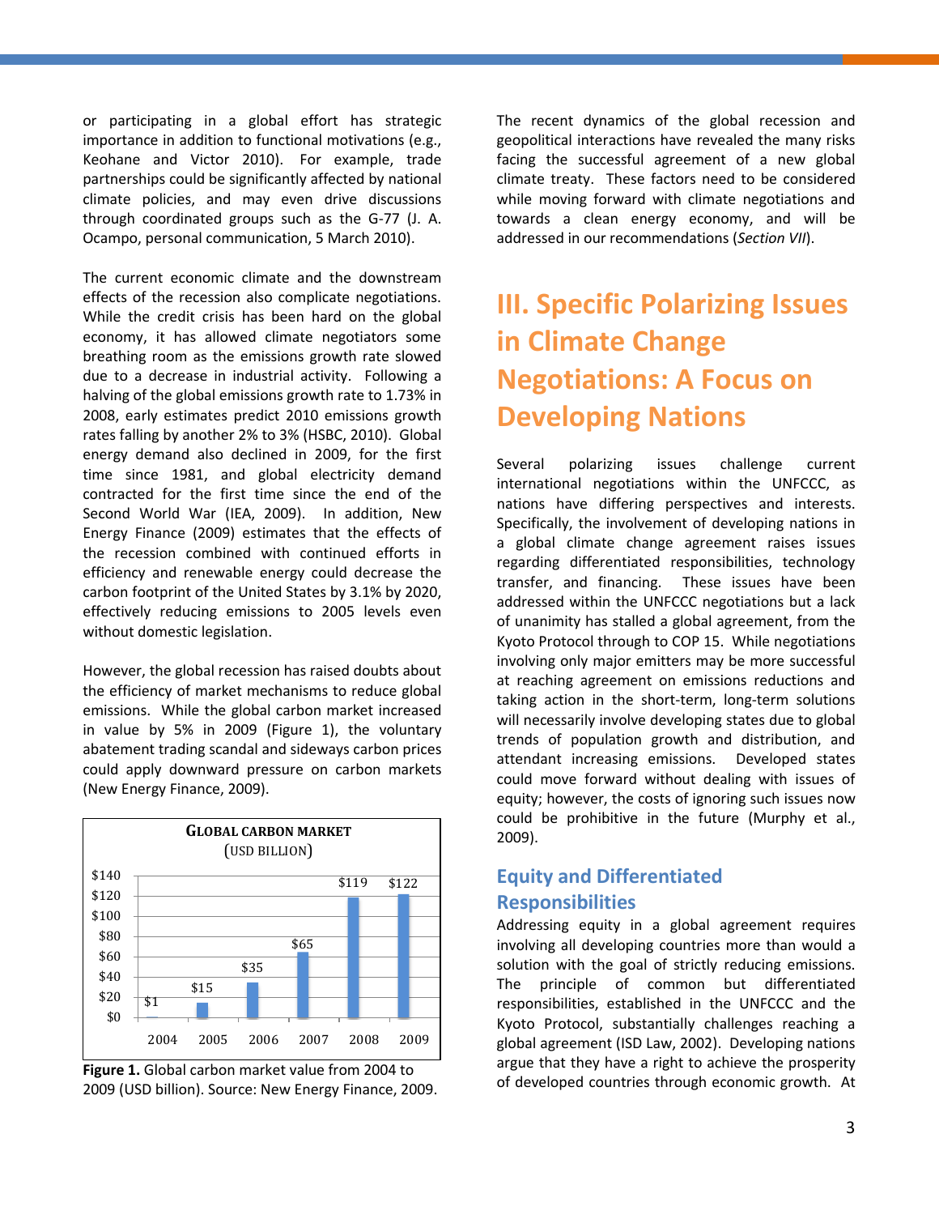or participating in a global effort has strategic importance in addition to functional motivations (e.g., Keohane and Victor 2010). For example, trade partnerships could be significantly affected by national climate policies, and may even drive discussions through coordinated groups such as the G-77 (J. A. Ocampo, personal communication, 5 March 2010).

The current economic climate and the downstream effects of the recession also complicate negotiations. While the credit crisis has been hard on the global economy, it has allowed climate negotiators some breathing room as the emissions growth rate slowed due to a decrease in industrial activity. Following a halving of the global emissions growth rate to 1.73% in 2008, early estimates predict 2010 emissions growth rates falling by another 2% to 3% (HSBC, 2010). Global energy demand also declined in 2009, for the first time since 1981, and global electricity demand contracted for the first time since the end of the Second World War (IEA, 2009). In addition, New Energy Finance (2009) estimates that the effects of the recession combined with continued efforts in efficiency and renewable energy could decrease the carbon footprint of the United States by 3.1% by 2020, effectively reducing emissions to 2005 levels even without domestic legislation.

However, the global recession has raised doubts about the efficiency of market mechanisms to reduce global emissions. While the global carbon market increased in value by 5% in 2009 (Figure 1), the voluntary abatement trading scandal and sideways carbon prices could apply downward pressure on carbon markets (New Energy Finance, 2009).

**GLOBAL CARBON MARKET**
(USD BILLION)

| Year | Value (USD billion) |
|---|---|
| 2004 | $1 |
| 2005 | $15 |
| 2006 | $35 |
| 2007 | $65 |
| 2008 | $119 |
| 2009 | $122 |

**Figure 1.** Global carbon market value from 2004 to 2009 (USD billion). Source: New Energy Finance, 2009.

The recent dynamics of the global recession and geopolitical interactions have revealed the many risks facing the successful agreement of a new global climate treaty. These factors need to be considered while moving forward with climate negotiations and towards a clean energy economy, and will be addressed in our recommendations (*Section VII*).

# III. Specific Polarizing Issues in Climate Change Negotiations: A Focus on Developing Nations

Several polarizing issues challenge current international negotiations within the UNFCCC, as nations have differing perspectives and interests. Specifically, the involvement of developing nations in a global climate change agreement raises issues regarding differentiated responsibilities, technology transfer, and financing. These issues have been addressed within the UNFCCC negotiations but a lack of unanimity has stalled a global agreement, from the Kyoto Protocol through to COP 15. While negotiations involving only major emitters may be more successful at reaching agreement on emissions reductions and taking action in the short-term, long-term solutions will necessarily involve developing states due to global trends of population growth and distribution, and attendant increasing emissions. Developed states could move forward without dealing with issues of equity; however, the costs of ignoring such issues now could be prohibitive in the future (Murphy et al., 2009).

## Equity and Differentiated Responsibilities

Addressing equity in a global agreement requires involving all developing countries more than would a solution with the goal of strictly reducing emissions. The principle of common but differentiated responsibilities, established in the UNFCCC and the Kyoto Protocol, substantially challenges reaching a global agreement (ISD Law, 2002). Developing nations argue that they have a right to achieve the prosperity of developed countries through economic growth. At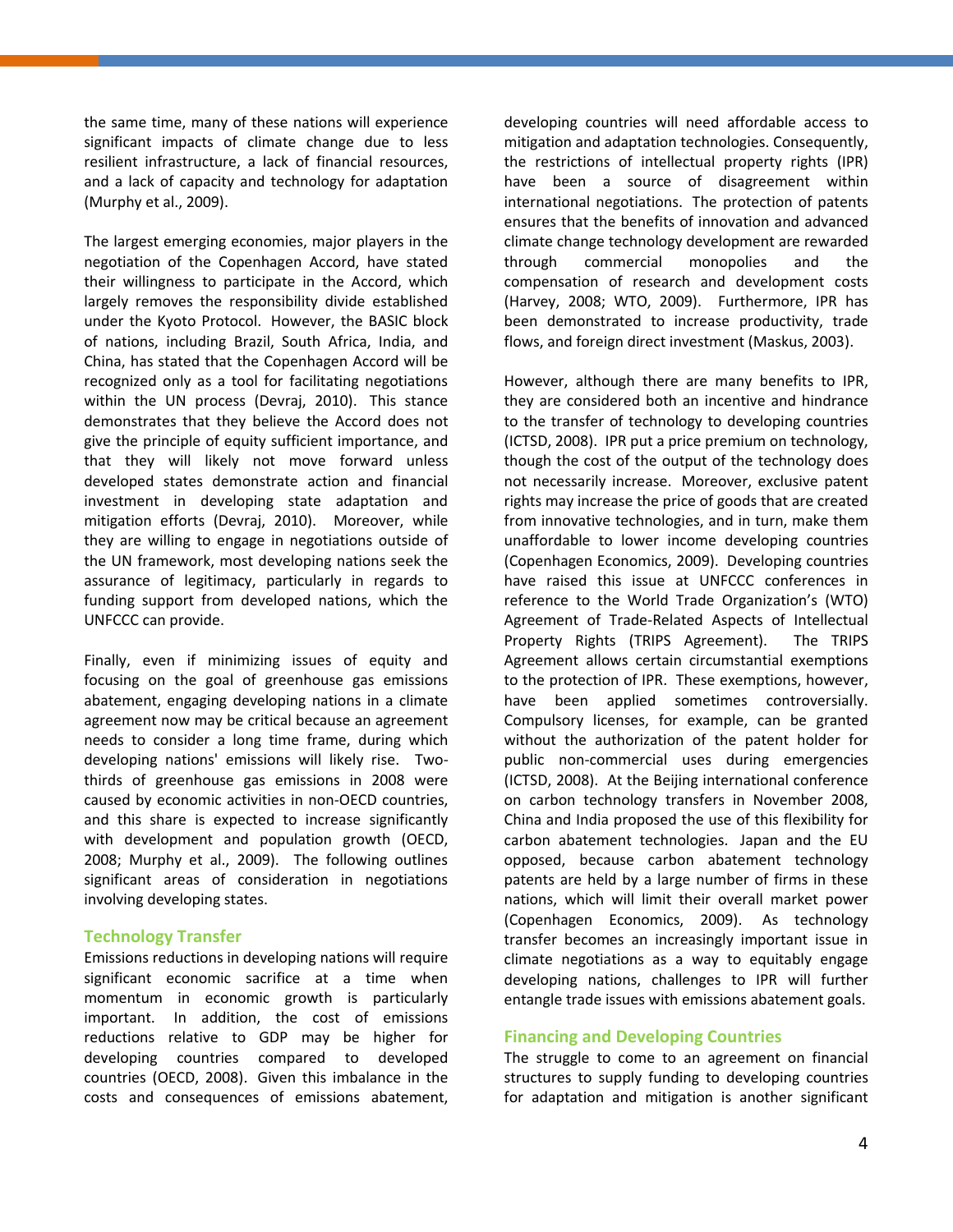the same time, many of these nations will experience significant impacts of climate change due to less resilient infrastructure, a lack of financial resources, and a lack of capacity and technology for adaptation (Murphy et al., 2009).

The largest emerging economies, major players in the negotiation of the Copenhagen Accord, have stated their willingness to participate in the Accord, which largely removes the responsibility divide established under the Kyoto Protocol. However, the BASIC block of nations, including Brazil, South Africa, India, and China, has stated that the Copenhagen Accord will be recognized only as a tool for facilitating negotiations within the UN process (Devraj, 2010). This stance demonstrates that they believe the Accord does not give the principle of equity sufficient importance, and that they will likely not move forward unless developed states demonstrate action and financial investment in developing state adaptation and mitigation efforts (Devraj, 2010). Moreover, while they are willing to engage in negotiations outside of the UN framework, most developing nations seek the assurance of legitimacy, particularly in regards to funding support from developed nations, which the UNFCCC can provide.

Finally, even if minimizing issues of equity and focusing on the goal of greenhouse gas emissions abatement, engaging developing nations in a climate agreement now may be critical because an agreement needs to consider a long time frame, during which developing nations' emissions will likely rise. Two-thirds of greenhouse gas emissions in 2008 were caused by economic activities in non-OECD countries, and this share is expected to increase significantly with development and population growth (OECD, 2008; Murphy et al., 2009). The following outlines significant areas of consideration in negotiations involving developing states.

### Technology Transfer

Emissions reductions in developing nations will require significant economic sacrifice at a time when momentum in economic growth is particularly important. In addition, the cost of emissions reductions relative to GDP may be higher for developing countries compared to developed countries (OECD, 2008). Given this imbalance in the costs and consequences of emissions abatement, developing countries will need affordable access to mitigation and adaptation technologies. Consequently, the restrictions of intellectual property rights (IPR) have been a source of disagreement within international negotiations. The protection of patents ensures that the benefits of innovation and advanced climate change technology development are rewarded through commercial monopolies and the compensation of research and development costs (Harvey, 2008; WTO, 2009). Furthermore, IPR has been demonstrated to increase productivity, trade flows, and foreign direct investment (Maskus, 2003).

However, although there are many benefits to IPR, they are considered both an incentive and hindrance to the transfer of technology to developing countries (ICTSD, 2008). IPR put a price premium on technology, though the cost of the output of the technology does not necessarily increase. Moreover, exclusive patent rights may increase the price of goods that are created from innovative technologies, and in turn, make them unaffordable to lower income developing countries (Copenhagen Economics, 2009). Developing countries have raised this issue at UNFCCC conferences in reference to the World Trade Organization's (WTO) Agreement of Trade-Related Aspects of Intellectual Property Rights (TRIPS Agreement). The TRIPS Agreement allows certain circumstantial exemptions to the protection of IPR. These exemptions, however, have been applied sometimes controversially. Compulsory licenses, for example, can be granted without the authorization of the patent holder for public non-commercial uses during emergencies (ICTSD, 2008). At the Beijing international conference on carbon technology transfers in November 2008, China and India proposed the use of this flexibility for carbon abatement technologies. Japan and the EU opposed, because carbon abatement technology patents are held by a large number of firms in these nations, which will limit their overall market power (Copenhagen Economics, 2009). As technology transfer becomes an increasingly important issue in climate negotiations as a way to equitably engage developing nations, challenges to IPR will further entangle trade issues with emissions abatement goals.

### Financing and Developing Countries

The struggle to come to an agreement on financial structures to supply funding to developing countries for adaptation and mitigation is another significant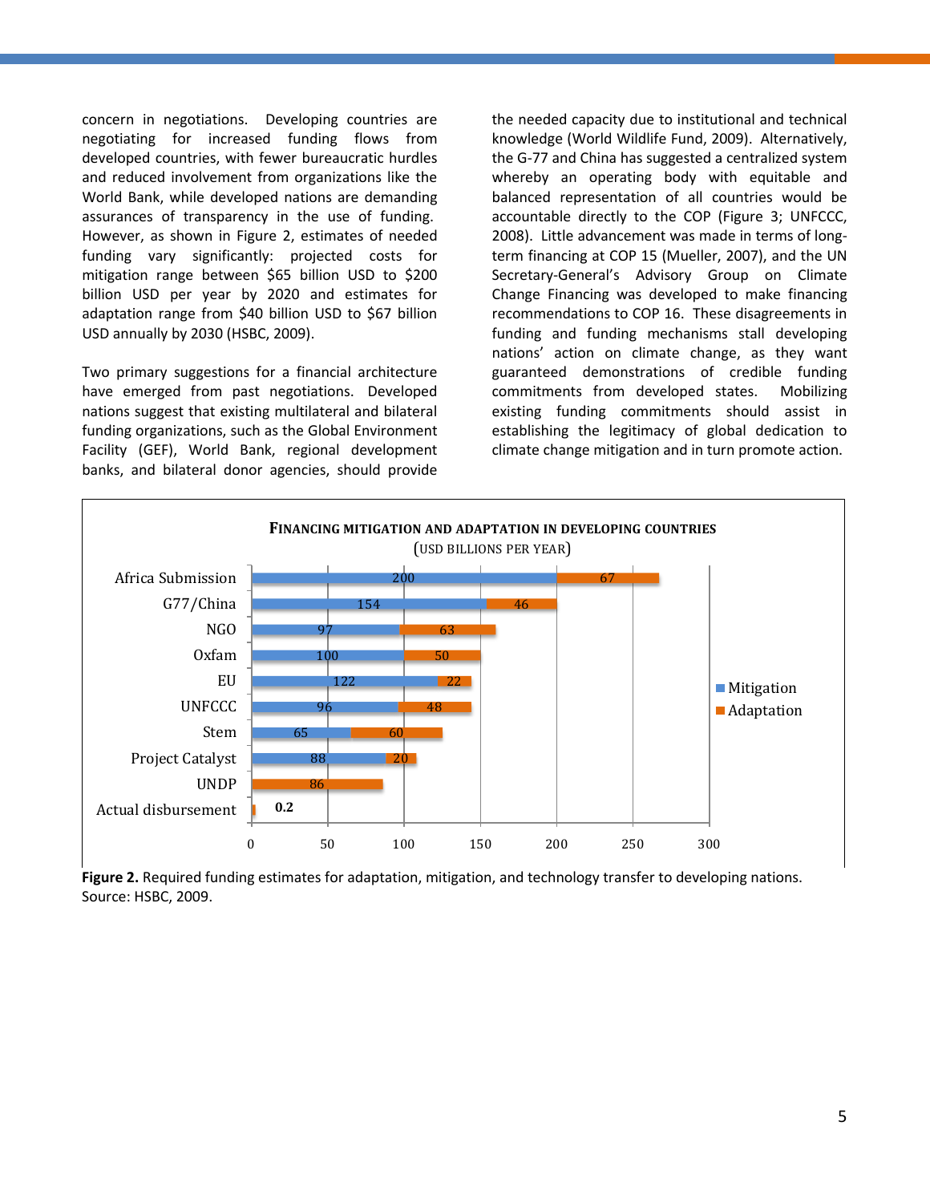concern in negotiations. Developing countries are negotiating for increased funding flows from developed countries, with fewer bureaucratic hurdles and reduced involvement from organizations like the World Bank, while developed nations are demanding assurances of transparency in the use of funding. However, as shown in Figure 2, estimates of needed funding vary significantly: projected costs for mitigation range between $65 billion USD to $200 billion USD per year by 2020 and estimates for adaptation range from $40 billion USD to $67 billion USD annually by 2030 (HSBC, 2009).

Two primary suggestions for a financial architecture have emerged from past negotiations. Developed nations suggest that existing multilateral and bilateral funding organizations, such as the Global Environment Facility (GEF), World Bank, regional development banks, and bilateral donor agencies, should provide the needed capacity due to institutional and technical knowledge (World Wildlife Fund, 2009). Alternatively, the G-77 and China has suggested a centralized system whereby an operating body with equitable and balanced representation of all countries would be accountable directly to the COP (Figure 3; UNFCCC, 2008). Little advancement was made in terms of long-term financing at COP 15 (Mueller, 2007), and the UN Secretary-General's Advisory Group on Climate Change Financing was developed to make financing recommendations to COP 16. These disagreements in funding and funding mechanisms stall developing nations' action on climate change, as they want guaranteed demonstrations of credible funding commitments from developed states. Mobilizing existing funding commitments should assist in establishing the legitimacy of global dedication to climate change mitigation and in turn promote action.

**FINANCING MITIGATION AND ADAPTATION IN DEVELOPING COUNTRIES**
(USD BILLIONS PER YEAR)

| Source | Mitigation | Adaptation |
|---|---|---|
| Africa Submission | 200 | 67 |
| G77/China | 154 | 46 |
| NGO | 97 | 63 |
| Oxfam | 100 | 50 |
| EU | 122 | 22 |
| UNFCCC | 96 | 48 |
| Stem | 65 | 60 |
| Project Catalyst | 88 | 20 |
| UNDP | | 86 |
| Actual disbursement | | 0.2 |

**Figure 2.** Required funding estimates for adaptation, mitigation, and technology transfer to developing nations. Source: HSBC, 2009.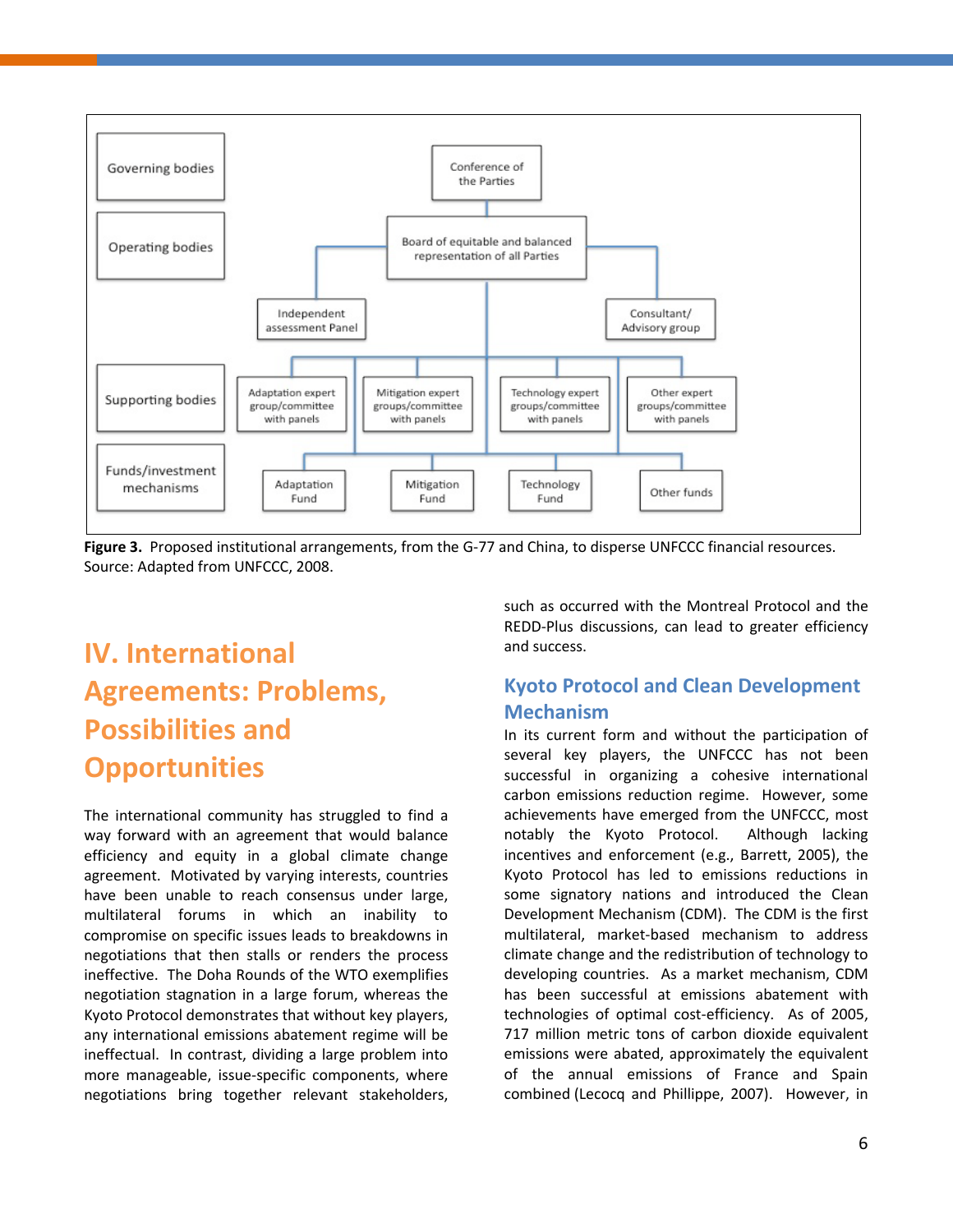Governing bodies

Operating bodies

Supporting bodies

Funds/investment mechanisms

Conference of the Parties

Board of equitable and balanced representation of all Parties

Independent assessment Panel

Consultant/ Advisory group

Adaptation expert group/committee with panels

Mitigation expert groups/committee with panels

Technology expert groups/committee with panels

Other expert groups/committee with panels

Adaptation Fund

Mitigation Fund

Technology Fund

Other funds

**Figure 3.** Proposed institutional arrangements, from the G-77 and China, to disperse UNFCCC financial resources. Source: Adapted from UNFCCC, 2008.

# IV. International Agreements: Problems, Possibilities and Opportunities

The international community has struggled to find a way forward with an agreement that would balance efficiency and equity in a global climate change agreement. Motivated by varying interests, countries have been unable to reach consensus under large, multilateral forums in which an inability to compromise on specific issues leads to breakdowns in negotiations that then stalls or renders the process ineffective. The Doha Rounds of the WTO exemplifies negotiation stagnation in a large forum, whereas the Kyoto Protocol demonstrates that without key players, any international emissions abatement regime will be ineffectual. In contrast, dividing a large problem into more manageable, issue-specific components, where negotiations bring together relevant stakeholders, such as occurred with the Montreal Protocol and the REDD-Plus discussions, can lead to greater efficiency and success.

## Kyoto Protocol and Clean Development Mechanism

In its current form and without the participation of several key players, the UNFCCC has not been successful in organizing a cohesive international carbon emissions reduction regime. However, some achievements have emerged from the UNFCCC, most notably the Kyoto Protocol. Although lacking incentives and enforcement (e.g., Barrett, 2005), the Kyoto Protocol has led to emissions reductions in some signatory nations and introduced the Clean Development Mechanism (CDM). The CDM is the first multilateral, market-based mechanism to address climate change and the redistribution of technology to developing countries. As a market mechanism, CDM has been successful at emissions abatement with technologies of optimal cost-efficiency. As of 2005, 717 million metric tons of carbon dioxide equivalent emissions were abated, approximately the equivalent of the annual emissions of France and Spain combined (Lecocq and Phillippe, 2007). However, in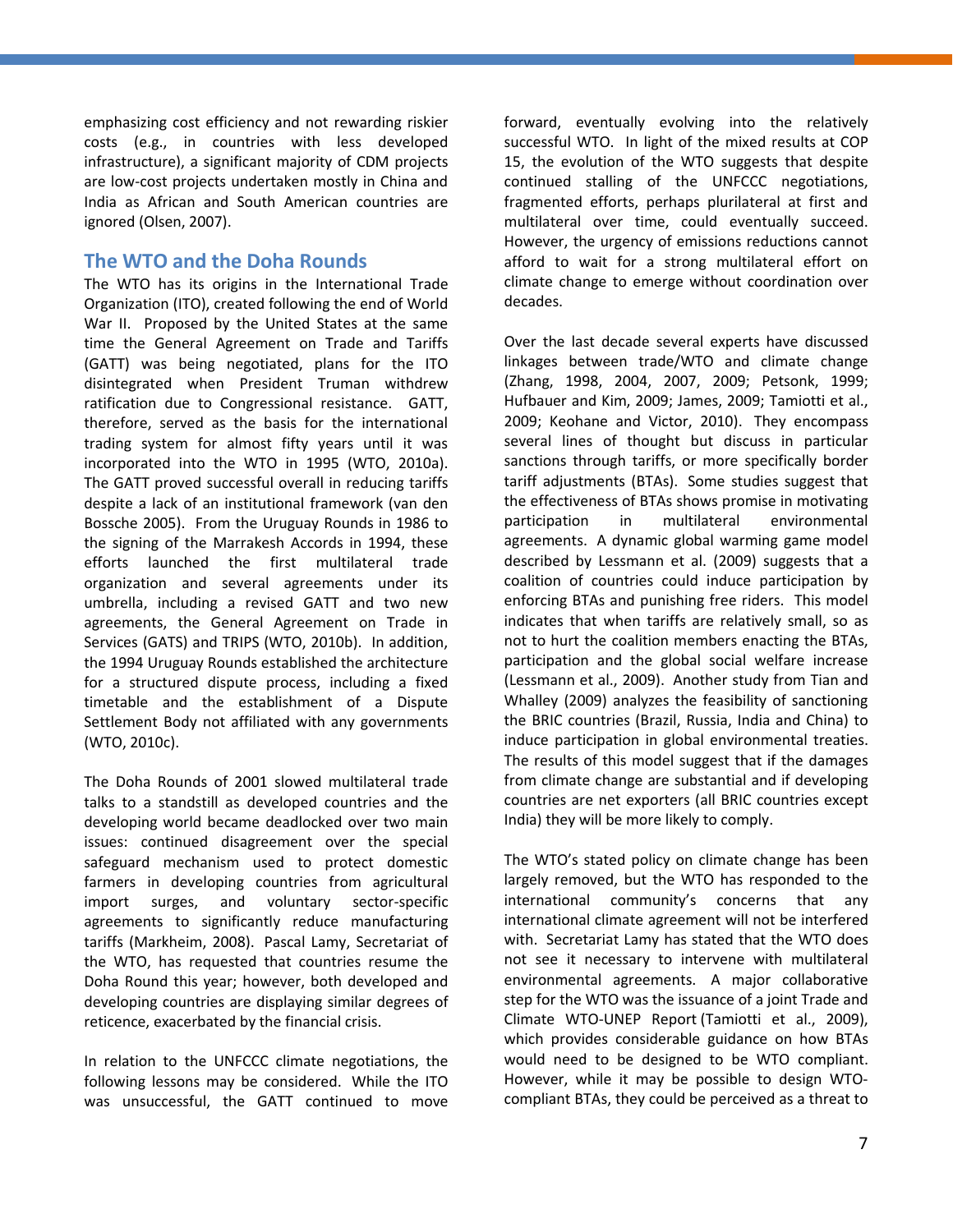emphasizing cost efficiency and not rewarding riskier costs (e.g., in countries with less developed infrastructure), a significant majority of CDM projects are low-cost projects undertaken mostly in China and India as African and South American countries are ignored (Olsen, 2007).

## The WTO and the Doha Rounds

The WTO has its origins in the International Trade Organization (ITO), created following the end of World War II. Proposed by the United States at the same time the General Agreement on Tariffs and Trade (GATT) was being negotiated, plans for the ITO disintegrated when President Truman withdrew ratification due to Congressional resistance. GATT, therefore, served as the basis for the international trading system for almost fifty years until it was incorporated into the WTO in 1995 (WTO, 2010a). The GATT proved successful overall in reducing tariffs despite a lack of an institutional framework (van den Bossche 2005). From the Uruguay Rounds in 1986 to the signing of the Marrakesh Accords in 1994, these efforts launched the first multilateral trade organization and several agreements under its umbrella, including a revised GATT and two new agreements, the General Agreement on Trade in Services (GATS) and TRIPS (WTO, 2010b). In addition, the 1994 Uruguay Rounds established the architecture for a structured dispute process, including a fixed timetable and the establishment of a Dispute Settlement Body not affiliated with any governments (WTO, 2010c).

The Doha Rounds of 2001 slowed multilateral trade talks to a standstill as developed countries and the developing world became deadlocked over two main issues: continued disagreement over the special safeguard mechanism used to protect domestic farmers in developing countries from agricultural import surges, and voluntary sector-specific agreements to significantly reduce manufacturing tariffs (Markheim, 2008). Pascal Lamy, Secretariat of the WTO, has requested that countries resume the Doha Round this year; however, both developed and developing countries are displaying similar degrees of reticence, exacerbated by the financial crisis.

In relation to the UNFCCC climate negotiations, the following lessons may be considered. While the ITO was unsuccessful, the GATT continued to move forward, eventually evolving into the relatively successful WTO. In light of the mixed results at COP 15, the evolution of the WTO suggests that despite continued stalling of the UNFCCC negotiations, fragmented efforts, perhaps plurilateral at first and multilateral over time, could eventually succeed. However, the urgency of emissions reductions cannot afford to wait for a strong multilateral effort on climate change to emerge without coordination over decades.

Over the last decade several experts have discussed linkages between trade/WTO and climate change (Zhang, 1998, 2004, 2007, 2009; Petsonk, 1999; Hufbauer and Kim, 2009; James, 2009; Tamiotti et al., 2009; Keohane and Victor, 2010). They encompass several lines of thought but discuss in particular sanctions through tariffs, or more specifically border tariff adjustments (BTAs). Some studies suggest that the effectiveness of BTAs shows promise in motivating participation in multilateral environmental agreements. A dynamic global warming game model described by Lessmann et al. (2009) suggests that a coalition of countries could induce participation by enforcing BTAs and punishing free riders. This model indicates that when tariffs are relatively small, so as not to hurt the coalition members enacting the BTAs, participation and the global social welfare increase (Lessmann et al., 2009). Another study from Tian and Whalley (2009) analyzes the feasibility of sanctioning the BRIC countries (Brazil, Russia, India and China) to induce participation in global environmental treaties. The results of this model suggest that if the damages from climate change are substantial and if developing countries are net exporters (all BRIC countries except India) they will be more likely to comply.

The WTO's stated policy on climate change has been largely removed, but the WTO has responded to the international community's concerns that any international climate agreement will not be interfered with. Secretariat Lamy has stated that the WTO does not see it necessary to intervene with multilateral environmental agreements. A major collaborative step for the WTO was the issuance of a joint Trade and Climate WTO-UNEP Report (Tamiotti et al., 2009), which provides considerable guidance on how BTAs would need to be designed to be WTO compliant. However, while it may be possible to design WTO-compliant BTAs, they could be perceived as a threat to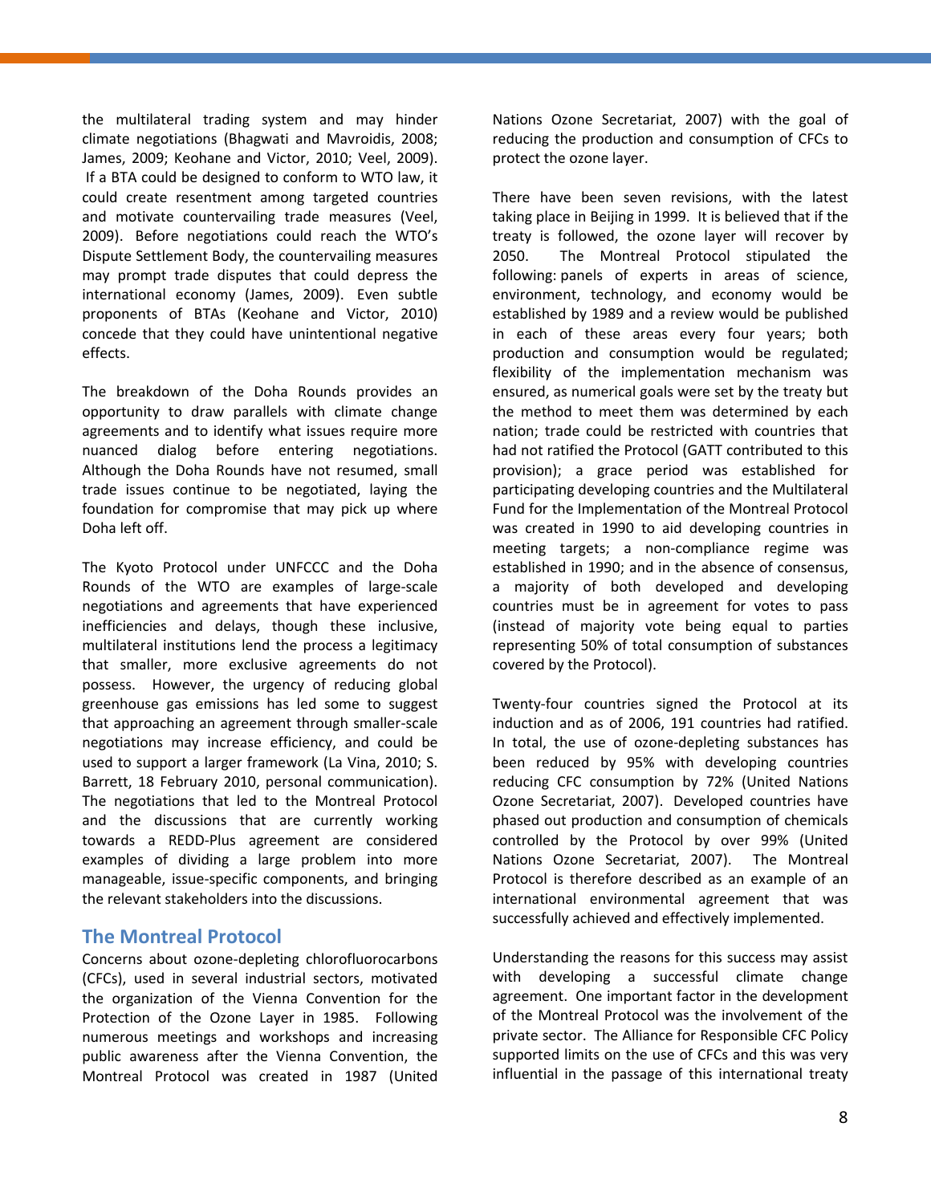the multilateral trading system and may hinder climate negotiations (Bhagwati and Mavroidis, 2008; James, 2009; Keohane and Victor, 2010; Veel, 2009). If a BTA could be designed to conform to WTO law, it could create resentment among targeted countries and motivate countervailing trade measures (Veel, 2009). Before negotiations could reach the WTO's Dispute Settlement Body, the countervailing measures may prompt trade disputes that could depress the international economy (James, 2009). Even subtle proponents of BTAs (Keohane and Victor, 2010) concede that they could have unintentional negative effects.

The breakdown of the Doha Rounds provides an opportunity to draw parallels with climate change agreements and to identify what issues require more nuanced dialog before entering negotiations. Although the Doha Rounds have not resumed, small trade issues continue to be negotiated, laying the foundation for compromise that may pick up where Doha left off.

The Kyoto Protocol under UNFCCC and the Doha Rounds of the WTO are examples of large-scale negotiations and agreements that have experienced inefficiencies and delays, though these inclusive, multilateral institutions lend the process a legitimacy that smaller, more exclusive agreements do not possess. However, the urgency of reducing global greenhouse gas emissions has led some to suggest that approaching an agreement through smaller-scale negotiations may increase efficiency, and could be used to support a larger framework (La Vina, 2010; S. Barrett, 18 February 2010, personal communication). The negotiations that led to the Montreal Protocol and the discussions that are currently working towards a REDD-Plus agreement are considered examples of dividing a large problem into more manageable, issue-specific components, and bringing the relevant stakeholders into the discussions.

## The Montreal Protocol

Concerns about ozone-depleting chlorofluorocarbons (CFCs), used in several industrial sectors, motivated the organization of the Vienna Convention for the Protection of the Ozone Layer in 1985. Following numerous meetings and workshops and increasing public awareness after the Vienna Convention, the Montreal Protocol was created in 1987 (United Nations Ozone Secretariat, 2007) with the goal of reducing the production and consumption of CFCs to protect the ozone layer.

There have been seven revisions, with the latest taking place in Beijing in 1999. It is believed that if the treaty is followed, the ozone layer will recover by 2050. The Montreal Protocol stipulated the following: panels of experts in areas of science, environment, technology, and economy would be established by 1989 and a review would be published in each of these areas every four years; both production and consumption would be regulated; flexibility of the implementation mechanism was ensured, as numerical goals were set by the treaty but the method to meet them was determined by each nation; trade could be restricted with countries that had not ratified the Protocol (GATT contributed to this provision); a grace period was established for participating developing countries and the Multilateral Fund for the Implementation of the Montreal Protocol was created in 1990 to aid developing countries in meeting targets; a non-compliance regime was established in 1990; and in the absence of consensus, a majority of both developed and developing countries must be in agreement for votes to pass (instead of majority vote being equal to parties representing 50% of total consumption of substances covered by the Protocol).

Twenty-four countries signed the Protocol at its induction and as of 2006, 191 countries had ratified. In total, the use of ozone-depleting substances has been reduced by 95% with developing countries reducing CFC consumption by 72% (United Nations Ozone Secretariat, 2007). Developed countries have phased out production and consumption of chemicals controlled by the Protocol by over 99% (United Nations Ozone Secretariat, 2007). The Montreal Protocol is therefore described as an example of an international environmental agreement that was successfully achieved and effectively implemented.

Understanding the reasons for this success may assist with developing a successful climate change agreement. One important factor in the development of the Montreal Protocol was the involvement of the private sector. The Alliance for Responsible CFC Policy supported limits on the use of CFCs and this was very influential in the passage of this international treaty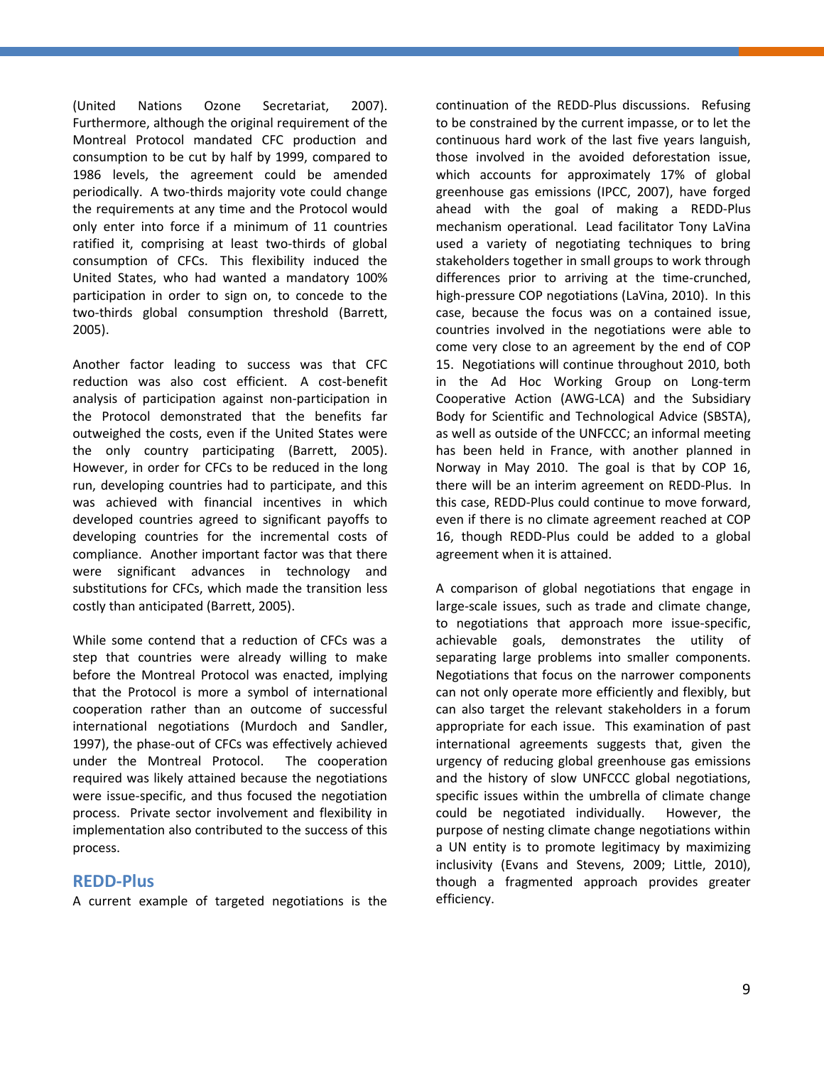(United Nations Ozone Secretariat, 2007). Furthermore, although the original requirement of the Montreal Protocol mandated CFC production and consumption to be cut by half by 1999, compared to 1986 levels, the agreement could be amended periodically. A two-thirds majority vote could change the requirements at any time and the Protocol would only enter into force if a minimum of 11 countries ratified it, comprising at least two-thirds of global consumption of CFCs. This flexibility induced the United States, who had wanted a mandatory 100% participation in order to sign on, to concede to the two-thirds global consumption threshold (Barrett, 2005).

Another factor leading to success was that CFC reduction was also cost efficient. A cost-benefit analysis of participation against non-participation in the Protocol demonstrated that the benefits far outweighed the costs, even if the United States were the only country participating (Barrett, 2005). However, in order for CFCs to be reduced in the long run, developing countries had to participate, and this was achieved with financial incentives in which developed countries agreed to significant payoffs to developing countries for the incremental costs of compliance. Another important factor was that there were significant advances in technology and substitutions for CFCs, which made the transition less costly than anticipated (Barrett, 2005).

While some contend that a reduction of CFCs was a step that countries were already willing to make before the Montreal Protocol was enacted, implying that the Protocol is more a symbol of international cooperation rather than an outcome of successful international negotiations (Murdoch and Sandler, 1997), the phase-out of CFCs was effectively achieved under the Montreal Protocol. The cooperation required was likely attained because the negotiations were issue-specific, and thus focused the negotiation process. Private sector involvement and flexibility in implementation also contributed to the success of this process.

## REDD-Plus

A current example of targeted negotiations is the continuation of the REDD-Plus discussions. Refusing to be constrained by the current impasse, or to let the continuous hard work of the last five years languish, those involved in the avoided deforestation issue, which accounts for approximately 17% of global greenhouse gas emissions (IPCC, 2007), have forged ahead with the goal of making a REDD-Plus mechanism operational. Lead facilitator Tony LaVina used a variety of negotiating techniques to bring stakeholders together in small groups to work through differences prior to arriving at the time-crunched, high-pressure COP negotiations (LaVina, 2010). In this case, because the focus was on a contained issue, countries involved in the negotiations were able to come very close to an agreement by the end of COP 15. Negotiations will continue throughout 2010, both in the Ad Hoc Working Group on Long-term Cooperative Action (AWG-LCA) and the Subsidiary Body for Scientific and Technological Advice (SBSTA), as well as outside of the UNFCCC; an informal meeting has been held in France, with another planned in Norway in May 2010. The goal is that by COP 16, there will be an interim agreement on REDD-Plus. In this case, REDD-Plus could continue to move forward, even if there is no climate agreement reached at COP 16, though REDD-Plus could be added to a global agreement when it is attained.

A comparison of global negotiations that engage in large-scale issues, such as trade and climate change, to negotiations that approach more issue-specific, achievable goals, demonstrates the utility of separating large problems into smaller components. Negotiations that focus on the narrower components can not only operate more efficiently and flexibly, but can also target the relevant stakeholders in a forum appropriate for each issue. This examination of past international agreements suggests that, given the urgency of reducing global greenhouse gas emissions and the history of slow UNFCCC global negotiations, specific issues within the umbrella of climate change could be negotiated individually. However, the purpose of nesting climate change negotiations within a UN entity is to promote legitimacy by maximizing inclusivity (Evans and Stevens, 2009; Little, 2010), though a fragmented approach provides greater efficiency.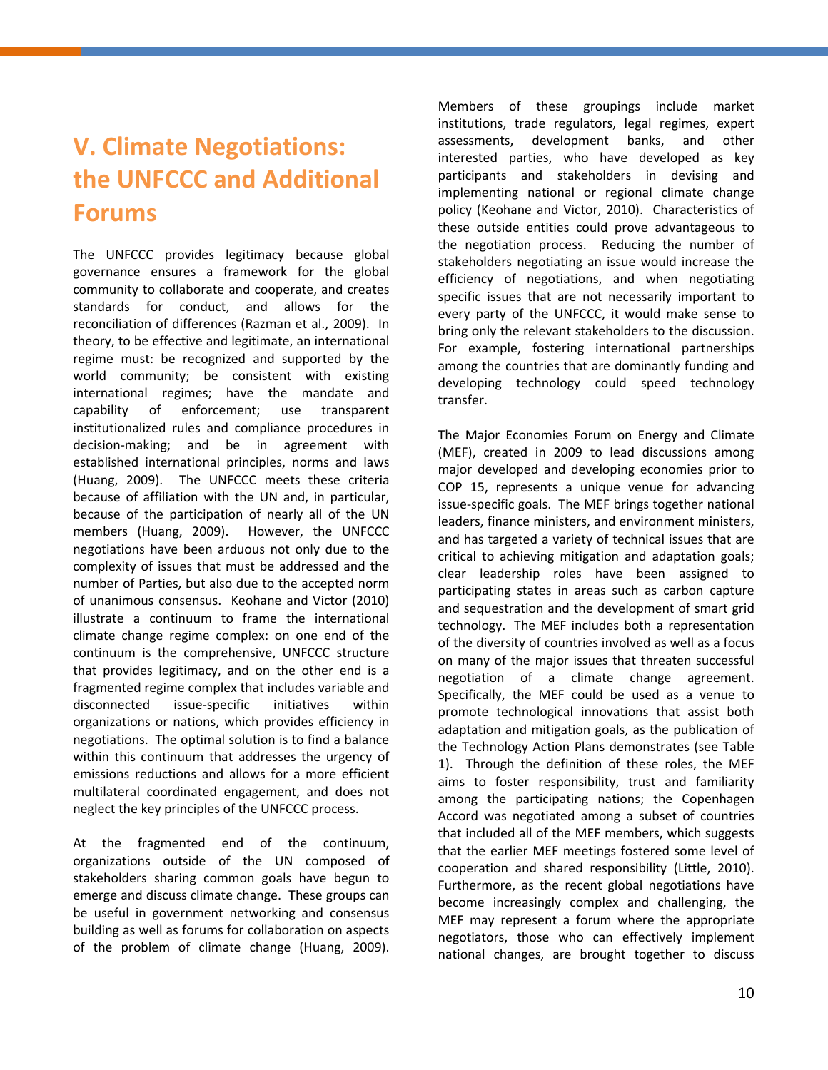# V. Climate Negotiations: the UNFCCC and Additional Forums

The UNFCCC provides legitimacy because global governance ensures a framework for the global community to collaborate and cooperate, and creates standards for conduct, and allows for the reconciliation of differences (Razman et al., 2009). In theory, to be effective and legitimate, an international regime must: be recognized and supported by the world community; be consistent with existing international regimes; have the mandate and capability of enforcement; use transparent institutionalized rules and compliance procedures in decision-making; and be in agreement with established international principles, norms and laws (Huang, 2009). The UNFCCC meets these criteria because of affiliation with the UN and, in particular, because of the participation of nearly all of the UN members (Huang, 2009). However, the UNFCCC negotiations have been arduous not only due to the complexity of issues that must be addressed and the number of Parties, but also due to the accepted norm of unanimous consensus. Keohane and Victor (2010) illustrate a continuum to frame the international climate change regime complex: on one end of the continuum is the comprehensive, UNFCCC structure that provides legitimacy, and on the other end is a fragmented regime complex that includes variable and disconnected issue-specific initiatives within organizations or nations, which provides efficiency in negotiations. The optimal solution is to find a balance within this continuum that addresses the urgency of emissions reductions and allows for a more efficient multilateral coordinated engagement, and does not neglect the key principles of the UNFCCC process.

At the fragmented end of the continuum, organizations outside of the UN composed of stakeholders sharing common goals have begun to emerge and discuss climate change. These groups can be useful in government networking and consensus building as well as forums for collaboration on aspects of the problem of climate change (Huang, 2009). Members of these groupings include market institutions, trade regulators, legal regimes, expert assessments, development banks, and other interested parties, who have developed as key participants and stakeholders in devising and implementing national or regional climate change policy (Keohane and Victor, 2010). Characteristics of these outside entities could prove advantageous to the negotiation process. Reducing the number of stakeholders negotiating an issue would increase the efficiency of negotiations, and when negotiating specific issues that are not necessarily important to every party of the UNFCCC, it would make sense to bring only the relevant stakeholders to the discussion. For example, fostering international partnerships among the countries that are dominantly funding and developing technology could speed technology transfer.

The Major Economies Forum on Energy and Climate (MEF), created in 2009 to lead discussions among major developed and developing economies prior to COP 15, represents a unique venue for advancing issue-specific goals. The MEF brings together national leaders, finance ministers, and environment ministers, and has targeted a variety of technical issues that are critical to achieving mitigation and adaptation goals; clear leadership roles have been assigned to participating states in areas such as carbon capture and sequestration and the development of smart grid technology. The MEF includes both a representation of the diversity of countries involved as well as a focus on many of the major issues that threaten successful negotiation of a climate change agreement. Specifically, the MEF could be used as a venue to promote technological innovations that assist both adaptation and mitigation goals, as the publication of the Technology Action Plans demonstrates (see Table 1). Through the definition of these roles, the MEF aims to foster responsibility, trust and familiarity among the participating nations; the Copenhagen Accord was negotiated among a subset of countries that included all of the MEF members, which suggests that the earlier MEF meetings fostered some level of cooperation and shared responsibility (Little, 2010). Furthermore, as the recent global negotiations have become increasingly complex and challenging, the MEF may represent a forum where the appropriate negotiators, those who can effectively implement national changes, are brought together to discuss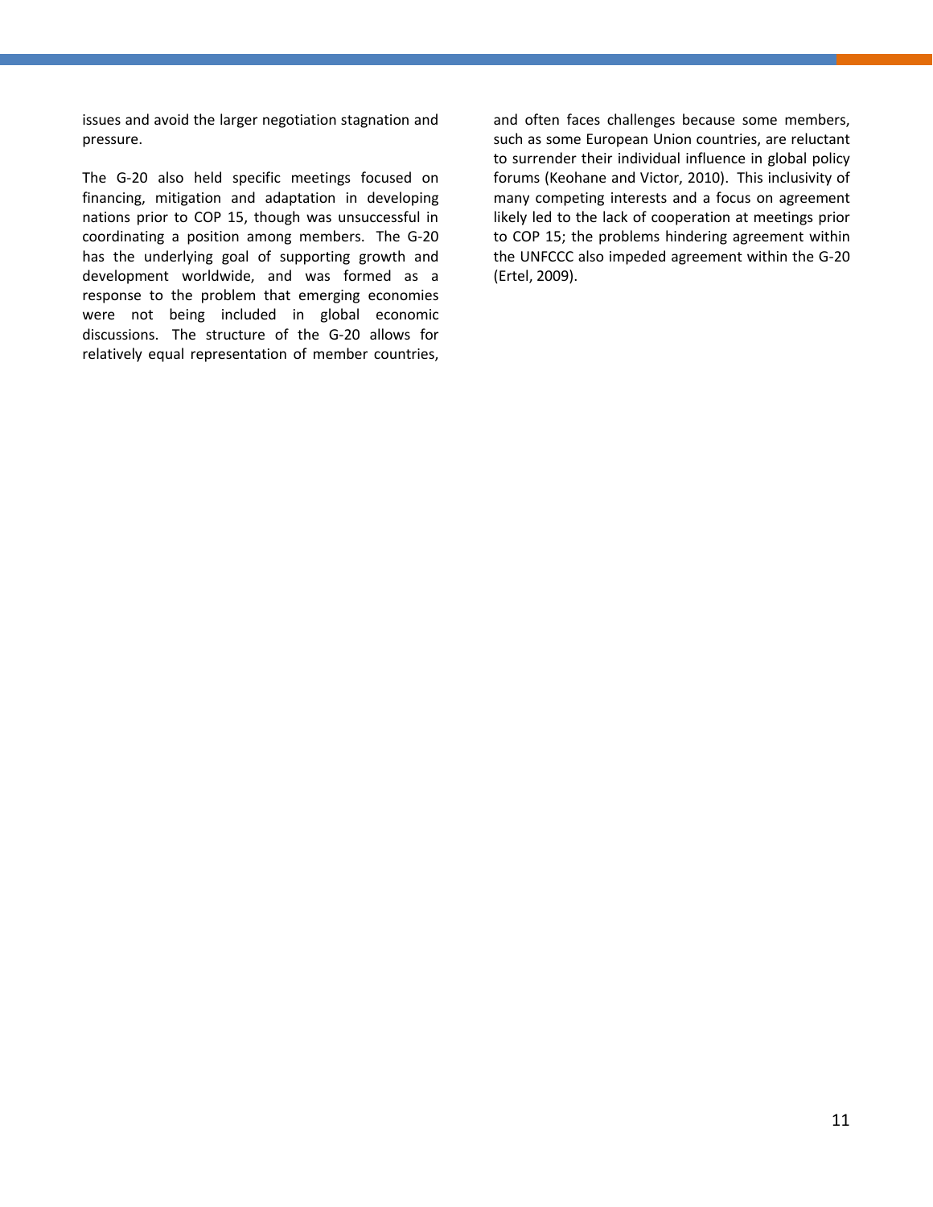issues and avoid the larger negotiation stagnation and pressure.

The G-20 also held specific meetings focused on financing, mitigation and adaptation in developing nations prior to COP 15, though was unsuccessful in coordinating a position among members. The G-20 has the underlying goal of supporting growth and development worldwide, and was formed as a response to the problem that emerging economies were not being included in global economic discussions. The structure of the G-20 allows for relatively equal representation of member countries, and often faces challenges because some members, such as some European Union countries, are reluctant to surrender their individual influence in global policy forums (Keohane and Victor, 2010). This inclusivity of many competing interests and a focus on agreement likely led to the lack of cooperation at meetings prior to COP 15; the problems hindering agreement within the UNFCCC also impeded agreement within the G-20 (Ertel, 2009).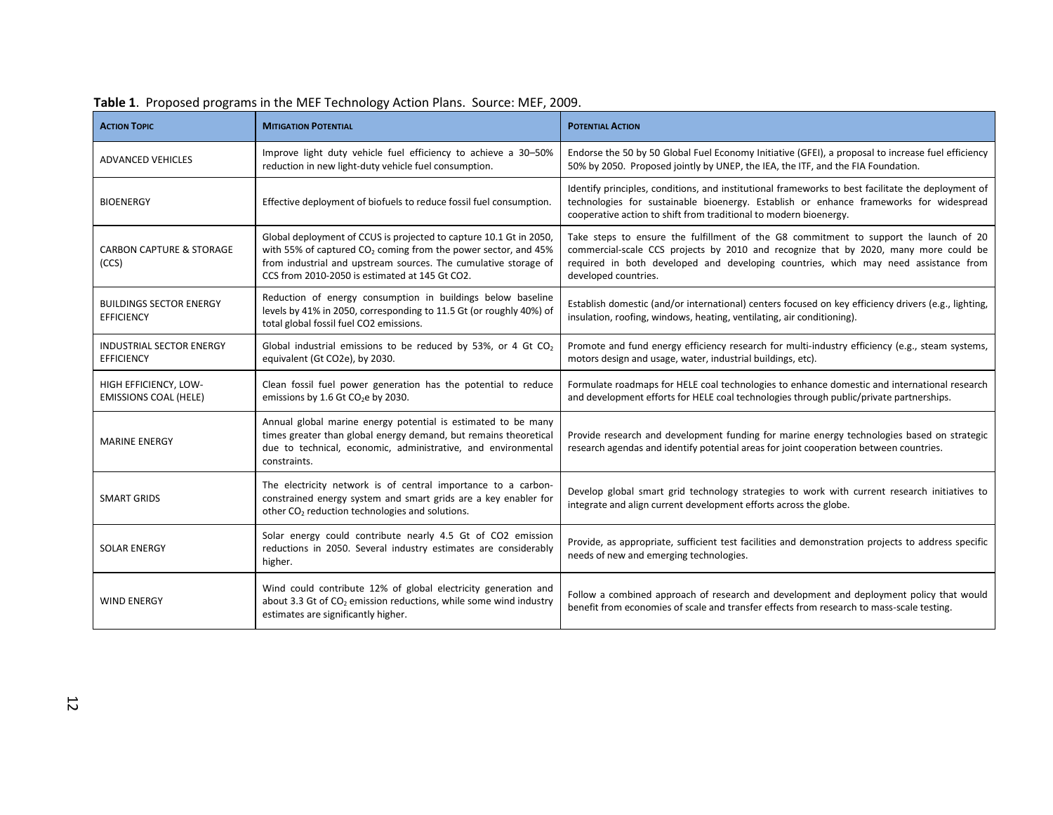**Table 1**. Proposed programs in the MEF Technology Action Plans. Source: MEF, 2009.

| ACTION TOPIC | MITIGATION POTENTIAL | POTENTIAL ACTION |
|---|---|---|
| ADVANCED VEHICLES | Improve light duty vehicle fuel efficiency to achieve a 30–50% reduction in new light-duty vehicle fuel consumption. | Endorse the 50 by 50 Global Fuel Economy Initiative (GFEI), a proposal to increase fuel efficiency 50% by 2050. Proposed jointly by UNEP, the IEA, the ITF, and the FIA Foundation. |
| BIOENERGY | Effective deployment of biofuels to reduce fossil fuel consumption. | Identify principles, conditions, and institutional frameworks to best facilitate the deployment of technologies for sustainable bioenergy. Establish or enhance frameworks for widespread cooperative action to shift from traditional to modern bioenergy. |
| CARBON CAPTURE & STORAGE (CCS) | Global deployment of CCUS is projected to capture 10.1 Gt in 2050, with 55% of captured $CO_2$ coming from the power sector, and 45% from industrial and upstream sources. The cumulative storage of CCS from 2010-2050 is estimated at 145 Gt CO2. | Take steps to ensure the fulfillment of the G8 commitment to support the launch of 20 commercial-scale CCS projects by 2010 and recognize that by 2020, many more could be required in both developed and developing countries, which may need assistance from developed countries. |
| BUILDINGS SECTOR ENERGY EFFICIENCY | Reduction of energy consumption in buildings below baseline levels by 41% in 2050, corresponding to 11.5 Gt (or roughly 40%) of total global fossil fuel CO2 emissions. | Establish domestic (and/or international) centers focused on key efficiency drivers (e.g., lighting, insulation, roofing, windows, heating, ventilating, air conditioning). |
| INDUSTRIAL SECTOR ENERGY EFFICIENCY | Global industrial emissions to be reduced by 53%, or 4 Gt $CO_2$ equivalent (Gt CO2e), by 2030. | Promote and fund energy efficiency research for multi-industry efficiency (e.g., steam systems, motors design and usage, water, industrial buildings, etc). |
| HIGH EFFICIENCY, LOW-EMISSIONS COAL (HELE) | Clean fossil fuel power generation has the potential to reduce emissions by 1.6 Gt $CO_2$e by 2030. | Formulate roadmaps for HELE coal technologies to enhance domestic and international research and development efforts for HELE coal technologies through public/private partnerships. |
| MARINE ENERGY | Annual global marine energy potential is estimated to be many times greater than global energy demand, but remains theoretical due to technical, economic, administrative, and environmental constraints. | Provide research and development funding for marine energy technologies based on strategic research agendas and identify potential areas for joint cooperation between countries. |
| SMART GRIDS | The electricity network is of central importance to a carbon-constrained energy system and smart grids are a key enabler for other $CO_2$ reduction technologies and solutions. | Develop global smart grid technology strategies to work with current research initiatives to integrate and align current development efforts across the globe. |
| SOLAR ENERGY | Solar energy could contribute nearly 4.5 Gt of CO2 emission reductions in 2050. Several industry estimates are considerably higher. | Provide, as appropriate, sufficient test facilities and demonstration projects to address specific needs of new and emerging technologies. |
| WIND ENERGY | Wind could contribute 12% of global electricity generation and about 3.3 Gt of $CO_2$ emission reductions, while some wind industry estimates are significantly higher. | Follow a combined approach of research and development and deployment policy that would benefit from economies of scale and transfer effects from research to mass-scale testing. |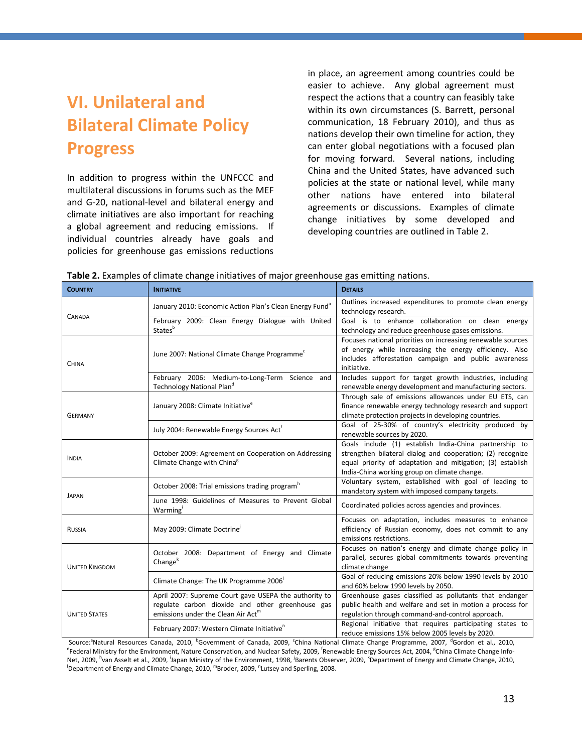## VI. Unilateral and Bilateral Climate Policy Progress

In addition to progress within the UNFCCC and multilateral discussions in forums such as the MEF and G-20, national-level and bilateral energy and climate initiatives are also important for reaching a global agreement and reducing emissions. If individual countries already have goals and policies for greenhouse gas emissions reductions in place, an agreement among countries could be easier to achieve. Any global agreement must respect the actions that a country can feasibly take within its own circumstances (S. Barrett, personal communication, 18 February 2010), and thus as nations develop their own timeline for action, they can enter global negotiations with a focused plan for moving forward. Several nations, including China and the United States, have advanced such policies at the state or national level, while many other nations have entered into bilateral agreements or discussions. Examples of climate change initiatives by some developed and developing countries are outlined in Table 2.

**Table 2.** Examples of climate change initiatives of major greenhouse gas emitting nations.

| Country | Initiative | Details |
|---|---|---|
| Canada | January 2010: Economic Action Plan's Clean Energy Fund[a] | Outlines increased expenditures to promote clean energy technology research. |
| | February 2009: Clean Energy Dialogue with United States[b] | Goal is to enhance collaboration on clean energy technology and reduce greenhouse gases emissions. |
| China | June 2007: National Climate Change Programme[c] | Focuses national priorities on increasing renewable sources of energy while increasing the energy efficiency. Also includes afforestation campaign and public awareness initiative. |
| | February 2006: Medium-to-Long-Term Science and Technology National Plan[d] | Includes support for target growth industries, including renewable energy development and manufacturing sectors. |
| Germany | January 2008: Climate Initiative[e] | Through sale of emissions allowances under EU ETS, can finance renewable energy technology research and support climate protection projects in developing countries. |
| | July 2004: Renewable Energy Sources Act[f] | Goal of 25-30% of country's electricity produced by renewable sources by 2020. |
| India | October 2009: Agreement on Cooperation on Addressing Climate Change with China[g] | Goals include (1) establish India-China partnership to strengthen bilateral dialog and cooperation; (2) recognize equal priority of adaptation and mitigation; (3) establish India-China working group on climate change. |
| Japan | October 2008: Trial emissions trading program[h] | Voluntary system, established with goal of leading to mandatory system with imposed company targets. |
| | June 1998: Guidelines of Measures to Prevent Global Warming[i] | Coordinated policies across agencies and provinces. |
| Russia | May 2009: Climate Doctrine[j] | Focuses on adaptation, includes measures to enhance efficiency of Russian economy, does not commit to any emissions restrictions. |
| United Kingdom | October 2008: Department of Energy and Climate Change[k] | Focuses on nation's energy and climate change policy in parallel, secures global commitments towards preventing climate change |
| | Climate Change: The UK Programme 2006[l] | Goal of reducing emissions 20% below 1990 levels by 2010 and 60% below 1990 levels by 2050. |
| United States | April 2007: Supreme Court gave USEPA the authority to regulate carbon dioxide and other greenhouse gas emissions under the Clean Air Act[m] | Greenhouse gases classified as pollutants that endanger public health and welfare and set in motion a process for regulation through command-and-control approach. |
| | February 2007: Western Climate Initiative[n] | Regional initiative that requires participating states to reduce emissions 15% below 2005 levels by 2020. |

Source:[a]Natural Resources Canada, 2010, [b]Government of Canada, 2009, [c]China National Climate Change Programme, 2007, [d]Gordon et al., 2010, [e]Federal Ministry for the Environment, Nature Conservation, and Nuclear Safety, 2009, [f]Renewable Energy Sources Act, 2004, [g]China Climate Change Info-Net, 2009, [h]van Asselt et al., 2009, [i]Japan Ministry of the Environment, 1998, [j]Barents Observer, 2009, [k]Department of Energy and Climate Change, 2010, [l]Department of Energy and Climate Change, 2010, [m]Broder, 2009, [n]Lutsey and Sperling, 2008.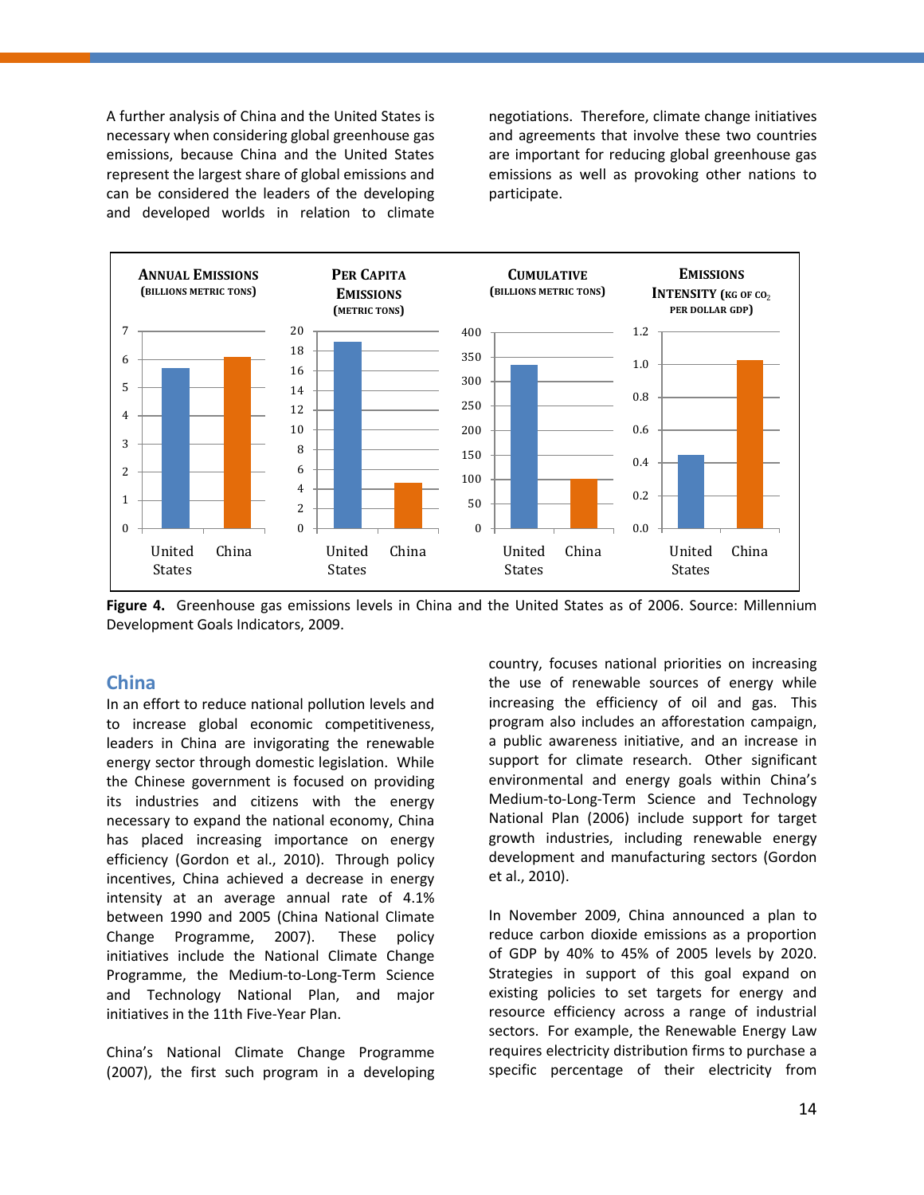A further analysis of China and the United States is necessary when considering global greenhouse gas emissions, because China and the United States represent the largest share of global emissions and can be considered the leaders of the developing and developed worlds in relation to climate negotiations. Therefore, climate change initiatives and agreements that involve these two countries are important for reducing global greenhouse gas emissions as well as provoking other nations to participate.

**Figure 4.** Greenhouse gas emissions levels in China and the United States as of 2006. Source: Millennium Development Goals Indicators, 2009.

## China

In an effort to reduce national pollution levels and to increase global economic competitiveness, leaders in China are invigorating the renewable energy sector through domestic legislation. While the Chinese government is focused on providing its industries and citizens with the energy necessary to expand the national economy, China has placed increasing importance on energy efficiency (Gordon et al., 2010). Through policy incentives, China achieved a decrease in energy intensity at an average annual rate of 4.1% between 1990 and 2005 (China National Climate Change Programme, 2007). These policy initiatives include the National Climate Change Programme, the Medium-to-Long-Term Science and Technology National Plan, and major initiatives in the 11th Five-Year Plan.

China's National Climate Change Programme (2007), the first such program in a developing country, focuses national priorities on increasing the use of renewable sources of energy while increasing the efficiency of oil and gas. This program also includes an afforestation campaign, a public awareness initiative, and an increase in support for climate research. Other significant environmental and energy goals within China's Medium-to-Long-Term Science and Technology National Plan (2006) include support for target growth industries, including renewable energy development and manufacturing sectors (Gordon et al., 2010).

In November 2009, China announced a plan to reduce carbon dioxide emissions as a proportion of GDP by 40% to 45% of 2005 levels by 2020. Strategies in support of this goal expand on existing policies to set targets for energy and resource efficiency across a range of industrial sectors. For example, the Renewable Energy Law requires electricity distribution firms to purchase a specific percentage of their electricity from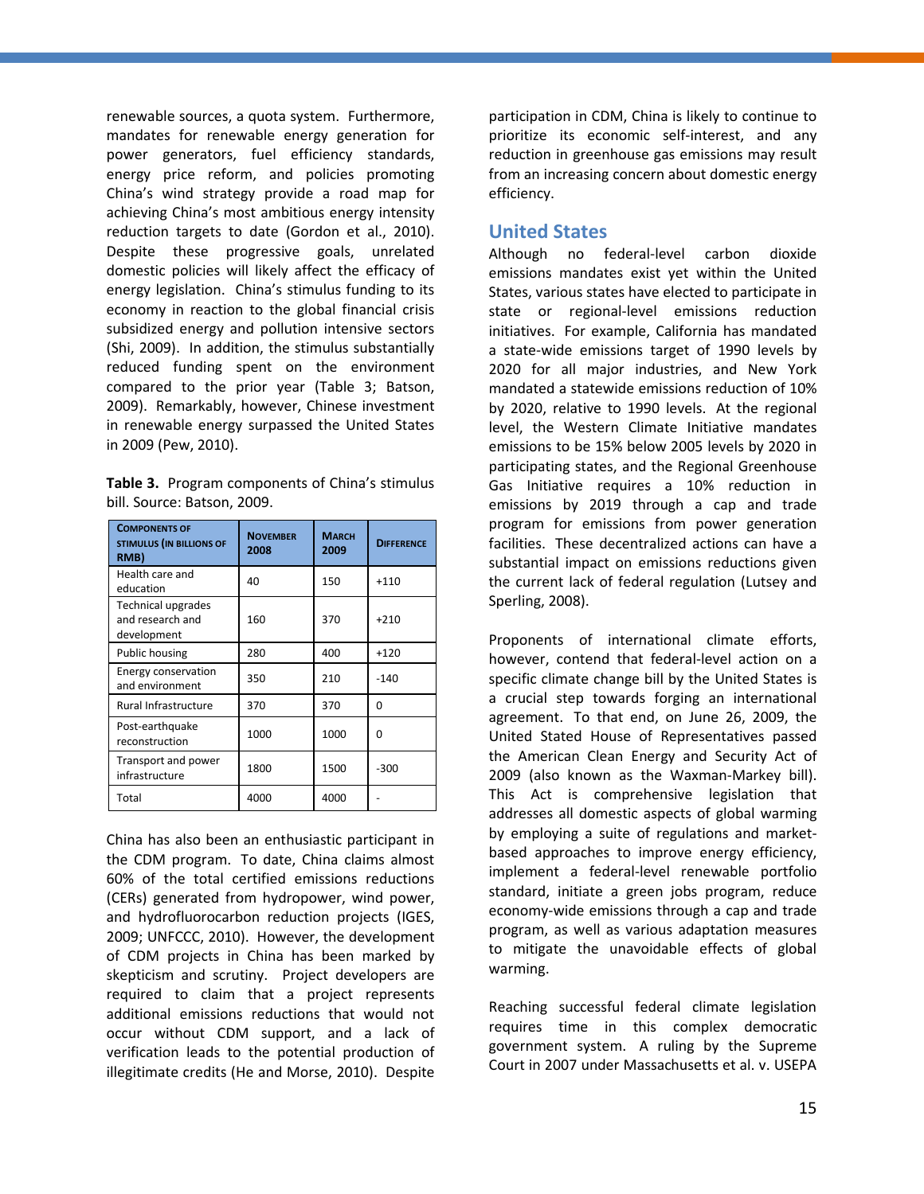renewable sources, a quota system. Furthermore, mandates for renewable energy generation for power generators, fuel efficiency standards, energy price reform, and policies promoting China's wind strategy provide a road map for achieving China's most ambitious energy intensity reduction targets to date (Gordon et al., 2010). Despite these progressive goals, unrelated domestic policies will likely affect the efficacy of energy legislation. China's stimulus funding to its economy in reaction to the global financial crisis subsidized energy and pollution intensive sectors (Shi, 2009). In addition, the stimulus substantially reduced funding spent on the environment compared to the prior year (Table 3; Batson, 2009). Remarkably, however, Chinese investment in renewable energy surpassed the United States in 2009 (Pew, 2010).

**Table 3.** Program components of China's stimulus bill. Source: Batson, 2009.

| COMPONENTS OF STIMULUS (IN BILLIONS OF RMB) | NOVEMBER 2008 | MARCH 2009 | DIFFERENCE |
|---|---|---|---|
| Health care and education | 40 | 150 | +110 |
| Technical upgrades and research and development | 160 | 370 | +210 |
| Public housing | 280 | 400 | +120 |
| Energy conservation and environment | 350 | 210 | -140 |
| Rural Infrastructure | 370 | 370 | 0 |
| Post-earthquake reconstruction | 1000 | 1000 | 0 |
| Transport and power infrastructure | 1800 | 1500 | -300 |
| Total | 4000 | 4000 | - |

China has also been an enthusiastic participant in the CDM program. To date, China claims almost 60% of the total certified emissions reductions (CERs) generated from hydropower, wind power, and hydrofluorocarbon reduction projects (IGES, 2009; UNFCCC, 2010). However, the development of CDM projects in China has been marked by skepticism and scrutiny. Project developers are required to claim that a project represents additional emissions reductions that would not occur without CDM support, and a lack of verification leads to the potential production of illegitimate credits (He and Morse, 2010). Despite participation in CDM, China is likely to continue to prioritize its economic self-interest, and any reduction in greenhouse gas emissions may result from an increasing concern about domestic energy efficiency.

## United States

Although no federal-level carbon dioxide emissions mandates exist yet within the United States, various states have elected to participate in state or regional-level emissions reduction initiatives. For example, California has mandated a state-wide emissions target of 1990 levels by 2020 for all major industries, and New York mandated a statewide emissions reduction of 10% by 2020, relative to 1990 levels. At the regional level, the Western Climate Initiative mandates emissions to be 15% below 2005 levels by 2020 in participating states, and the Regional Greenhouse Gas Initiative requires a 10% reduction in emissions by 2019 through a cap and trade program for emissions from power generation facilities. These decentralized actions can have a substantial impact on emissions reductions given the current lack of federal regulation (Lutsey and Sperling, 2008).

Proponents of international climate efforts, however, contend that federal-level action on a specific climate change bill by the United States is a crucial step towards forging an international agreement. To that end, on June 26, 2009, the United Stated House of Representatives passed the American Clean Energy and Security Act of 2009 (also known as the Waxman-Markey bill). This Act is comprehensive legislation that addresses all domestic aspects of global warming by employing a suite of regulations and market-based approaches to improve energy efficiency, implement a federal-level renewable portfolio standard, initiate a green jobs program, reduce economy-wide emissions through a cap and trade program, as well as various adaptation measures to mitigate the unavoidable effects of global warming.

Reaching successful federal climate legislation requires time in this complex democratic government system. A ruling by the Supreme Court in 2007 under Massachusetts et al. v. USEPA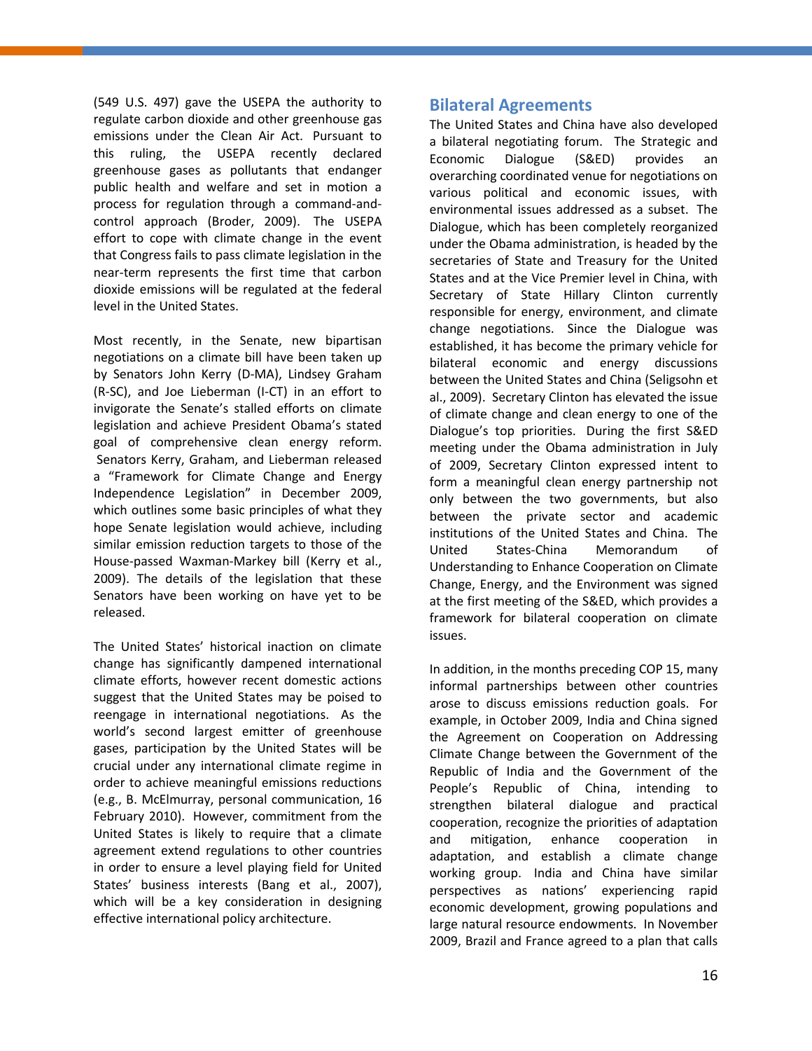(549 U.S. 497) gave the USEPA the authority to regulate carbon dioxide and other greenhouse gas emissions under the Clean Air Act. Pursuant to this ruling, the USEPA recently declared greenhouse gases as pollutants that endanger public health and welfare and set in motion a process for regulation through a command-and-control approach (Broder, 2009). The USEPA effort to cope with climate change in the event that Congress fails to pass climate legislation in the near-term represents the first time that carbon dioxide emissions will be regulated at the federal level in the United States.

Most recently, in the Senate, new bipartisan negotiations on a climate bill have been taken up by Senators John Kerry (D-MA), Lindsey Graham (R-SC), and Joe Lieberman (I-CT) in an effort to invigorate the Senate's stalled efforts on climate legislation and achieve President Obama's stated goal of comprehensive clean energy reform. Senators Kerry, Graham, and Lieberman released a "Framework for Climate Change and Energy Independence Legislation" in December 2009, which outlines some basic principles of what they hope Senate legislation would achieve, including similar emission reduction targets to those of the House-passed Waxman-Markey bill (Kerry et al., 2009). The details of the legislation that these Senators have been working on have yet to be released.

The United States' historical inaction on climate change has significantly dampened international climate efforts, however recent domestic actions suggest that the United States may be poised to reengage in international negotiations. As the world's second largest emitter of greenhouse gases, participation by the United States will be crucial under any international climate regime in order to achieve meaningful emissions reductions (e.g., B. McElmurray, personal communication, 16 February 2010). However, commitment from the United States is likely to require that a climate agreement extend regulations to other countries in order to ensure a level playing field for United States' business interests (Bang et al., 2007), which will be a key consideration in designing effective international policy architecture.

## Bilateral Agreements

The United States and China have also developed a bilateral negotiating forum. The Strategic and Economic Dialogue (S&ED) provides an overarching coordinated venue for negotiations on various political and economic issues, with environmental issues addressed as a subset. The Dialogue, which has been completely reorganized under the Obama administration, is headed by the secretaries of State and Treasury for the United States and at the Vice Premier level in China, with Secretary of State Hillary Clinton currently responsible for energy, environment, and climate change negotiations. Since the Dialogue was established, it has become the primary vehicle for bilateral economic and energy discussions between the United States and China (Seligsohn et al., 2009). Secretary Clinton has elevated the issue of climate change and clean energy to one of the Dialogue's top priorities. During the first S&ED meeting under the Obama administration in July of 2009, Secretary Clinton expressed intent to form a meaningful clean energy partnership not only between the two governments, but also between the private sector and academic institutions of the United States and China. The United States-China Memorandum of Understanding to Enhance Cooperation on Climate Change, Energy, and the Environment was signed at the first meeting of the S&ED, which provides a framework for bilateral cooperation on climate issues.

In addition, in the months preceding COP 15, many informal partnerships between other countries arose to discuss emissions reduction goals. For example, in October 2009, India and China signed the Agreement on Cooperation on Addressing Climate Change between the Government of the Republic of India and the Government of the People's Republic of China, intending to strengthen bilateral dialogue and practical cooperation, recognize the priorities of adaptation and mitigation, enhance cooperation in adaptation, and establish a climate change working group. India and China have similar perspectives as nations' experiencing rapid economic development, growing populations and large natural resource endowments. In November 2009, Brazil and France agreed to a plan that calls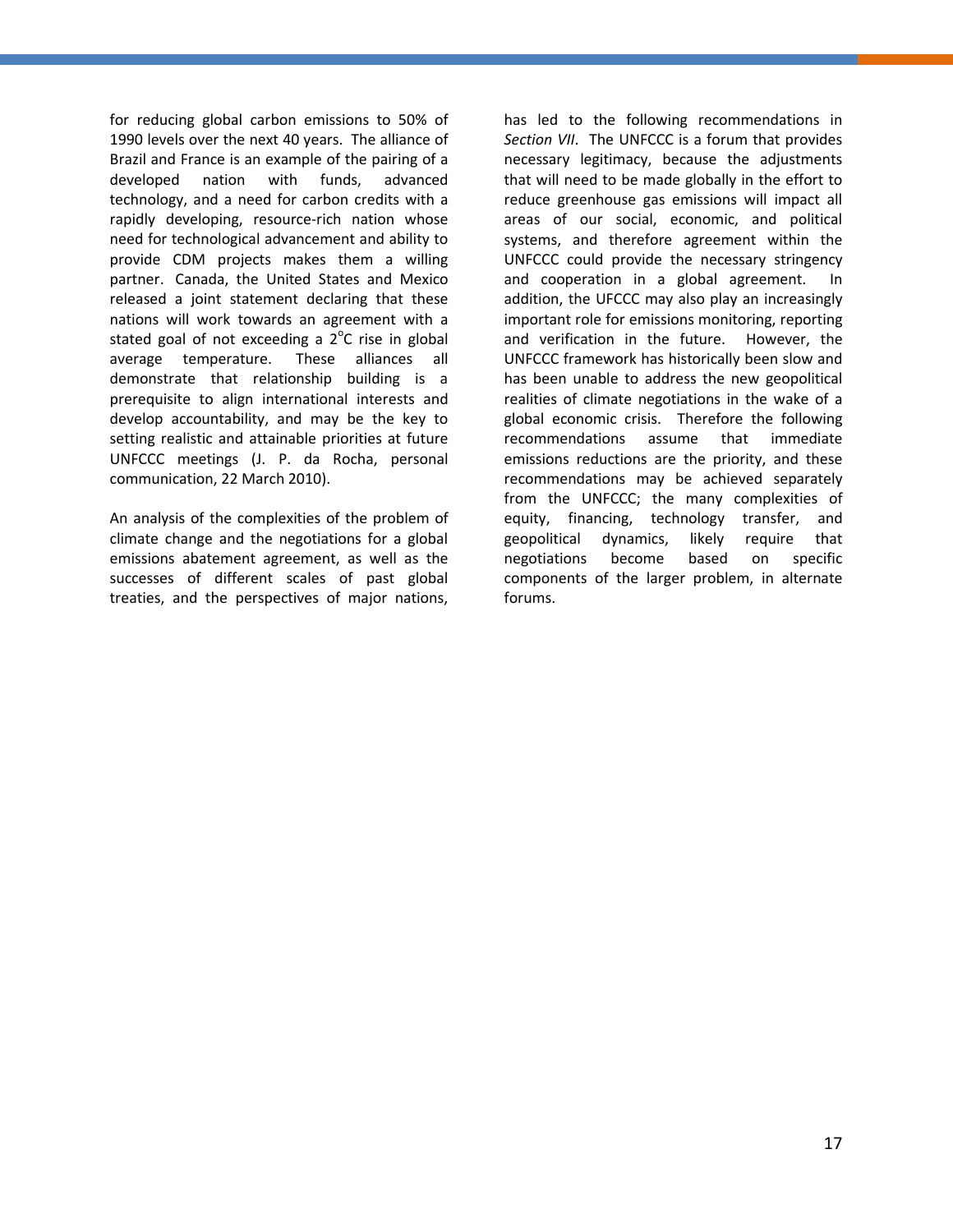for reducing global carbon emissions to 50% of 1990 levels over the next 40 years. The alliance of Brazil and France is an example of the pairing of a developed nation with funds, advanced technology, and a need for carbon credits with a rapidly developing, resource-rich nation whose need for technological advancement and ability to provide CDM projects makes them a willing partner. Canada, the United States and Mexico released a joint statement declaring that these nations will work towards an agreement with a stated goal of not exceeding a 2°C rise in global average temperature. These alliances all demonstrate that relationship building is a prerequisite to align international interests and develop accountability, and may be the key to setting realistic and attainable priorities at future UNFCCC meetings (J. P. da Rocha, personal communication, 22 March 2010).

An analysis of the complexities of the problem of climate change and the negotiations for a global emissions abatement agreement, as well as the successes of different scales of past global treaties, and the perspectives of major nations, has led to the following recommendations in *Section VII*. The UNFCCC is a forum that provides necessary legitimacy, because the adjustments that will need to be made globally in the effort to reduce greenhouse gas emissions will impact all areas of our social, economic, and political systems, and therefore agreement within the UNFCCC could provide the necessary stringency and cooperation in a global agreement. In addition, the UFCCC may also play an increasingly important role for emissions monitoring, reporting and verification in the future. However, the UNFCCC framework has historically been slow and has been unable to address the new geopolitical realities of climate negotiations in the wake of a global economic crisis. Therefore the following recommendations assume that immediate emissions reductions are the priority, and these recommendations may be achieved separately from the UNFCCC; the many complexities of equity, financing, technology transfer, and geopolitical dynamics, likely require that negotiations become based on specific components of the larger problem, in alternate forums.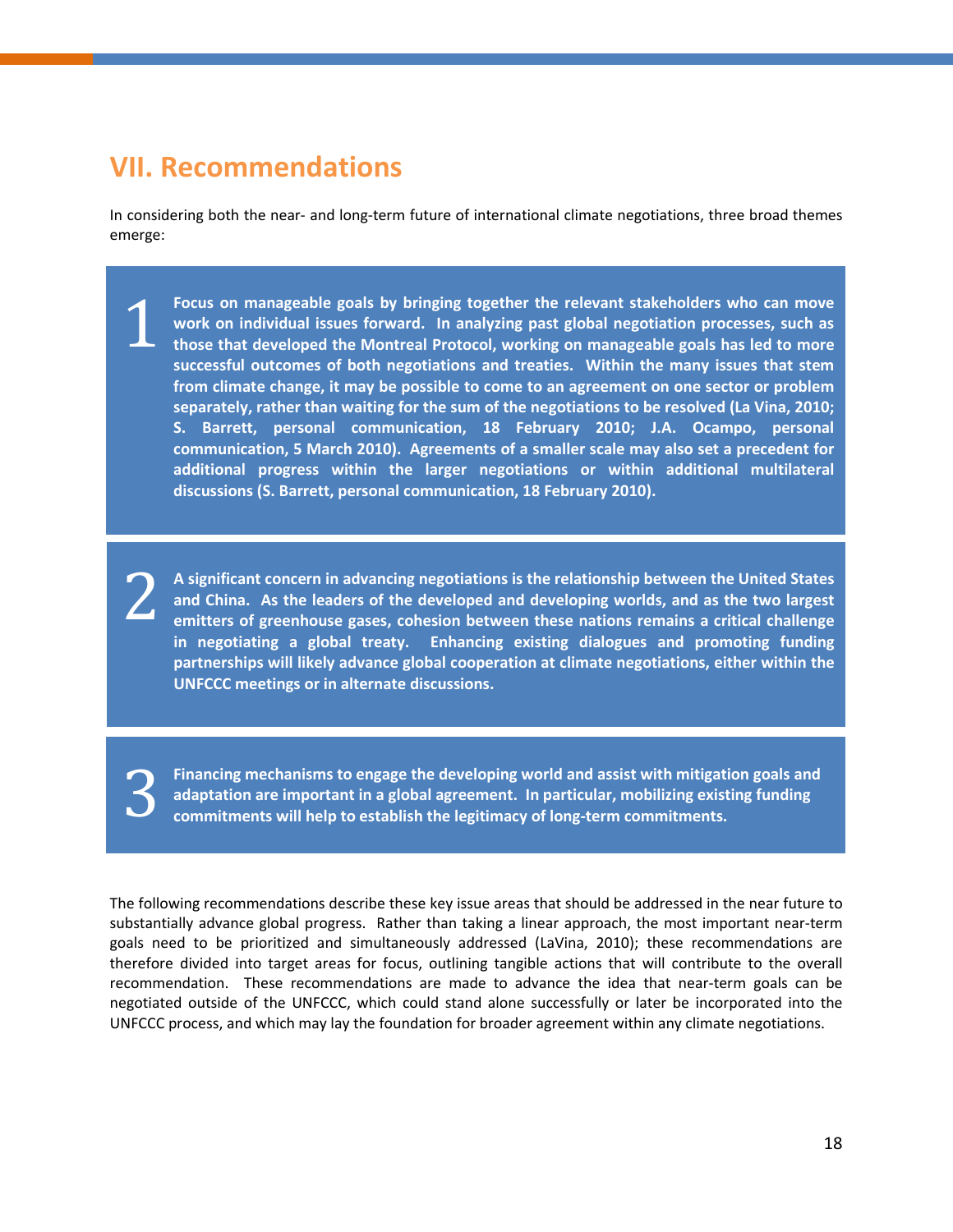# VII. Recommendations

In considering both the near- and long-term future of international climate negotiations, three broad themes emerge:

1. **Focus on manageable goals by bringing together the relevant stakeholders who can move work on individual issues forward. In analyzing past global negotiation processes, such as those that developed the Montreal Protocol, working on manageable goals has led to more successful outcomes of both negotiations and treaties. Within the many issues that stem from climate change, it may be possible to come to an agreement on one sector or problem separately, rather than waiting for the sum of the negotiations to be resolved (La Vina, 2010; S. Barrett, personal communication, 18 February 2010; J.A. Ocampo, personal communication, 5 March 2010). Agreements of a smaller scale may also set a precedent for additional progress within the larger negotiations or within additional multilateral discussions (S. Barrett, personal communication, 18 February 2010).**

2. **A significant concern in advancing negotiations is the relationship between the United States and China. As the leaders of the developed and developing worlds, and as the two largest emitters of greenhouse gases, cohesion between these nations remains a critical challenge in negotiating a global treaty. Enhancing existing dialogues and promoting funding partnerships will likely advance global cooperation at climate negotiations, either within the UNFCCC meetings or in alternate discussions.**

3. **Financing mechanisms to engage the developing world and assist with mitigation goals and adaptation are important in a global agreement. In particular, mobilizing existing funding commitments will help to establish the legitimacy of long-term commitments.**

The following recommendations describe these key issue areas that should be addressed in the near future to substantially advance global progress. Rather than taking a linear approach, the most important near-term goals need to be prioritized and simultaneously addressed (LaVina, 2010); these recommendations are therefore divided into target areas for focus, outlining tangible actions that will contribute to the overall recommendation. These recommendations are made to advance the idea that near-term goals can be negotiated outside of the UNFCCC, which could stand alone successfully or later be incorporated into the UNFCCC process, and which may lay the foundation for broader agreement within any climate negotiations.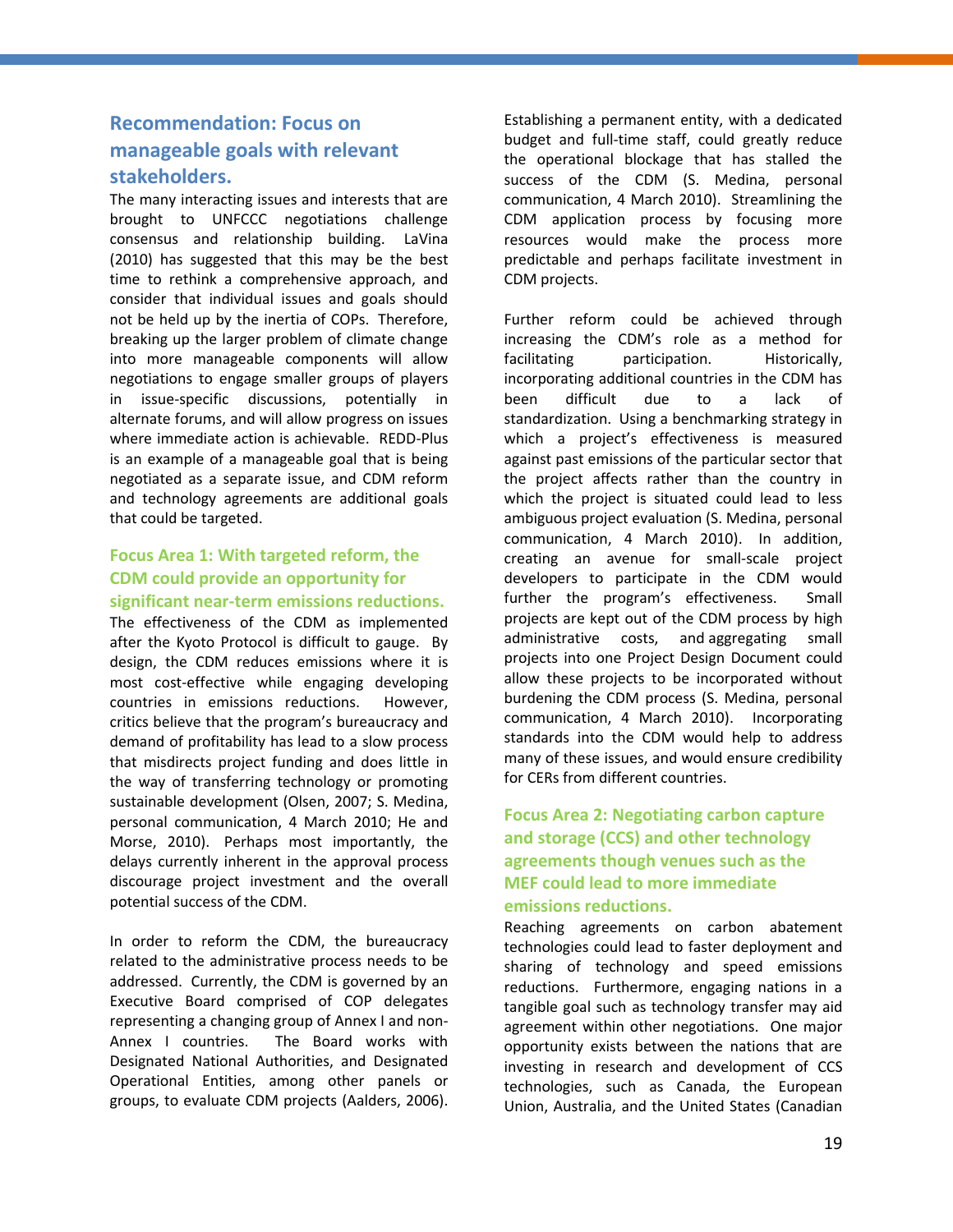## Recommendation: Focus on manageable goals with relevant stakeholders.

The many interacting issues and interests that are brought to UNFCCC negotiations challenge consensus and relationship building. LaVina (2010) has suggested that this may be the best time to rethink a comprehensive approach, and consider that individual issues and goals should not be held up by the inertia of COPs. Therefore, breaking up the larger problem of climate change into more manageable components will allow negotiations to engage smaller groups of players in issue-specific discussions, potentially in alternate forums, and will allow progress on issues where immediate action is achievable. REDD-Plus is an example of a manageable goal that is being negotiated as a separate issue, and CDM reform and technology agreements are additional goals that could be targeted.

### Focus Area 1: With targeted reform, the CDM could provide an opportunity for significant near-term emissions reductions.

The effectiveness of the CDM as implemented after the Kyoto Protocol is difficult to gauge. By design, the CDM reduces emissions where it is most cost-effective while engaging developing countries in emissions reductions. However, critics believe that the program's bureaucracy and demand of profitability has lead to a slow process that misdirects project funding and does little in the way of transferring technology or promoting sustainable development (Olsen, 2007; S. Medina, personal communication, 4 March 2010; He and Morse, 2010). Perhaps most importantly, the delays currently inherent in the approval process discourage project investment and the overall potential success of the CDM.

In order to reform the CDM, the bureaucracy related to the administrative process needs to be addressed. Currently, the CDM is governed by an Executive Board comprised of COP delegates representing a changing group of Annex I and non-Annex I countries. The Board works with Designated National Authorities, and Designated Operational Entities, among other panels or groups, to evaluate CDM projects (Aalders, 2006). Establishing a permanent entity, with a dedicated budget and full-time staff, could greatly reduce the operational blockage that has stalled the success of the CDM (S. Medina, personal communication, 4 March 2010). Streamlining the CDM application process by focusing more resources would make the process more predictable and perhaps facilitate investment in CDM projects.

Further reform could be achieved through increasing the CDM's role as a method for facilitating participation. Historically, incorporating additional countries in the CDM has been difficult due to a lack of standardization. Using a benchmarking strategy in which a project's effectiveness is measured against past emissions of the particular sector that the project affects rather than the country in which the project is situated could lead to less ambiguous project evaluation (S. Medina, personal communication, 4 March 2010). In addition, creating an avenue for small-scale project developers to participate in the CDM would further the program's effectiveness. Small projects are kept out of the CDM process by high administrative costs, and aggregating small projects into one Project Design Document could allow these projects to be incorporated without burdening the CDM process (S. Medina, personal communication, 4 March 2010). Incorporating standards into the CDM would help to address many of these issues, and would ensure credibility for CERs from different countries.

### Focus Area 2: Negotiating carbon capture and storage (CCS) and other technology agreements though venues such as the MEF could lead to more immediate emissions reductions.

Reaching agreements on carbon abatement technologies could lead to faster deployment and sharing of technology and speed emissions reductions. Furthermore, engaging nations in a tangible goal such as technology transfer may aid agreement within other negotiations. One major opportunity exists between the nations that are investing in research and development of CCS technologies, such as Canada, the European Union, Australia, and the United States (Canadian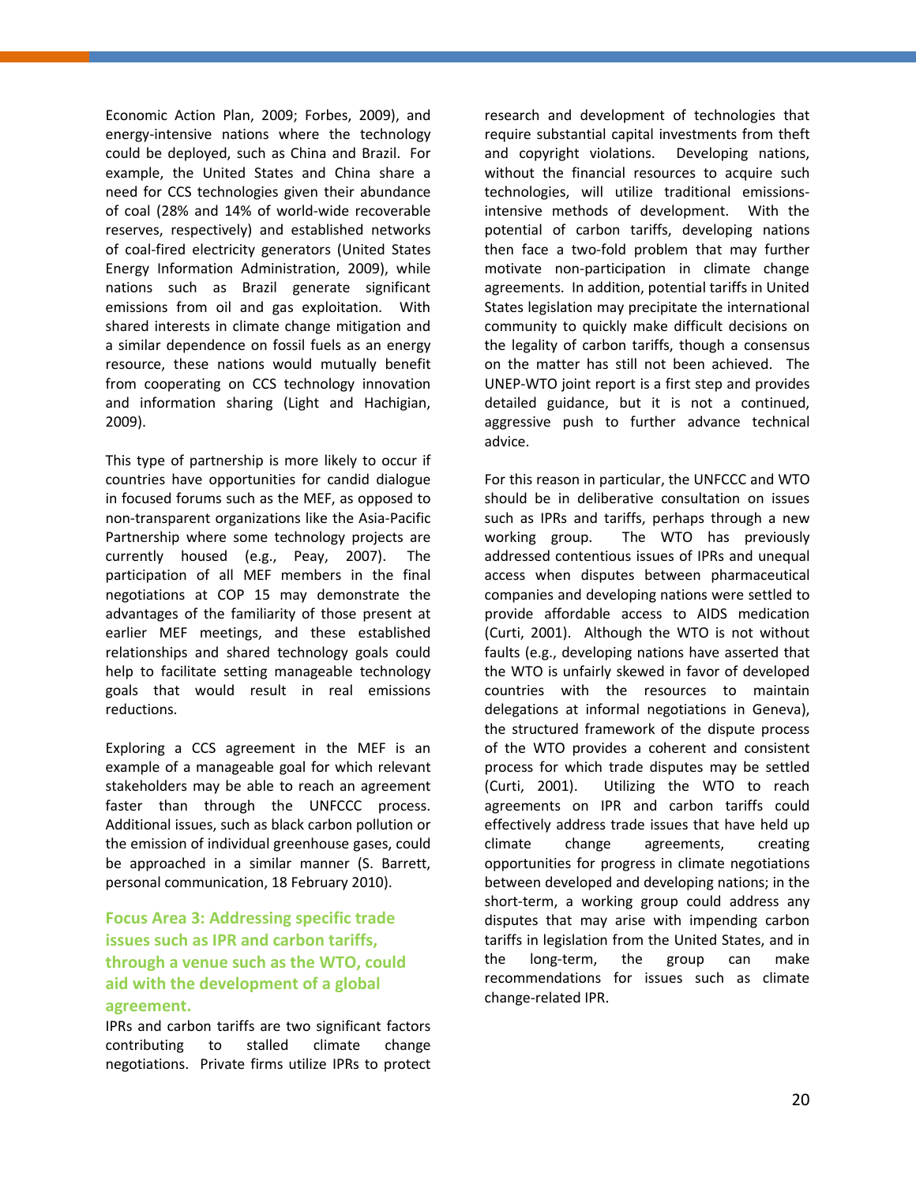Economic Action Plan, 2009; Forbes, 2009), and energy-intensive nations where the technology could be deployed, such as China and Brazil. For example, the United States and China share a need for CCS technologies given their abundance of coal (28% and 14% of world-wide recoverable reserves, respectively) and established networks of coal-fired electricity generators (United States Energy Information Administration, 2009), while nations such as Brazil generate significant emissions from oil and gas exploitation. With shared interests in climate change mitigation and a similar dependence on fossil fuels as an energy resource, these nations would mutually benefit from cooperating on CCS technology innovation and information sharing (Light and Hachigian, 2009).

This type of partnership is more likely to occur if countries have opportunities for candid dialogue in focused forums such as the MEF, as opposed to non-transparent organizations like the Asia-Pacific Partnership where some technology projects are currently housed (e.g., Peay, 2007). The participation of all MEF members in the final negotiations at COP 15 may demonstrate the advantages of the familiarity of those present at earlier MEF meetings, and these established relationships and shared technology goals could help to facilitate setting manageable technology goals that would result in real emissions reductions.

Exploring a CCS agreement in the MEF is an example of a manageable goal for which relevant stakeholders may be able to reach an agreement faster than through the UNFCCC process. Additional issues, such as black carbon pollution or the emission of individual greenhouse gases, could be approached in a similar manner (S. Barrett, personal communication, 18 February 2010).

### Focus Area 3: Addressing specific trade issues such as IPR and carbon tariffs, through a venue such as the WTO, could aid with the development of a global agreement.

IPRs and carbon tariffs are two significant factors contributing to stalled climate change negotiations. Private firms utilize IPRs to protect research and development of technologies that require substantial capital investments from theft and copyright violations. Developing nations, without the financial resources to acquire such technologies, will utilize traditional emissions-intensive methods of development. With the potential of carbon tariffs, developing nations then face a two-fold problem that may further motivate non-participation in climate change agreements. In addition, potential tariffs in United States legislation may precipitate the international community to quickly make difficult decisions on the legality of carbon tariffs, though a consensus on the matter has still not been achieved. The UNEP-WTO joint report is a first step and provides detailed guidance, but it is not a continued, aggressive push to further advance technical advice.

For this reason in particular, the UNFCCC and WTO should be in deliberative consultation on issues such as IPRs and tariffs, perhaps through a new working group. The WTO has previously addressed contentious issues of IPRs and unequal access when disputes between pharmaceutical companies and developing nations were settled to provide affordable access to AIDS medication (Curti, 2001). Although the WTO is not without faults (e.g., developing nations have asserted that the WTO is unfairly skewed in favor of developed countries with the resources to maintain delegations at informal negotiations in Geneva), the structured framework of the dispute process of the WTO provides a coherent and consistent process for which trade disputes may be settled (Curti, 2001). Utilizing the WTO to reach agreements on IPR and carbon tariffs could effectively address trade issues that have held up climate change agreements, creating opportunities for progress in climate negotiations between developed and developing nations; in the short-term, a working group could address any disputes that may arise with impending carbon tariffs in legislation from the United States, and in the long-term, the group can make recommendations for issues such as climate change-related IPR.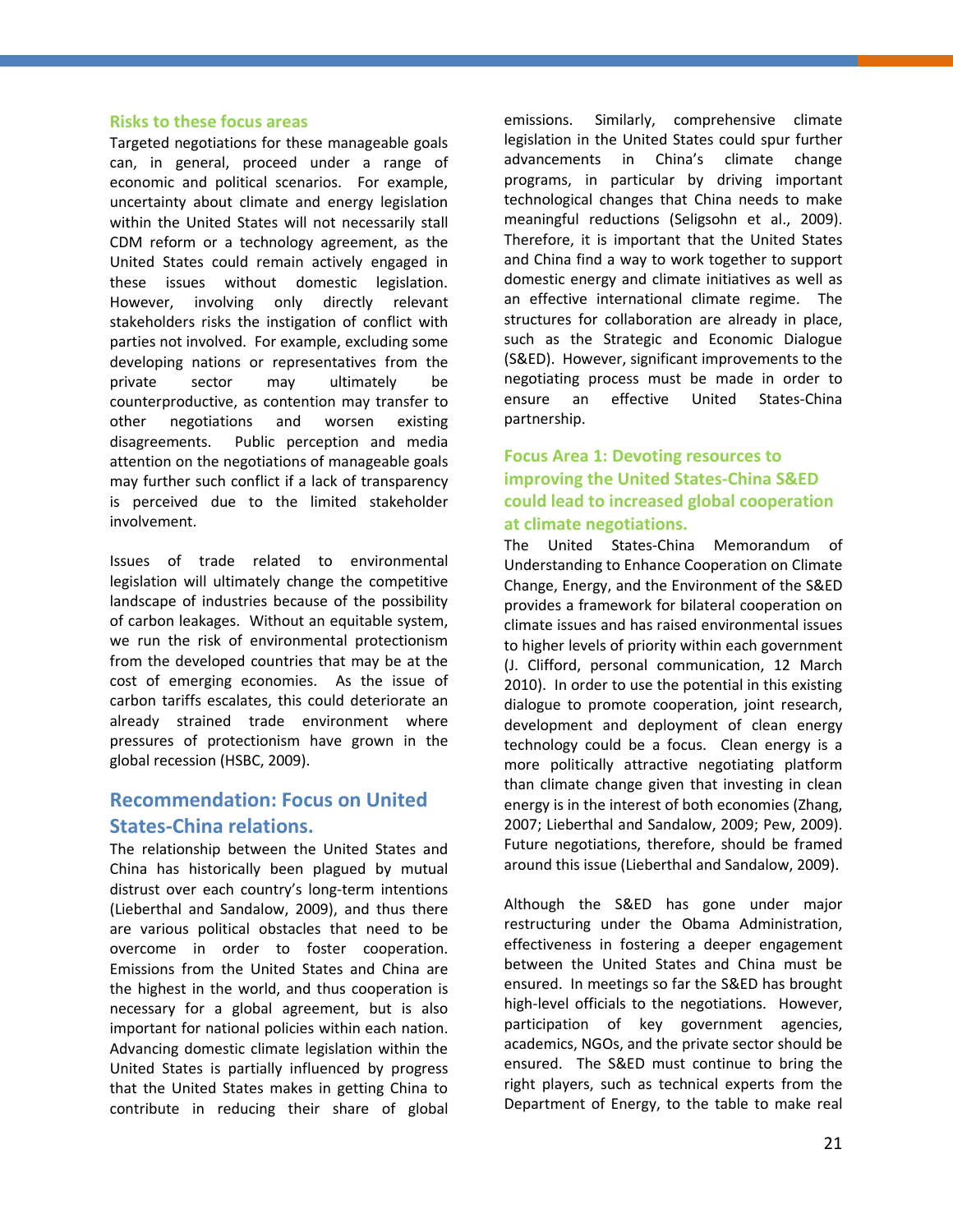### Risks to these focus areas

Targeted negotiations for these manageable goals can, in general, proceed under a range of economic and political scenarios. For example, uncertainty about climate and energy legislation within the United States will not necessarily stall CDM reform or a technology agreement, as the United States could remain actively engaged in these issues without domestic legislation. However, involving only directly relevant stakeholders risks the instigation of conflict with parties not involved. For example, excluding some developing nations or representatives from the private sector may ultimately be counterproductive, as contention may transfer to other negotiations and worsen existing disagreements. Public perception and media attention on the negotiations of manageable goals may further such conflict if a lack of transparency is perceived due to the limited stakeholder involvement.

Issues of trade related to environmental legislation will ultimately change the competitive landscape of industries because of the possibility of carbon leakages. Without an equitable system, we run the risk of environmental protectionism from the developed countries that may be at the cost of emerging economies. As the issue of carbon tariffs escalates, this could deteriorate an already strained trade environment where pressures of protectionism have grown in the global recession (HSBC, 2009).

## Recommendation: Focus on United States-China relations.

The relationship between the United States and China has historically been plagued by mutual distrust over each country's long-term intentions (Lieberthal and Sandalow, 2009), and thus there are various political obstacles that need to be overcome in order to foster cooperation. Emissions from the United States and China are the highest in the world, and thus cooperation is necessary for a global agreement, but is also important for national policies within each nation. Advancing domestic climate legislation within the United States is partially influenced by progress that the United States makes in getting China to contribute in reducing their share of global emissions. Similarly, comprehensive climate legislation in the United States could spur further advancements in China's climate change programs, in particular by driving important technological changes that China needs to make meaningful reductions (Seligsohn et al., 2009). Therefore, it is important that the United States and China find a way to work together to support domestic energy and climate initiatives as well as an effective international climate regime. The structures for collaboration are already in place, such as the Strategic and Economic Dialogue (S&ED). However, significant improvements to the negotiating process must be made in order to ensure an effective United States-China partnership.

### Focus Area 1: Devoting resources to improving the United States-China S&ED could lead to increased global cooperation at climate negotiations.

The United States-China Memorandum of Understanding to Enhance Cooperation on Climate Change, Energy, and the Environment of the S&ED provides a framework for bilateral cooperation on climate issues and has raised environmental issues to higher levels of priority within each government (J. Clifford, personal communication, 12 March 2010). In order to use the potential in this existing dialogue to promote cooperation, joint research, development and deployment of clean energy technology could be a focus. Clean energy is a more politically attractive negotiating platform than climate change given that investing in clean energy is in the interest of both economies (Zhang, 2007; Lieberthal and Sandalow, 2009; Pew, 2009). Future negotiations, therefore, should be framed around this issue (Lieberthal and Sandalow, 2009).

Although the S&ED has gone under major restructuring under the Obama Administration, effectiveness in fostering a deeper engagement between the United States and China must be ensured. In meetings so far the S&ED has brought high-level officials to the negotiations. However, participation of key government agencies, academics, NGOs, and the private sector should be ensured. The S&ED must continue to bring the right players, such as technical experts from the Department of Energy, to the table to make real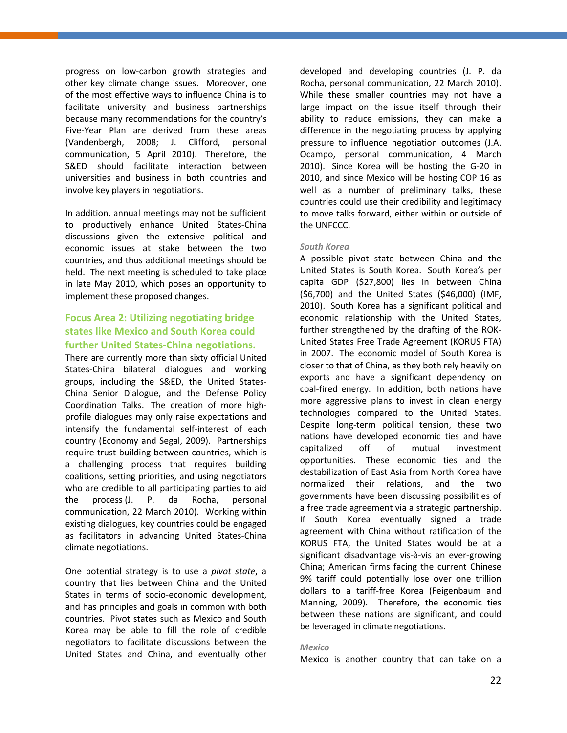progress on low-carbon growth strategies and other key climate change issues. Moreover, one of the most effective ways to influence China is to facilitate university and business partnerships because many recommendations for the country's Five-Year Plan are derived from these areas (Vandenbergh, 2008; J. Clifford, personal communication, 5 April 2010). Therefore, the S&ED should facilitate interaction between universities and business in both countries and involve key players in negotiations.

In addition, annual meetings may not be sufficient to productively enhance United States-China discussions given the extensive political and economic issues at stake between the two countries, and thus additional meetings should be held. The next meeting is scheduled to take place in late May 2010, which poses an opportunity to implement these proposed changes.

### Focus Area 2: Utilizing negotiating bridge states like Mexico and South Korea could further United States-China negotiations.

There are currently more than sixty official United States-China bilateral dialogues and working groups, including the S&ED, the United States-China Senior Dialogue, and the Defense Policy Coordination Talks. The creation of more high-profile dialogues may only raise expectations and intensify the fundamental self-interest of each country (Economy and Segal, 2009). Partnerships require trust-building between countries, which is a challenging process that requires building coalitions, setting priorities, and using negotiators who are credible to all participating parties to aid the process (J. P. da Rocha, personal communication, 22 March 2010). Working within existing dialogues, key countries could be engaged as facilitators in advancing United States-China climate negotiations.

One potential strategy is to use a *pivot state*, a country that lies between China and the United States in terms of socio-economic development, and has principles and goals in common with both countries. Pivot states such as Mexico and South Korea may be able to fill the role of credible negotiators to facilitate discussions between the United States and China, and eventually other developed and developing countries (J. P. da Rocha, personal communication, 22 March 2010). While these smaller countries may not have a large impact on the issue itself through their ability to reduce emissions, they can make a difference in the negotiating process by applying pressure to influence negotiation outcomes (J.A. Ocampo, personal communication, 4 March 2010). Since Korea will be hosting the G-20 in 2010, and since Mexico will be hosting COP 16 as well as a number of preliminary talks, these countries could use their credibility and legitimacy to move talks forward, either within or outside of the UNFCCC.

#### *South Korea*

A possible pivot state between China and the United States is South Korea. South Korea's per capita GDP ($27,800) lies in between China ($6,700) and the United States ($46,000) (IMF, 2010). South Korea has a significant political and economic relationship with the United States, further strengthened by the drafting of the ROK-United States Free Trade Agreement (KORUS FTA) in 2007. The economic model of South Korea is closer to that of China, as they both rely heavily on exports and have a significant dependency on coal-fired energy. In addition, both nations have more aggressive plans to invest in clean energy technologies compared to the United States. Despite long-term political tension, these two nations have developed economic ties and have capitalized off of mutual investment opportunities. These economic ties and the destabilization of East Asia from North Korea have normalized their relations, and the two governments have been discussing possibilities of a free trade agreement via a strategic partnership. If South Korea eventually signed a trade agreement with China without ratification of the KORUS FTA, the United States would be at a significant disadvantage vis-à-vis an ever-growing China; American firms facing the current Chinese 9% tariff could potentially lose over one trillion dollars to a tariff-free Korea (Feigenbaum and Manning, 2009). Therefore, the economic ties between these nations are significant, and could be leveraged in climate negotiations.

#### *Mexico*

Mexico is another country that can take on a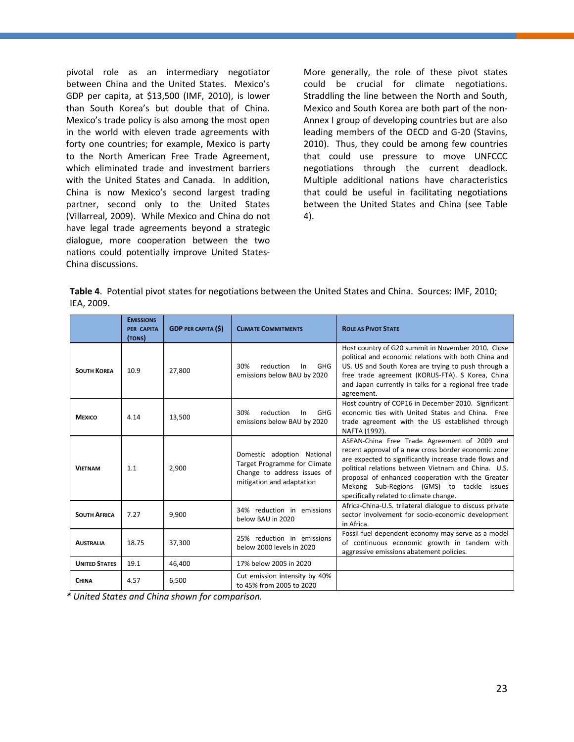pivotal role as an intermediary negotiator between China and the United States. Mexico's GDP per capita, at $13,500 (IMF, 2010), is lower than South Korea's but double that of China. Mexico's trade policy is also among the most open in the world with eleven trade agreements with forty one countries; for example, Mexico is party to the North American Free Trade Agreement, which eliminated trade and investment barriers with the United States and Canada. In addition, China is now Mexico's second largest trading partner, second only to the United States (Villarreal, 2009). While Mexico and China do not have legal trade agreements beyond a strategic dialogue, more cooperation between the two nations could potentially improve United States-China discussions.

More generally, the role of these pivot states could be crucial for climate negotiations. Straddling the line between the North and South, Mexico and South Korea are both part of the non-Annex I group of developing countries but are also leading members of the OECD and G-20 (Stavins, 2010). Thus, they could be among few countries that could use pressure to move UNFCCC negotiations through the current deadlock. Multiple additional nations have characteristics that could be useful in facilitating negotiations between the United States and China (see Table 4).

**Table 4**. Potential pivot states for negotiations between the United States and China. Sources: IMF, 2010; IEA, 2009.

| | Emissions per capita (tons) | GDP per capita ($) | Climate Commitments | Role as Pivot State |
|---|---|---|---|---|
| **South Korea** | 10.9 | 27,800 | 30% reduction In GHG emissions below BAU by 2020 | Host country of G20 summit in November 2010. Close political and economic relations with both China and US. US and South Korea are trying to push through a free trade agreement (KORUS-FTA). S Korea, China and Japan currently in talks for a regional free trade agreement. |
| **Mexico** | 4.14 | 13,500 | 30% reduction In GHG emissions below BAU by 2020 | Host country of COP16 in December 2010. Significant economic ties with United States and China. Free trade agreement with the US established through NAFTA (1992). |
| **Vietnam** | 1.1 | 2,900 | Domestic adoption National Target Programme for Climate Change to address issues of mitigation and adaptation | ASEAN-China Free Trade Agreement of 2009 and recent approval of a new cross border economic zone are expected to significantly increase trade flows and political relations between Vietnam and China. U.S. proposal of enhanced cooperation with the Greater Mekong Sub-Regions (GMS) to tackle issues specifically related to climate change. |
| **South Africa** | 7.27 | 9,900 | 34% reduction in emissions below BAU in 2020 | Africa-China-U.S. trilateral dialogue to discuss private sector involvement for socio-economic development in Africa. |
| **Australia** | 18.75 | 37,300 | 25% reduction in emissions below 2000 levels in 2020 | Fossil fuel dependent economy may serve as a model of continuous economic growth in tandem with aggressive emissions abatement policies. |
| **United States** | 19.1 | 46,400 | 17% below 2005 in 2020 | |
| **China** | 4.57 | 6,500 | Cut emission intensity by 40% to 45% from 2005 to 2020 | |

*\* United States and China shown for comparison.*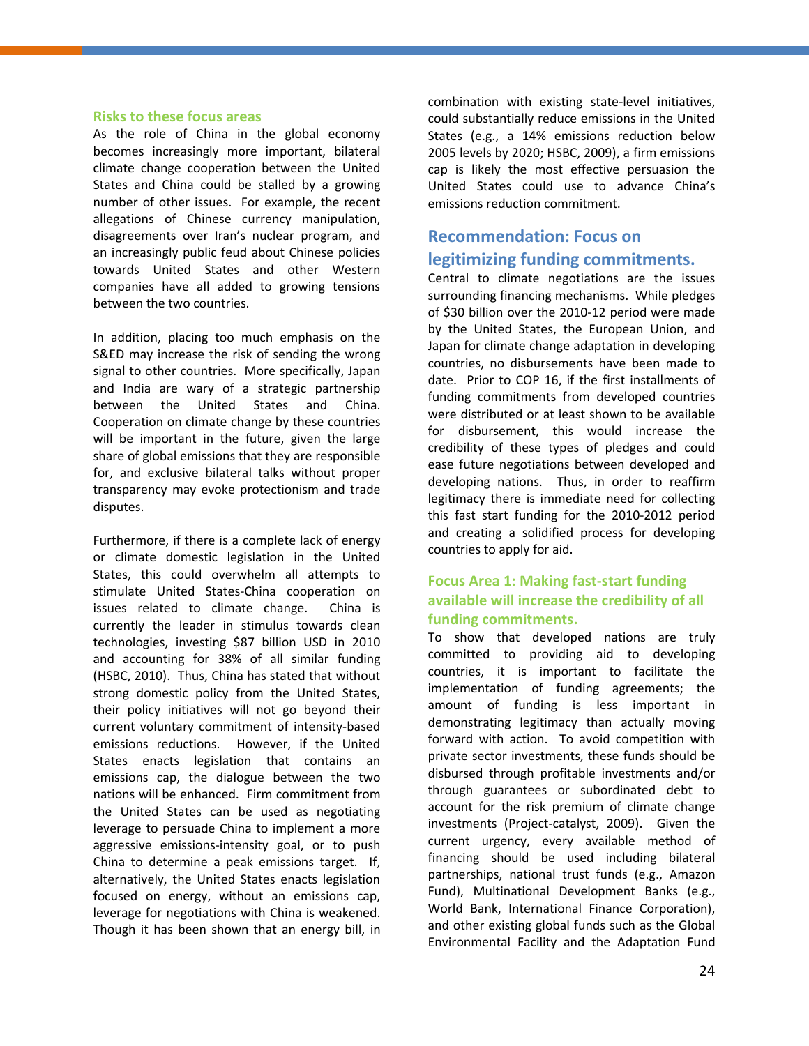### Risks to these focus areas

As the role of China in the global economy becomes increasingly more important, bilateral climate change cooperation between the United States and China could be stalled by a growing number of other issues. For example, the recent allegations of Chinese currency manipulation, disagreements over Iran's nuclear program, and an increasingly public feud about Chinese policies towards United States and other Western companies have all added to growing tensions between the two countries.

In addition, placing too much emphasis on the S&ED may increase the risk of sending the wrong signal to other countries. More specifically, Japan and India are wary of a strategic partnership between the United States and China. Cooperation on climate change by these countries will be important in the future, given the large share of global emissions that they are responsible for, and exclusive bilateral talks without proper transparency may evoke protectionism and trade disputes.

Furthermore, if there is a complete lack of energy or climate domestic legislation in the United States, this could overwhelm all attempts to stimulate United States-China cooperation on issues related to climate change. China is currently the leader in stimulus towards clean technologies, investing $87 billion USD in 2010 and accounting for 38% of all similar funding (HSBC, 2010). Thus, China has stated that without strong domestic policy from the United States, their policy initiatives will not go beyond their current voluntary commitment of intensity-based emissions reductions. However, if the United States enacts legislation that contains an emissions cap, the dialogue between the two nations will be enhanced. Firm commitment from the United States can be used as negotiating leverage to persuade China to implement a more aggressive emissions-intensity goal, or to push China to determine a peak emissions target. If, alternatively, the United States enacts legislation focused on energy, without an emissions cap, leverage for negotiations with China is weakened. Though it has been shown that an energy bill, in combination with existing state-level initiatives, could substantially reduce emissions in the United States (e.g., a 14% emissions reduction below 2005 levels by 2020; HSBC, 2009), a firm emissions cap is likely the most effective persuasion the United States could use to advance China's emissions reduction commitment.

## Recommendation: Focus on legitimizing funding commitments.

Central to climate negotiations are the issues surrounding financing mechanisms. While pledges of $30 billion over the 2010-12 period were made by the United States, the European Union, and Japan for climate change adaptation in developing countries, no disbursements have been made to date. Prior to COP 16, if the first installments of funding commitments from developed countries were distributed or at least shown to be available for disbursement, this would increase the credibility of these types of pledges and could ease future negotiations between developed and developing nations. Thus, in order to reaffirm legitimacy there is immediate need for collecting this fast start funding for the 2010-2012 period and creating a solidified process for developing countries to apply for aid.

### Focus Area 1: Making fast-start funding available will increase the credibility of all funding commitments.

To show that developed nations are truly committed to providing aid to developing countries, it is important to facilitate the implementation of funding agreements; the amount of funding is less important in demonstrating legitimacy than actually moving forward with action. To avoid competition with private sector investments, these funds should be disbursed through profitable investments and/or through guarantees or subordinated debt to account for the risk premium of climate change investments (Project-catalyst, 2009). Given the current urgency, every available method of financing should be used including bilateral partnerships, national trust funds (e.g., Amazon Fund), Multinational Development Banks (e.g., World Bank, International Finance Corporation), and other existing global funds such as the Global Environmental Facility and the Adaptation Fund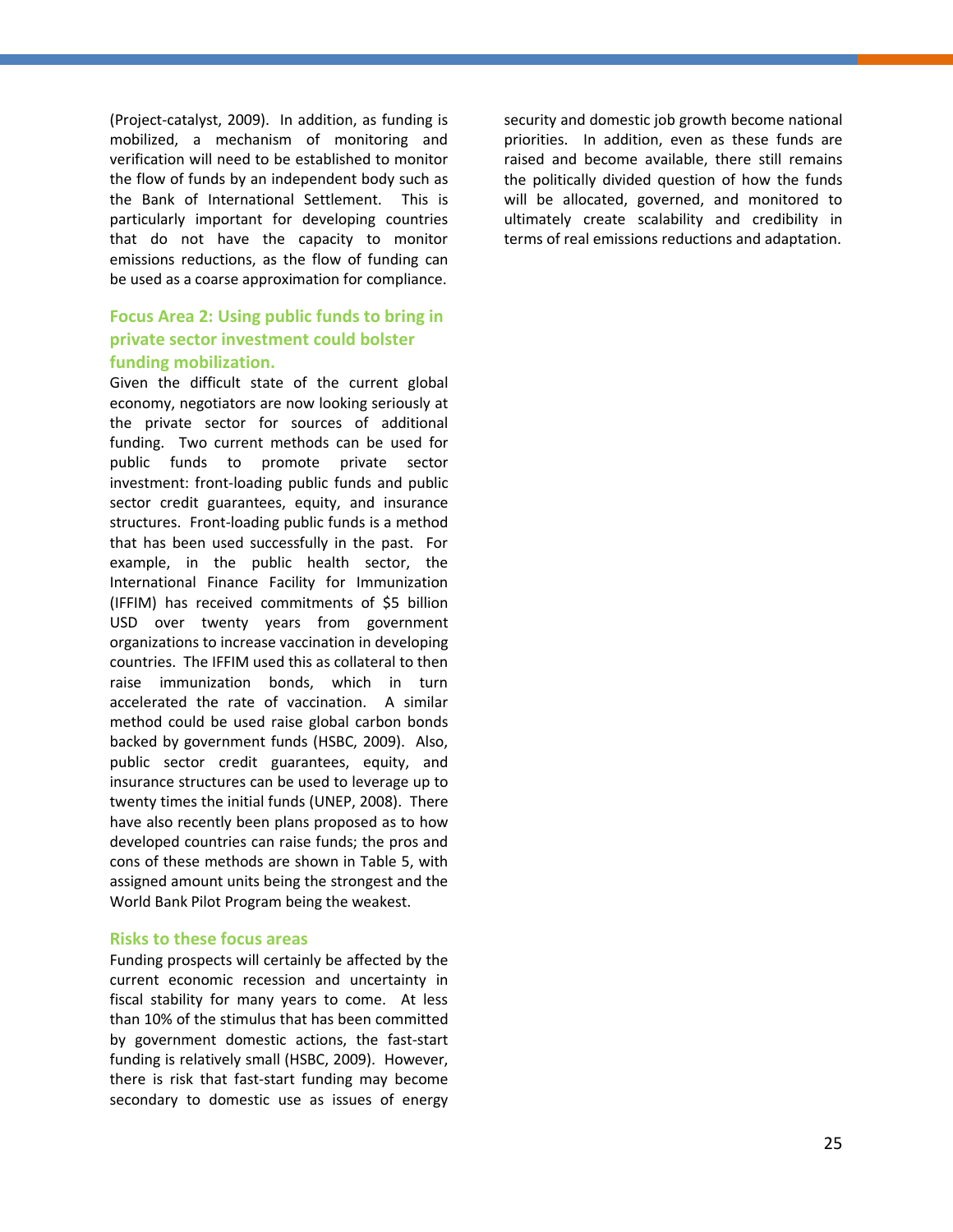(Project-catalyst, 2009). In addition, as funding is mobilized, a mechanism of monitoring and verification will need to be established to monitor the flow of funds by an independent body such as the Bank of International Settlement. This is particularly important for developing countries that do not have the capacity to monitor emissions reductions, as the flow of funding can be used as a coarse approximation for compliance.

### Focus Area 2: Using public funds to bring in private sector investment could bolster funding mobilization.

Given the difficult state of the current global economy, negotiators are now looking seriously at the private sector for sources of additional funding. Two current methods can be used for public funds to promote private sector investment: front-loading public funds and public sector credit guarantees, equity, and insurance structures. Front-loading public funds is a method that has been used successfully in the past. For example, in the public health sector, the International Finance Facility for Immunization (IFFIM) has received commitments of $5 billion USD over twenty years from government organizations to increase vaccination in developing countries. The IFFIM used this as collateral to then raise immunization bonds, which in turn accelerated the rate of vaccination. A similar method could be used raise global carbon bonds backed by government funds (HSBC, 2009). Also, public sector credit guarantees, equity, and insurance structures can be used to leverage up to twenty times the initial funds (UNEP, 2008). There have also recently been plans proposed as to how developed countries can raise funds; the pros and cons of these methods are shown in Table 5, with assigned amount units being the strongest and the World Bank Pilot Program being the weakest.

### Risks to these focus areas

Funding prospects will certainly be affected by the current economic recession and uncertainty in fiscal stability for many years to come. At less than 10% of the stimulus that has been committed by government domestic actions, the fast-start funding is relatively small (HSBC, 2009). However, there is risk that fast-start funding may become secondary to domestic use as issues of energy security and domestic job growth become national priorities. In addition, even as these funds are raised and become available, there still remains the politically divided question of how the funds will be allocated, governed, and monitored to ultimately create scalability and credibility in terms of real emissions reductions and adaptation.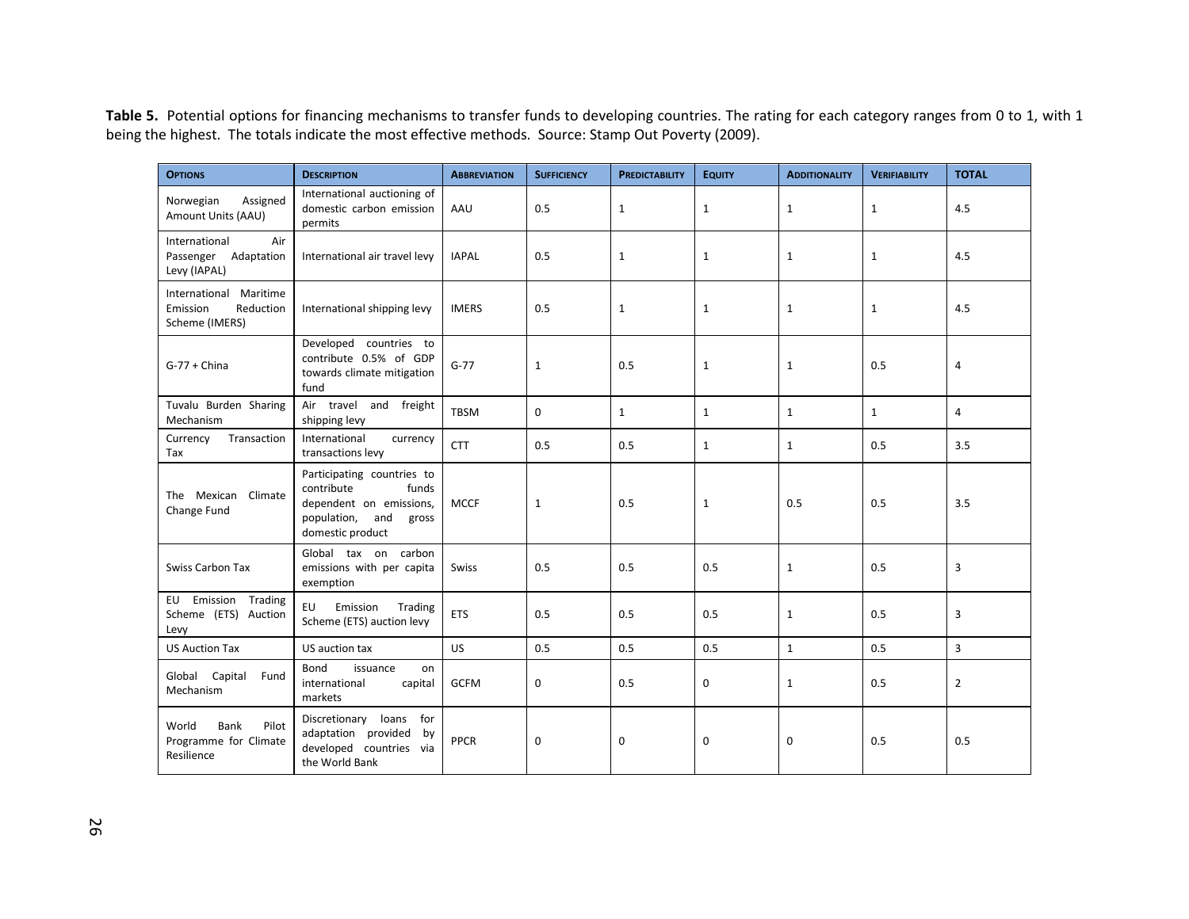**Table 5.** Potential options for financing mechanisms to transfer funds to developing countries. The rating for each category ranges from 0 to 1, with 1 being the highest. The totals indicate the most effective methods. Source: Stamp Out Poverty (2009).

| Options | Description | Abbreviation | Sufficiency | Predictability | Equity | Additionality | Verifiability | TOTAL |
|---|---|---|---|---|---|---|---|---|
| Norwegian Assigned Amount Units (AAU) | International auctioning of domestic carbon emission permits | AAU | 0.5 | 1 | 1 | 1 | 1 | 4.5 |
| International Air Passenger Adaptation Levy (IAPAL) | International air travel levy | IAPAL | 0.5 | 1 | 1 | 1 | 1 | 4.5 |
| International Maritime Emission Reduction Scheme (IMERS) | International shipping levy | IMERS | 0.5 | 1 | 1 | 1 | 1 | 4.5 |
| G-77 + China | Developed countries to contribute 0.5% of GDP towards climate mitigation fund | G-77 | 1 | 0.5 | 1 | 1 | 0.5 | 4 |
| Tuvalu Burden Sharing Mechanism | Air travel and freight shipping levy | TBSM | 0 | 1 | 1 | 1 | 1 | 4 |
| Currency Transaction Tax | International currency transactions levy | CTT | 0.5 | 0.5 | 1 | 1 | 0.5 | 3.5 |
| The Mexican Climate Change Fund | Participating countries to contribute funds dependent on emissions, population, and gross domestic product | MCCF | 1 | 0.5 | 1 | 0.5 | 0.5 | 3.5 |
| Swiss Carbon Tax | Global tax on carbon emissions with per capita exemption | Swiss | 0.5 | 0.5 | 0.5 | 1 | 0.5 | 3 |
| EU Emission Trading Scheme (ETS) Auction Levy | EU Emission Trading Scheme (ETS) auction levy | ETS | 0.5 | 0.5 | 0.5 | 1 | 0.5 | 3 |
| US Auction Tax | US auction tax | US | 0.5 | 0.5 | 0.5 | 1 | 0.5 | 3 |
| Global Capital Fund Mechanism | Bond issuance on international capital markets | GCFM | 0 | 0.5 | 0 | 1 | 0.5 | 2 |
| World Bank Pilot Programme for Climate Resilience | Discretionary loans for adaptation provided by developed countries via the World Bank | PPCR | 0 | 0 | 0 | 0 | 0.5 | 0.5 |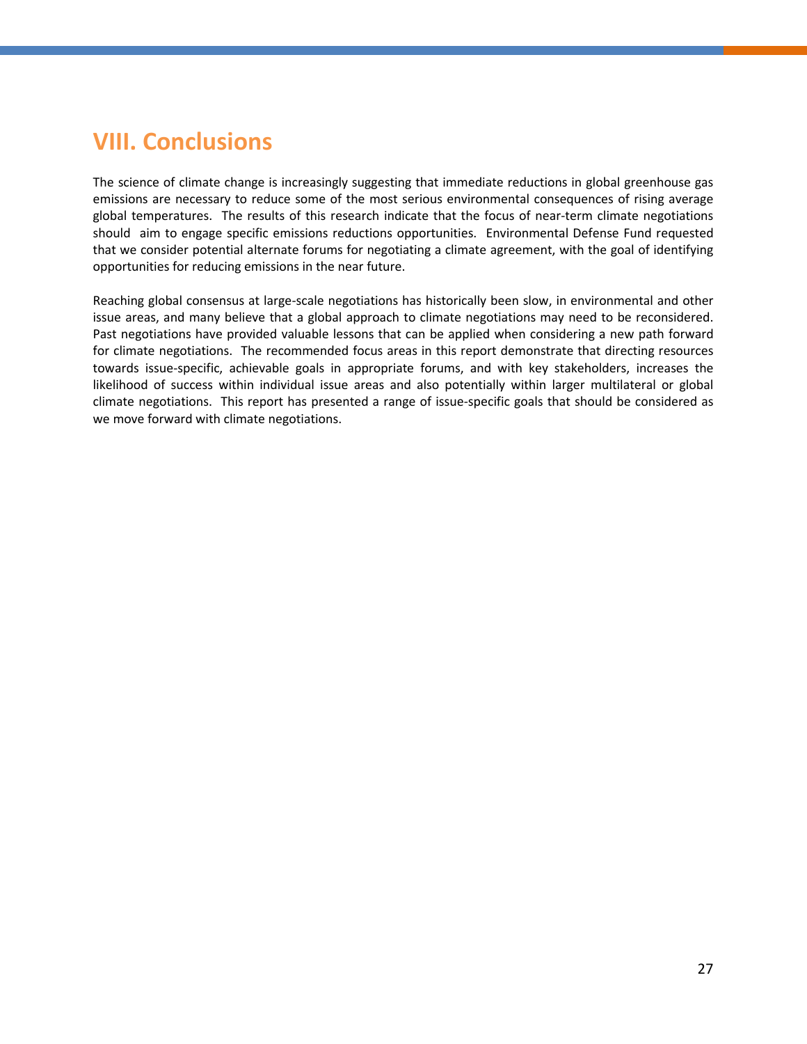# VIII. Conclusions

The science of climate change is increasingly suggesting that immediate reductions in global greenhouse gas emissions are necessary to reduce some of the most serious environmental consequences of rising average global temperatures. The results of this research indicate that the focus of near-term climate negotiations should aim to engage specific emissions reductions opportunities. Environmental Defense Fund requested that we consider potential alternate forums for negotiating a climate agreement, with the goal of identifying opportunities for reducing emissions in the near future.

Reaching global consensus at large-scale negotiations has historically been slow, in environmental and other issue areas, and many believe that a global approach to climate negotiations may need to be reconsidered. Past negotiations have provided valuable lessons that can be applied when considering a new path forward for climate negotiations. The recommended focus areas in this report demonstrate that directing resources towards issue-specific, achievable goals in appropriate forums, and with key stakeholders, increases the likelihood of success within individual issue areas and also potentially within larger multilateral or global climate negotiations. This report has presented a range of issue-specific goals that should be considered as we move forward with climate negotiations.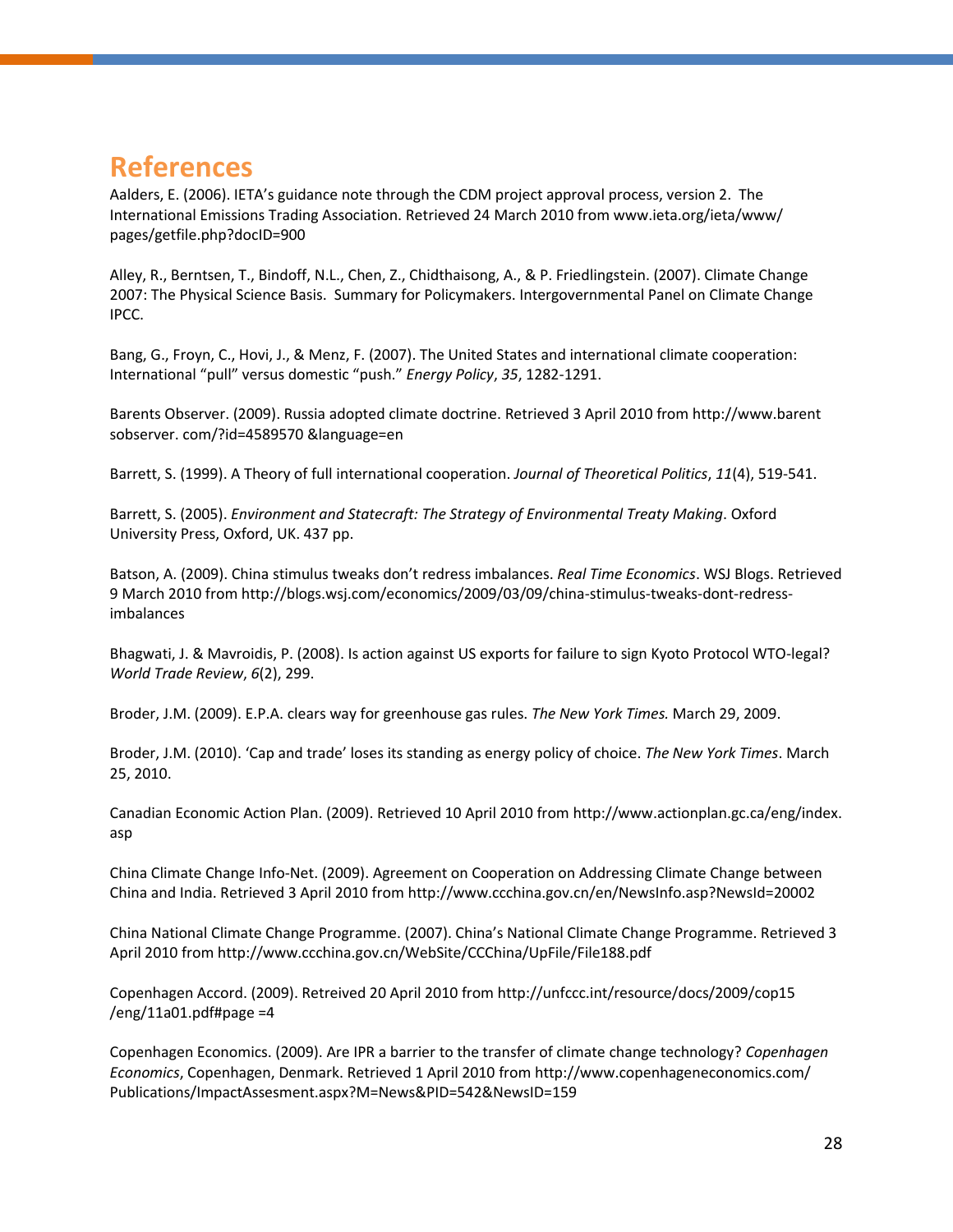# References

Aalders, E. (2006). IETA's guidance note through the CDM project approval process, version 2. The International Emissions Trading Association. Retrieved 24 March 2010 from www.ieta.org/ieta/www/pages/getfile.php?docID=900

Alley, R., Berntsen, T., Bindoff, N.L., Chen, Z., Chidthaisong, A., & P. Friedlingstein. (2007). Climate Change 2007: The Physical Science Basis. Summary for Policymakers. Intergovernmental Panel on Climate Change IPCC.

Bang, G., Froyn, C., Hovi, J., & Menz, F. (2007). The United States and international climate cooperation: International "pull" versus domestic "push." *Energy Policy*, *35*, 1282-1291.

Barents Observer. (2009). Russia adopted climate doctrine. Retrieved 3 April 2010 from http://www.barentsobserver. com/?id=4589570 &language=en

Barrett, S. (1999). A Theory of full international cooperation. *Journal of Theoretical Politics*, *11*(4), 519-541.

Barrett, S. (2005). *Environment and Statecraft: The Strategy of Environmental Treaty Making*. Oxford University Press, Oxford, UK. 437 pp.

Batson, A. (2009). China stimulus tweaks don't redress imbalances. *Real Time Economics*. WSJ Blogs. Retrieved 9 March 2010 from http://blogs.wsj.com/economics/2009/03/09/china-stimulus-tweaks-dont-redress-imbalances

Bhagwati, J. & Mavroidis, P. (2008). Is action against US exports for failure to sign Kyoto Protocol WTO-legal? *World Trade Review*, *6*(2), 299.

Broder, J.M. (2009). E.P.A. clears way for greenhouse gas rules. *The New York Times.* March 29, 2009.

Broder, J.M. (2010). 'Cap and trade' loses its standing as energy policy of choice. *The New York Times*. March 25, 2010.

Canadian Economic Action Plan. (2009). Retrieved 10 April 2010 from http://www.actionplan.gc.ca/eng/index.asp

China Climate Change Info-Net. (2009). Agreement on Cooperation on Addressing Climate Change between China and India. Retrieved 3 April 2010 from http://www.ccchina.gov.cn/en/NewsInfo.asp?NewsId=20002

China National Climate Change Programme. (2007). China's National Climate Change Programme. Retrieved 3 April 2010 from http://www.ccchina.gov.cn/WebSite/CCChina/UpFile/File188.pdf

Copenhagen Accord. (2009). Retreived 20 April 2010 from http://unfccc.int/resource/docs/2009/cop15 /eng/11a01.pdf#page =4

Copenhagen Economics. (2009). Are IPR a barrier to the transfer of climate change technology? *Copenhagen Economics*, Copenhagen, Denmark. Retrieved 1 April 2010 from http://www.copenhageneconomics.com/Publications/ImpactAssesment.aspx?M=News&PID=542&NewsID=159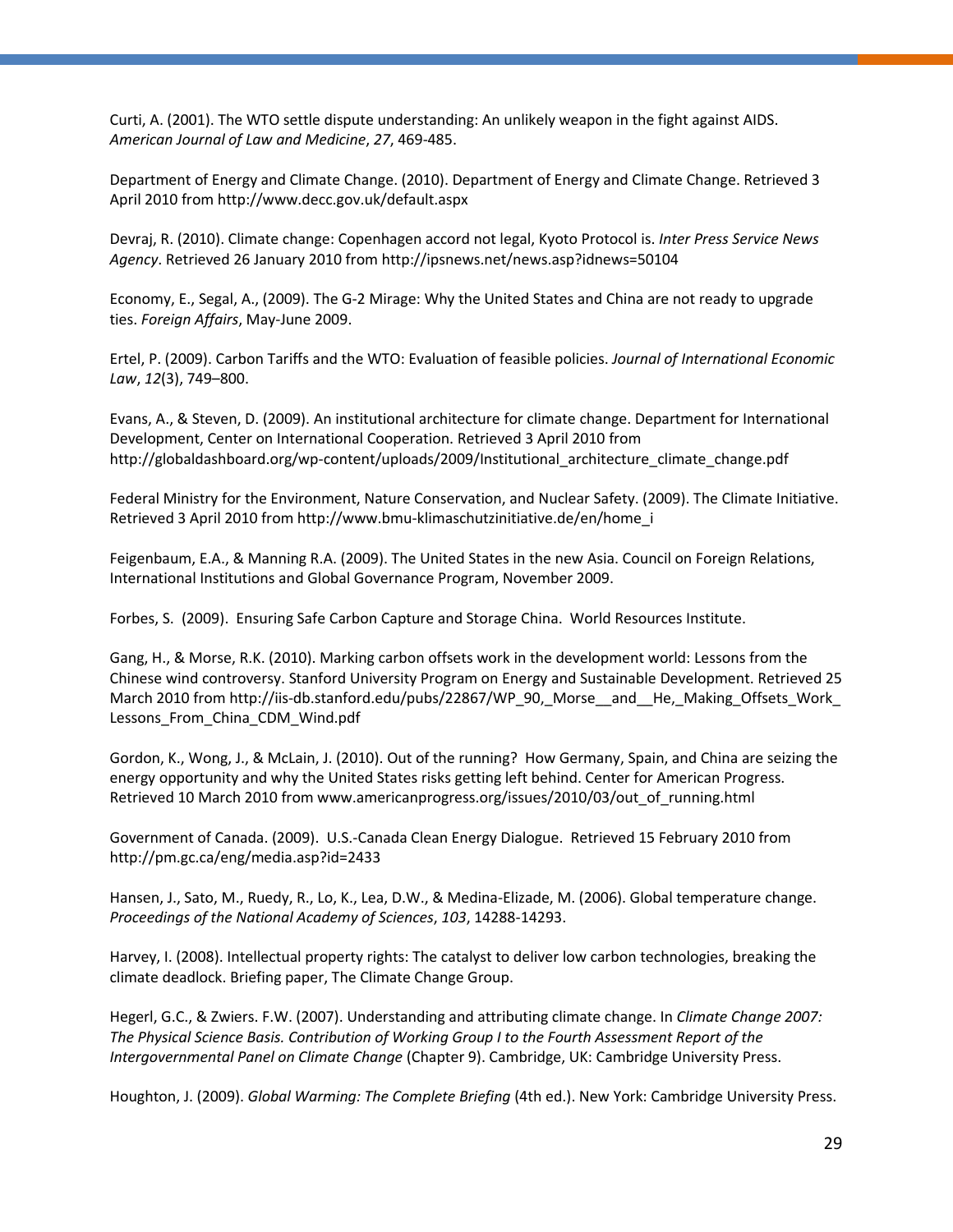Curti, A. (2001). The WTO settle dispute understanding: An unlikely weapon in the fight against AIDS. *American Journal of Law and Medicine*, *27*, 469-485.

Department of Energy and Climate Change. (2010). Department of Energy and Climate Change. Retrieved 3 April 2010 from http://www.decc.gov.uk/default.aspx

Devraj, R. (2010). Climate change: Copenhagen accord not legal, Kyoto Protocol is. *Inter Press Service News Agency*. Retrieved 26 January 2010 from http://ipsnews.net/news.asp?idnews=50104

Economy, E., Segal, A., (2009). The G-2 Mirage: Why the United States and China are not ready to upgrade ties. *Foreign Affairs*, May-June 2009.

Ertel, P. (2009). Carbon Tariffs and the WTO: Evaluation of feasible policies. *Journal of International Economic Law*, *12*(3), 749–800.

Evans, A., & Steven, D. (2009). An institutional architecture for climate change. Department for International Development, Center on International Cooperation. Retrieved 3 April 2010 from http://globaldashboard.org/wp-content/uploads/2009/Institutional_architecture_climate_change.pdf

Federal Ministry for the Environment, Nature Conservation, and Nuclear Safety. (2009). The Climate Initiative. Retrieved 3 April 2010 from http://www.bmu-klimaschutzinitiative.de/en/home_i

Feigenbaum, E.A., & Manning R.A. (2009). The United States in the new Asia. Council on Foreign Relations, International Institutions and Global Governance Program, November 2009.

Forbes, S. (2009). Ensuring Safe Carbon Capture and Storage China. World Resources Institute.

Gang, H., & Morse, R.K. (2010). Marking carbon offsets work in the development world: Lessons from the Chinese wind controversy. Stanford University Program on Energy and Sustainable Development. Retrieved 25 March 2010 from http://iis-db.stanford.edu/pubs/22867/WP_90,_Morse__and__He,_Making_Offsets_Work_Lessons_From_China_CDM_Wind.pdf

Gordon, K., Wong, J., & McLain, J. (2010). Out of the running? How Germany, Spain, and China are seizing the energy opportunity and why the United States risks getting left behind. Center for American Progress. Retrieved 10 March 2010 from www.americanprogress.org/issues/2010/03/out_of_running.html

Government of Canada. (2009). U.S.-Canada Clean Energy Dialogue. Retrieved 15 February 2010 from http://pm.gc.ca/eng/media.asp?id=2433

Hansen, J., Sato, M., Ruedy, R., Lo, K., Lea, D.W., & Medina-Elizade, M. (2006). Global temperature change. *Proceedings of the National Academy of Sciences*, *103*, 14288-14293.

Harvey, I. (2008). Intellectual property rights: The catalyst to deliver low carbon technologies, breaking the climate deadlock. Briefing paper, The Climate Change Group.

Hegerl, G.C., & Zwiers. F.W. (2007). Understanding and attributing climate change. In *Climate Change 2007: The Physical Science Basis. Contribution of Working Group I to the Fourth Assessment Report of the Intergovernmental Panel on Climate Change* (Chapter 9). Cambridge, UK: Cambridge University Press.

Houghton, J. (2009). *Global Warming: The Complete Briefing* (4th ed.). New York: Cambridge University Press.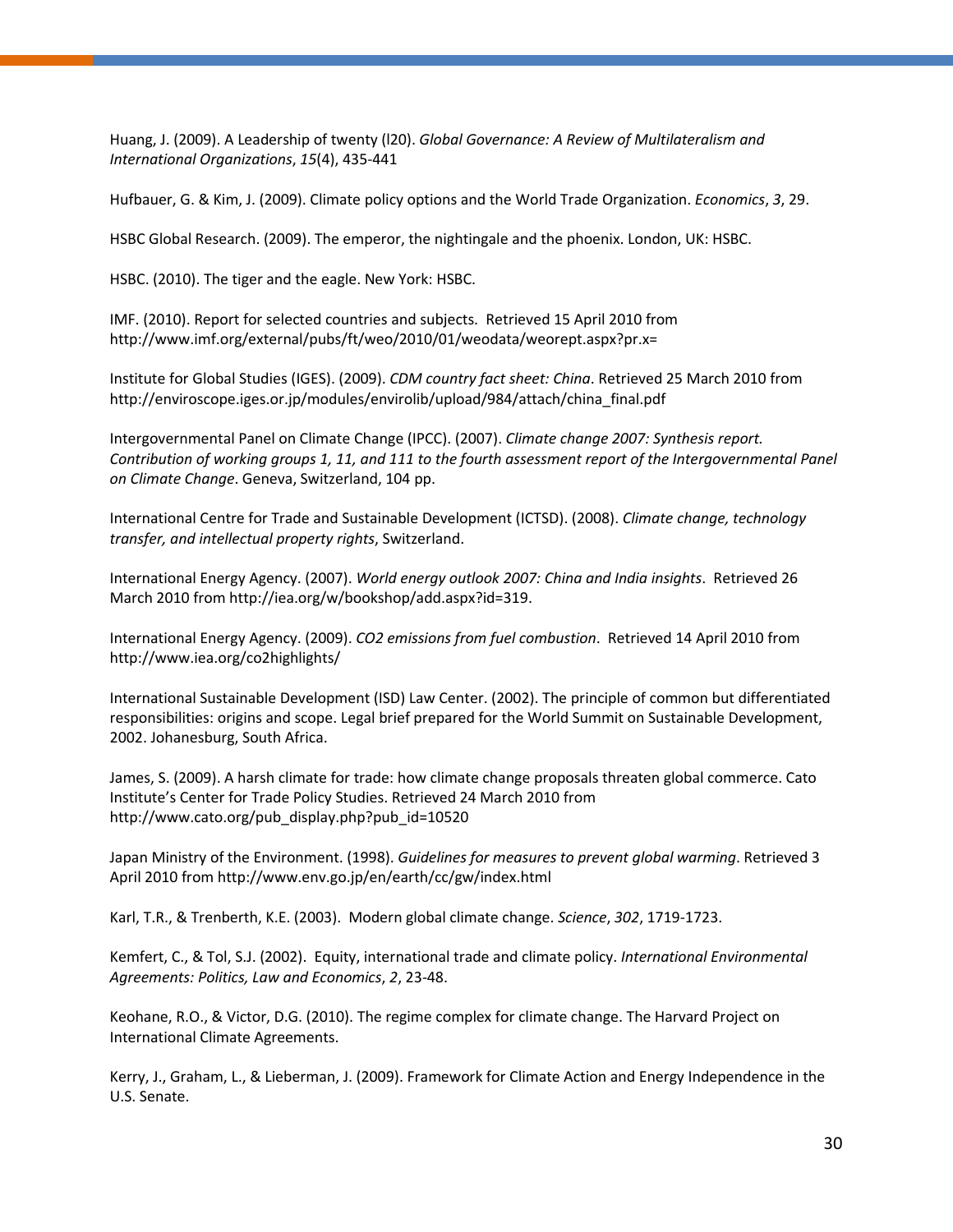Huang, J. (2009). A Leadership of twenty (l20). *Global Governance: A Review of Multilateralism and International Organizations*, *15*(4), 435-441

Hufbauer, G. & Kim, J. (2009). Climate policy options and the World Trade Organization. *Economics*, *3*, 29.

HSBC Global Research. (2009). The emperor, the nightingale and the phoenix. London, UK: HSBC.

HSBC. (2010). The tiger and the eagle. New York: HSBC.

IMF. (2010). Report for selected countries and subjects. Retrieved 15 April 2010 from http://www.imf.org/external/pubs/ft/weo/2010/01/weodata/weorept.aspx?pr.x=

Institute for Global Studies (IGES). (2009). *CDM country fact sheet: China*. Retrieved 25 March 2010 from http://enviroscope.iges.or.jp/modules/envirolib/upload/984/attach/china_final.pdf

Intergovernmental Panel on Climate Change (IPCC). (2007). *Climate change 2007: Synthesis report. Contribution of working groups 1, 11, and 111 to the fourth assessment report of the Intergovernmental Panel on Climate Change*. Geneva, Switzerland, 104 pp.

International Centre for Trade and Sustainable Development (ICTSD). (2008). *Climate change, technology transfer, and intellectual property rights*, Switzerland.

International Energy Agency. (2007). *World energy outlook 2007: China and India insights*. Retrieved 26 March 2010 from http://iea.org/w/bookshop/add.aspx?id=319.

International Energy Agency. (2009). *CO2 emissions from fuel combustion*. Retrieved 14 April 2010 from http://www.iea.org/co2highlights/

International Sustainable Development (ISD) Law Center. (2002). The principle of common but differentiated responsibilities: origins and scope. Legal brief prepared for the World Summit on Sustainable Development, 2002. Johanesburg, South Africa.

James, S. (2009). A harsh climate for trade: how climate change proposals threaten global commerce. Cato Institute's Center for Trade Policy Studies. Retrieved 24 March 2010 from http://www.cato.org/pub_display.php?pub_id=10520

Japan Ministry of the Environment. (1998). *Guidelines for measures to prevent global warming*. Retrieved 3 April 2010 from http://www.env.go.jp/en/earth/cc/gw/index.html

Karl, T.R., & Trenberth, K.E. (2003). Modern global climate change. *Science*, *302*, 1719-1723.

Kemfert, C., & Tol, S.J. (2002). Equity, international trade and climate policy. *International Environmental Agreements: Politics, Law and Economics*, *2*, 23-48.

Keohane, R.O., & Victor, D.G. (2010). The regime complex for climate change. The Harvard Project on International Climate Agreements.

Kerry, J., Graham, L., & Lieberman, J. (2009). Framework for Climate Action and Energy Independence in the U.S. Senate.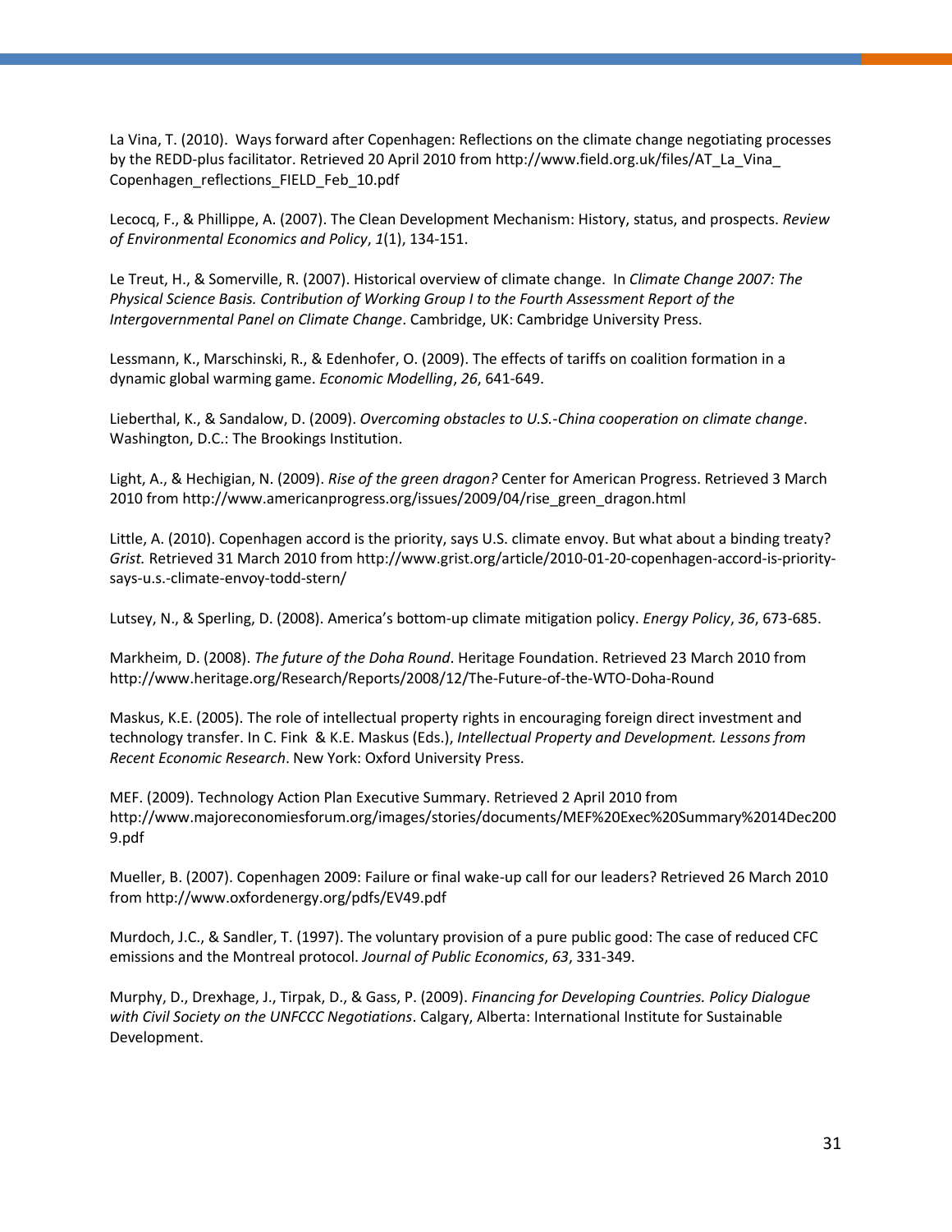La Vina, T. (2010). Ways forward after Copenhagen: Reflections on the climate change negotiating processes by the REDD-plus facilitator. Retrieved 20 April 2010 from http://www.field.org.uk/files/AT_La_Vina_Copenhagen_reflections_FIELD_Feb_10.pdf

Lecocq, F., & Phillippe, A. (2007). The Clean Development Mechanism: History, status, and prospects. *Review of Environmental Economics and Policy*, *1*(1), 134-151.

Le Treut, H., & Somerville, R. (2007). Historical overview of climate change. In *Climate Change 2007: The Physical Science Basis. Contribution of Working Group I to the Fourth Assessment Report of the Intergovernmental Panel on Climate Change*. Cambridge, UK: Cambridge University Press.

Lessmann, K., Marschinski, R., & Edenhofer, O. (2009). The effects of tariffs on coalition formation in a dynamic global warming game. *Economic Modelling*, *26*, 641-649.

Lieberthal, K., & Sandalow, D. (2009). *Overcoming obstacles to U.S.-China cooperation on climate change*. Washington, D.C.: The Brookings Institution.

Light, A., & Hechigian, N. (2009). *Rise of the green dragon?* Center for American Progress. Retrieved 3 March 2010 from http://www.americanprogress.org/issues/2009/04/rise_green_dragon.html

Little, A. (2010). Copenhagen accord is the priority, says U.S. climate envoy. But what about a binding treaty? *Grist.* Retrieved 31 March 2010 from http://www.grist.org/article/2010-01-20-copenhagen-accord-is-priority-says-u.s.-climate-envoy-todd-stern/

Lutsey, N., & Sperling, D. (2008). America's bottom-up climate mitigation policy. *Energy Policy*, *36*, 673-685.

Markheim, D. (2008). *The future of the Doha Round*. Heritage Foundation. Retrieved 23 March 2010 from http://www.heritage.org/Research/Reports/2008/12/The-Future-of-the-WTO-Doha-Round

Maskus, K.E. (2005). The role of intellectual property rights in encouraging foreign direct investment and technology transfer. In C. Fink & K.E. Maskus (Eds.), *Intellectual Property and Development. Lessons from Recent Economic Research*. New York: Oxford University Press.

MEF. (2009). Technology Action Plan Executive Summary. Retrieved 2 April 2010 from http://www.majoreconomiesforum.org/images/stories/documents/MEF%20Exec%20Summary%2014Dec2009.pdf

Mueller, B. (2007). Copenhagen 2009: Failure or final wake-up call for our leaders? Retrieved 26 March 2010 from http://www.oxfordenergy.org/pdfs/EV49.pdf

Murdoch, J.C., & Sandler, T. (1997). The voluntary provision of a pure public good: The case of reduced CFC emissions and the Montreal protocol. *Journal of Public Economics*, *63*, 331-349.

Murphy, D., Drexhage, J., Tirpak, D., & Gass, P. (2009). *Financing for Developing Countries. Policy Dialogue with Civil Society on the UNFCCC Negotiations*. Calgary, Alberta: International Institute for Sustainable Development.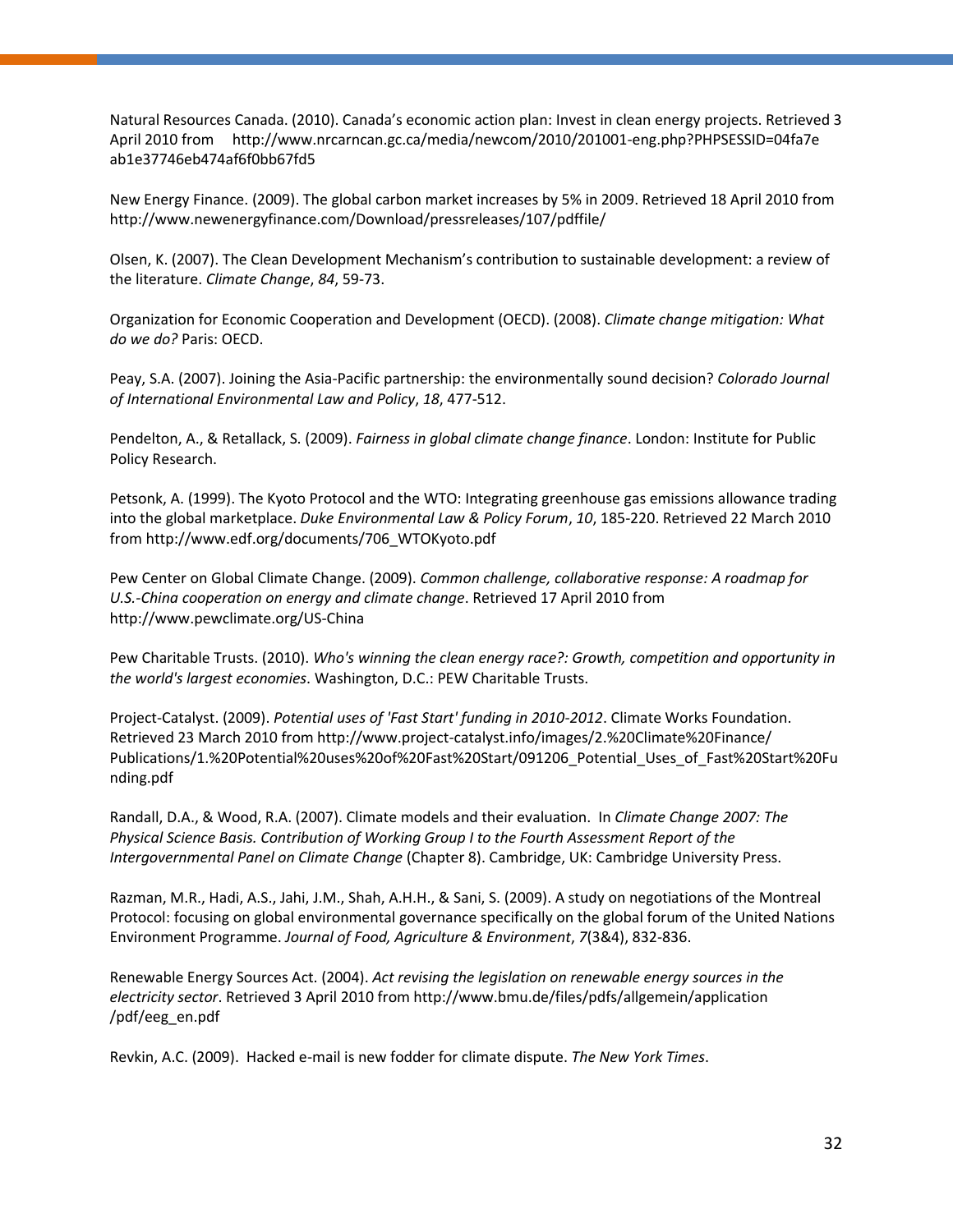Natural Resources Canada. (2010). Canada's economic action plan: Invest in clean energy projects. Retrieved 3 April 2010 from http://www.nrcarncan.gc.ca/media/newcom/2010/201001-eng.php?PHPSESSID=04fa7eab1e37746eb474af6f0bb67fd5

New Energy Finance. (2009). The global carbon market increases by 5% in 2009. Retrieved 18 April 2010 from http://www.newenergyfinance.com/Download/pressreleases/107/pdffile/

Olsen, K. (2007). The Clean Development Mechanism's contribution to sustainable development: a review of the literature. *Climate Change*, *84*, 59-73.

Organization for Economic Cooperation and Development (OECD). (2008). *Climate change mitigation: What do we do?* Paris: OECD.

Peay, S.A. (2007). Joining the Asia-Pacific partnership: the environmentally sound decision? *Colorado Journal of International Environmental Law and Policy*, *18*, 477-512.

Pendelton, A., & Retallack, S. (2009). *Fairness in global climate change finance*. London: Institute for Public Policy Research.

Petsonk, A. (1999). The Kyoto Protocol and the WTO: Integrating greenhouse gas emissions allowance trading into the global marketplace. *Duke Environmental Law & Policy Forum*, *10*, 185-220. Retrieved 22 March 2010 from http://www.edf.org/documents/706_WTOKyoto.pdf

Pew Center on Global Climate Change. (2009). *Common challenge, collaborative response: A roadmap for U.S.-China cooperation on energy and climate change*. Retrieved 17 April 2010 from http://www.pewclimate.org/US-China

Pew Charitable Trusts. (2010). *Who's winning the clean energy race?: Growth, competition and opportunity in the world's largest economies*. Washington, D.C.: PEW Charitable Trusts.

Project-Catalyst. (2009). *Potential uses of 'Fast Start' funding in 2010-2012*. Climate Works Foundation. Retrieved 23 March 2010 from http://www.project-catalyst.info/images/2.%20Climate%20Finance/Publications/1.%20Potential%20uses%20of%20Fast%20Start/091206_Potential_Uses_of_Fast%20Start%20Funding.pdf

Randall, D.A., & Wood, R.A. (2007). Climate models and their evaluation. In *Climate Change 2007: The Physical Science Basis. Contribution of Working Group I to the Fourth Assessment Report of the Intergovernmental Panel on Climate Change* (Chapter 8). Cambridge, UK: Cambridge University Press.

Razman, M.R., Hadi, A.S., Jahi, J.M., Shah, A.H.H., & Sani, S. (2009). A study on negotiations of the Montreal Protocol: focusing on global environmental governance specifically on the global forum of the United Nations Environment Programme. *Journal of Food, Agriculture & Environment*, *7*(3&4), 832-836.

Renewable Energy Sources Act. (2004). *Act revising the legislation on renewable energy sources in the electricity sector*. Retrieved 3 April 2010 from http://www.bmu.de/files/pdfs/allgemein/application/pdf/eeg_en.pdf

Revkin, A.C. (2009). Hacked e-mail is new fodder for climate dispute. *The New York Times*.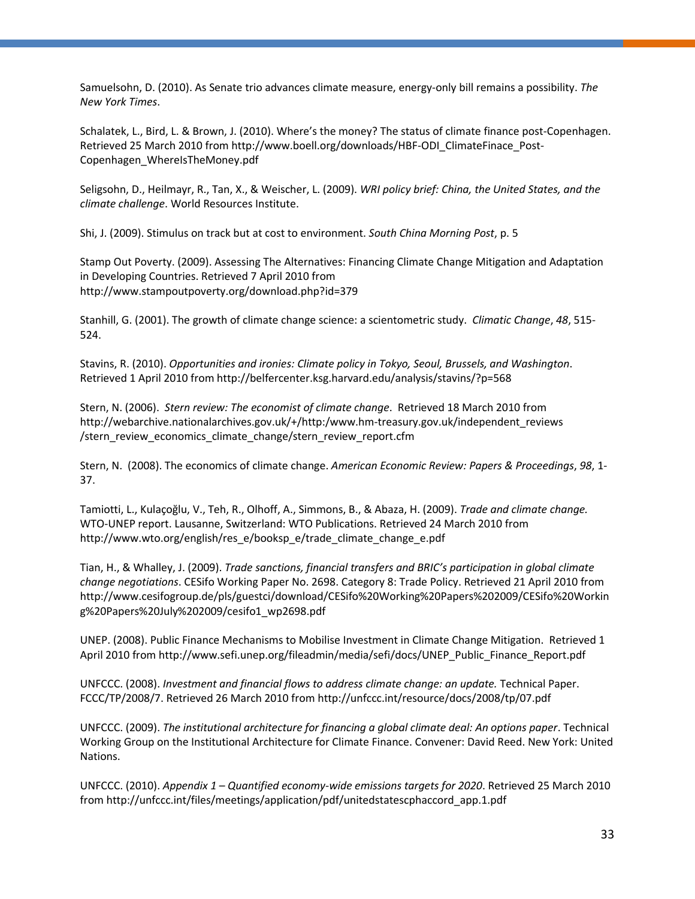Samuelsohn, D. (2010). As Senate trio advances climate measure, energy-only bill remains a possibility. *The New York Times*.

Schalatek, L., Bird, L. & Brown, J. (2010). Where's the money? The status of climate finance post-Copenhagen. Retrieved 25 March 2010 from http://www.boell.org/downloads/HBF-ODI_ClimateFinace_Post-Copenhagen_WhereIsTheMoney.pdf

Seligsohn, D., Heilmayr, R., Tan, X., & Weischer, L. (2009). *WRI policy brief: China, the United States, and the climate challenge*. World Resources Institute.

Shi, J. (2009). Stimulus on track but at cost to environment. *South China Morning Post*, p. 5

Stamp Out Poverty. (2009). Assessing The Alternatives: Financing Climate Change Mitigation and Adaptation in Developing Countries. Retrieved 7 April 2010 from http://www.stampoutpoverty.org/download.php?id=379

Stanhill, G. (2001). The growth of climate change science: a scientometric study. *Climatic Change*, *48*, 515-524.

Stavins, R. (2010). *Opportunities and ironies: Climate policy in Tokyo, Seoul, Brussels, and Washington*. Retrieved 1 April 2010 from http://belfercenter.ksg.harvard.edu/analysis/stavins/?p=568

Stern, N. (2006). *Stern review: The economist of climate change*. Retrieved 18 March 2010 from http://webarchive.nationalarchives.gov.uk/+/http:/www.hm-treasury.gov.uk/independent_reviews/stern_review_economics_climate_change/stern_review_report.cfm

Stern, N. (2008). The economics of climate change. *American Economic Review: Papers & Proceedings*, *98*, 1-37.

Tamiotti, L., Kulaçoğlu, V., Teh, R., Olhoff, A., Simmons, B., & Abaza, H. (2009). *Trade and climate change.* WTO-UNEP report. Lausanne, Switzerland: WTO Publications. Retrieved 24 March 2010 from http://www.wto.org/english/res_e/booksp_e/trade_climate_change_e.pdf

Tian, H., & Whalley, J. (2009). *Trade sanctions, financial transfers and BRIC's participation in global climate change negotiations*. CESifo Working Paper No. 2698. Category 8: Trade Policy. Retrieved 21 April 2010 from http://www.cesifogroup.de/pls/guestci/download/CESifo%20Working%20Papers%202009/CESifo%20Working%20Papers%20July%202009/cesifo1_wp2698.pdf

UNEP. (2008). Public Finance Mechanisms to Mobilise Investment in Climate Change Mitigation. Retrieved 1 April 2010 from http://www.sefi.unep.org/fileadmin/media/sefi/docs/UNEP_Public_Finance_Report.pdf

UNFCCC. (2008). *Investment and financial flows to address climate change: an update.* Technical Paper. FCCC/TP/2008/7. Retrieved 26 March 2010 from http://unfccc.int/resource/docs/2008/tp/07.pdf

UNFCCC. (2009). *The institutional architecture for financing a global climate deal: An options paper*. Technical Working Group on the Institutional Architecture for Climate Finance. Convener: David Reed. New York: United Nations.

UNFCCC. (2010). *Appendix 1 – Quantified economy-wide emissions targets for 2020*. Retrieved 25 March 2010 from http://unfccc.int/files/meetings/application/pdf/unitedstatescphaccord_app.1.pdf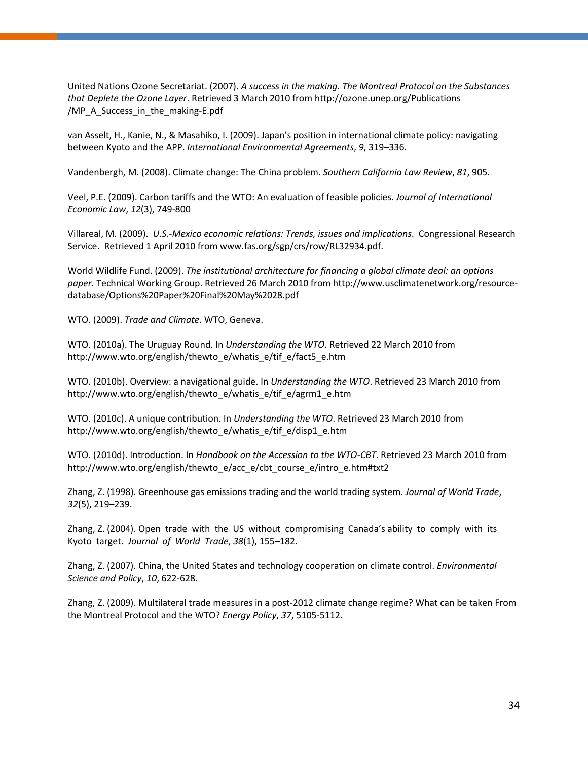United Nations Ozone Secretariat. (2007). *A success in the making. The Montreal Protocol on the Substances that Deplete the Ozone Layer*. Retrieved 3 March 2010 from http://ozone.unep.org/Publications /MP_A_Success_in_the_making-E.pdf

van Asselt, H., Kanie, N., & Masahiko, I. (2009). Japan's position in international climate policy: navigating between Kyoto and the APP. *International Environmental Agreements*, *9*, 319–336.

Vandenbergh, M. (2008). Climate change: The China problem. *Southern California Law Review*, *81*, 905.

Veel, P.E. (2009). Carbon tariffs and the WTO: An evaluation of feasible policies. *Journal of International Economic Law*, *12*(3), 749-800

Villareal, M. (2009). *U.S.-Mexico economic relations: Trends, issues and implications.* Congressional Research Service. Retrieved 1 April 2010 from www.fas.org/sgp/crs/row/RL32934.pdf.

World Wildlife Fund. (2009). *The institutional architecture for financing a global climate deal: an options paper*. Technical Working Group. Retrieved 26 March 2010 from http://www.usclimatenetwork.org/resource-database/Options%20Paper%20Final%20May%2028.pdf

WTO. (2009). *Trade and Climate*. WTO, Geneva.

WTO. (2010a). The Uruguay Round. In *Understanding the WTO*. Retrieved 22 March 2010 from http://www.wto.org/english/thewto_e/whatis_e/tif_e/fact5_e.htm

WTO. (2010b). Overview: a navigational guide. In *Understanding the WTO*. Retrieved 23 March 2010 from http://www.wto.org/english/thewto_e/whatis_e/tif_e/agrm1_e.htm

WTO. (2010c). A unique contribution. In *Understanding the WTO*. Retrieved 23 March 2010 from http://www.wto.org/english/thewto_e/whatis_e/tif_e/disp1_e.htm

WTO. (2010d). Introduction. In *Handbook on the Accession to the WTO-CBT*. Retrieved 23 March 2010 from http://www.wto.org/english/thewto_e/acc_e/cbt_course_e/intro_e.htm#txt2

Zhang, Z. (1998). Greenhouse gas emissions trading and the world trading system. *Journal of World Trade*, *32*(5), 219–239.

Zhang, Z. (2004). Open trade with the US without compromising Canada's ability to comply with its Kyoto target. *Journal of World Trade*, *38*(1), 155–182.

Zhang, Z. (2007). China, the United States and technology cooperation on climate control. *Environmental Science and Policy*, *10*, 622-628.

Zhang, Z. (2009). Multilateral trade measures in a post-2012 climate change regime? What can be taken From the Montreal Protocol and the WTO? *Energy Policy*, *37*, 5105-5112.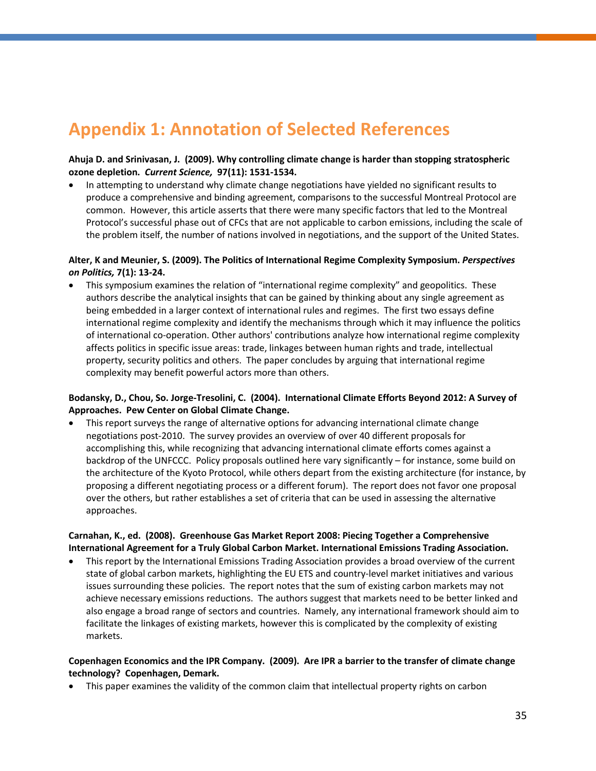# Appendix 1: Annotation of Selected References

**Ahuja D. and Srinivasan, J. (2009). Why controlling climate change is harder than stopping stratospheric ozone depletion. *Current Science,* 97(11): 1531-1534.**

- In attempting to understand why climate change negotiations have yielded no significant results to produce a comprehensive and binding agreement, comparisons to the successful Montreal Protocol are common. However, this article asserts that there were many specific factors that led to the Montreal Protocol's successful phase out of CFCs that are not applicable to carbon emissions, including the scale of the problem itself, the number of nations involved in negotiations, and the support of the United States.

**Alter, K and Meunier, S. (2009). The Politics of International Regime Complexity Symposium. *Perspectives on Politics,* 7(1): 13-24.**

- This symposium examines the relation of "international regime complexity" and geopolitics. These authors describe the analytical insights that can be gained by thinking about any single agreement as being embedded in a larger context of international rules and regimes. The first two essays define international regime complexity and identify the mechanisms through which it may influence the politics of international co-operation. Other authors' contributions analyze how international regime complexity affects politics in specific issue areas: trade, linkages between human rights and trade, intellectual property, security politics and others. The paper concludes by arguing that international regime complexity may benefit powerful actors more than others.

**Bodansky, D., Chou, So. Jorge-Tresolini, C. (2004). International Climate Efforts Beyond 2012: A Survey of Approaches. Pew Center on Global Climate Change.**

- This report surveys the range of alternative options for advancing international climate change negotiations post-2010. The survey provides an overview of over 40 different proposals for accomplishing this, while recognizing that advancing international climate efforts comes against a backdrop of the UNFCCC. Policy proposals outlined here vary significantly – for instance, some build on the architecture of the Kyoto Protocol, while others depart from the existing architecture (for instance, by proposing a different negotiating process or a different forum). The report does not favor one proposal over the others, but rather establishes a set of criteria that can be used in assessing the alternative approaches.

**Carnahan, K., ed. (2008). Greenhouse Gas Market Report 2008: Piecing Together a Comprehensive International Agreement for a Truly Global Carbon Market. International Emissions Trading Association.**

- This report by the International Emissions Trading Association provides a broad overview of the current state of global carbon markets, highlighting the EU ETS and country-level market initiatives and various issues surrounding these policies. The report notes that the sum of existing carbon markets may not achieve necessary emissions reductions. The authors suggest that markets need to be better linked and also engage a broad range of sectors and countries. Namely, any international framework should aim to facilitate the linkages of existing markets, however this is complicated by the complexity of existing markets.

**Copenhagen Economics and the IPR Company. (2009). Are IPR a barrier to the transfer of climate change technology? Copenhagen, Demark.**

- This paper examines the validity of the common claim that intellectual property rights on carbon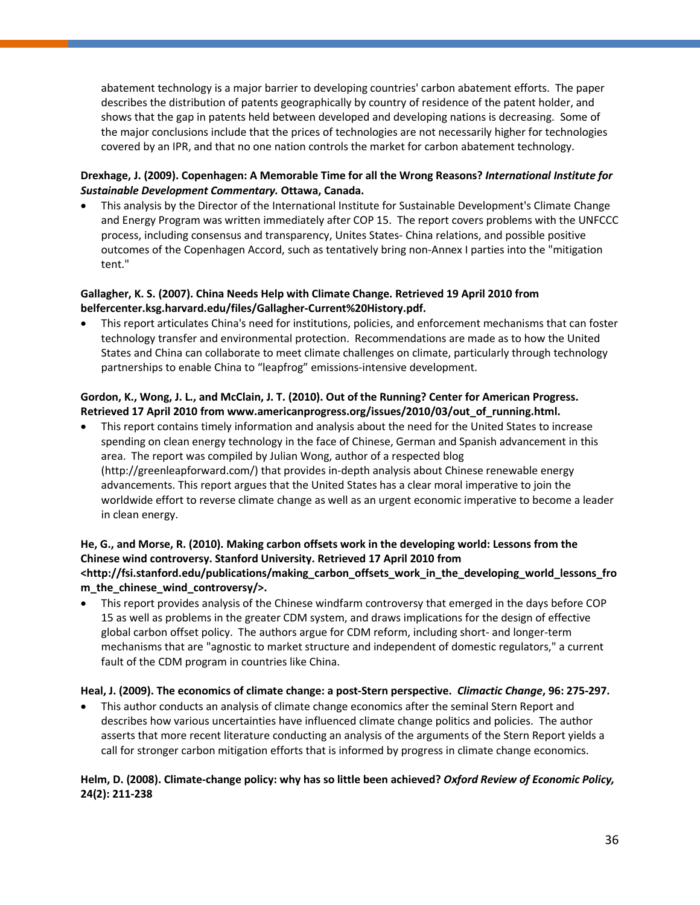abatement technology is a major barrier to developing countries' carbon abatement efforts. The paper describes the distribution of patents geographically by country of residence of the patent holder, and shows that the gap in patents held between developed and developing nations is decreasing. Some of the major conclusions include that the prices of technologies are not necessarily higher for technologies covered by an IPR, and that no one nation controls the market for carbon abatement technology.

**Drexhage, J. (2009). Copenhagen: A Memorable Time for all the Wrong Reasons? *International Institute for Sustainable Development Commentary.* Ottawa, Canada.**

- This analysis by the Director of the International Institute for Sustainable Development's Climate Change and Energy Program was written immediately after COP 15. The report covers problems with the UNFCCC process, including consensus and transparency, Unites States- China relations, and possible positive outcomes of the Copenhagen Accord, such as tentatively bring non-Annex I parties into the "mitigation tent."

**Gallagher, K. S. (2007). China Needs Help with Climate Change. Retrieved 19 April 2010 from belfercenter.ksg.harvard.edu/files/Gallagher-Current%20History.pdf.**

- This report articulates China's need for institutions, policies, and enforcement mechanisms that can foster technology transfer and environmental protection. Recommendations are made as to how the United States and China can collaborate to meet climate challenges on climate, particularly through technology partnerships to enable China to "leapfrog" emissions-intensive development.

**Gordon, K., Wong, J. L., and McClain, J. T. (2010). Out of the Running? Center for American Progress. Retrieved 17 April 2010 from www.americanprogress.org/issues/2010/03/out_of_running.html.**

- This report contains timely information and analysis about the need for the United States to increase spending on clean energy technology in the face of Chinese, German and Spanish advancement in this area. The report was compiled by Julian Wong, author of a respected blog (http://greenleapforward.com/) that provides in-depth analysis about Chinese renewable energy advancements. This report argues that the United States has a clear moral imperative to join the worldwide effort to reverse climate change as well as an urgent economic imperative to become a leader in clean energy.

**He, G., and Morse, R. (2010). Making carbon offsets work in the developing world: Lessons from the Chinese wind controversy. Stanford University. Retrieved 17 April 2010 from <http://fsi.stanford.edu/publications/making_carbon_offsets_work_in_the_developing_world_lessons_from_the_chinese_wind_controversy/>.**

- This report provides analysis of the Chinese windfarm controversy that emerged in the days before COP 15 as well as problems in the greater CDM system, and draws implications for the design of effective global carbon offset policy. The authors argue for CDM reform, including short- and longer-term mechanisms that are "agnostic to market structure and independent of domestic regulators," a current fault of the CDM program in countries like China.

**Heal, J. (2009). The economics of climate change: a post-Stern perspective. *Climactic Change*, 96: 275-297.**

- This author conducts an analysis of climate change economics after the seminal Stern Report and describes how various uncertainties have influenced climate change politics and policies. The author asserts that more recent literature conducting an analysis of the arguments of the Stern Report yields a call for stronger carbon mitigation efforts that is informed by progress in climate change economics.

**Helm, D. (2008). Climate-change policy: why has so little been achieved? *Oxford Review of Economic Policy,* 24(2): 211-238**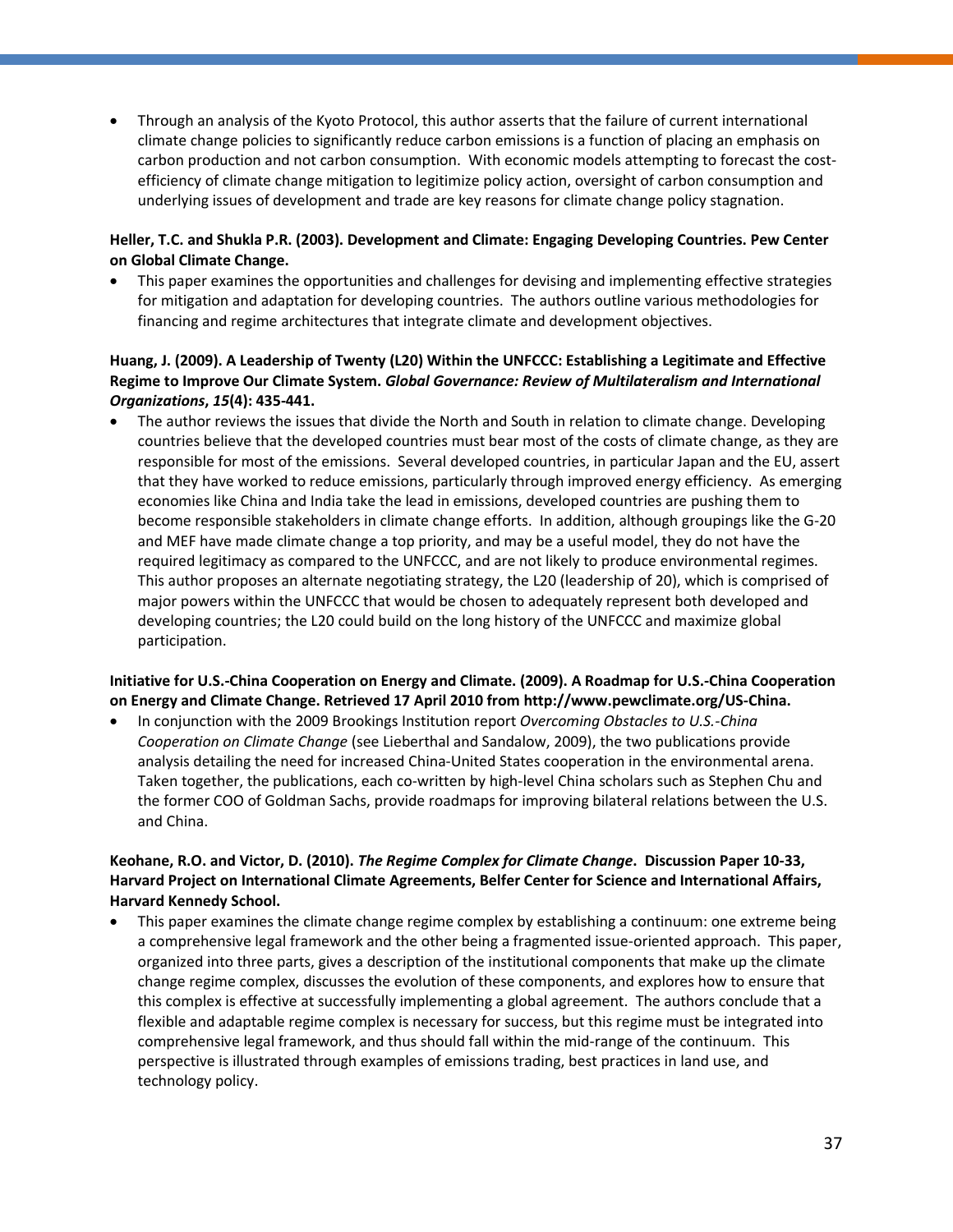- Through an analysis of the Kyoto Protocol, this author asserts that the failure of current international climate change policies to significantly reduce carbon emissions is a function of placing an emphasis on carbon production and not carbon consumption. With economic models attempting to forecast the cost-efficiency of climate change mitigation to legitimize policy action, oversight of carbon consumption and underlying issues of development and trade are key reasons for climate change policy stagnation.

**Heller, T.C. and Shukla P.R. (2003). Development and Climate: Engaging Developing Countries. Pew Center on Global Climate Change.**

- This paper examines the opportunities and challenges for devising and implementing effective strategies for mitigation and adaptation for developing countries. The authors outline various methodologies for financing and regime architectures that integrate climate and development objectives.

**Huang, J. (2009). A Leadership of Twenty (L20) Within the UNFCCC: Establishing a Legitimate and Effective Regime to Improve Our Climate System. *Global Governance: Review of Multilateralism and International Organizations*, *15*(4): 435-441.**

- The author reviews the issues that divide the North and South in relation to climate change. Developing countries believe that the developed countries must bear most of the costs of climate change, as they are responsible for most of the emissions. Several developed countries, in particular Japan and the EU, assert that they have worked to reduce emissions, particularly through improved energy efficiency. As emerging economies like China and India take the lead in emissions, developed countries are pushing them to become responsible stakeholders in climate change efforts. In addition, although groupings like the G-20 and MEF have made climate change a top priority, and may be a useful model, they do not have the required legitimacy as compared to the UNFCCC, and are not likely to produce environmental regimes. This author proposes an alternate negotiating strategy, the L20 (leadership of 20), which is comprised of major powers within the UNFCCC that would be chosen to adequately represent both developed and developing countries; the L20 could build on the long history of the UNFCCC and maximize global participation.

**Initiative for U.S.-China Cooperation on Energy and Climate. (2009). A Roadmap for U.S.-China Cooperation on Energy and Climate Change. Retrieved 17 April 2010 from http://www.pewclimate.org/US-China.**

- In conjunction with the 2009 Brookings Institution report *Overcoming Obstacles to U.S.-China Cooperation on Climate Change* (see Lieberthal and Sandalow, 2009), the two publications provide analysis detailing the need for increased China-United States cooperation in the environmental arena. Taken together, the publications, each co-written by high-level China scholars such as Stephen Chu and the former COO of Goldman Sachs, provide roadmaps for improving bilateral relations between the U.S. and China.

**Keohane, R.O. and Victor, D. (2010). *The Regime Complex for Climate Change*. Discussion Paper 10-33, Harvard Project on International Climate Agreements, Belfer Center for Science and International Affairs, Harvard Kennedy School.**

- This paper examines the climate change regime complex by establishing a continuum: one extreme being a comprehensive legal framework and the other being a fragmented issue-oriented approach. This paper, organized into three parts, gives a description of the institutional components that make up the climate change regime complex, discusses the evolution of these components, and explores how to ensure that this complex is effective at successfully implementing a global agreement. The authors conclude that a flexible and adaptable regime complex is necessary for success, but this regime must be integrated into comprehensive legal framework, and thus should fall within the mid-range of the continuum. This perspective is illustrated through examples of emissions trading, best practices in land use, and technology policy.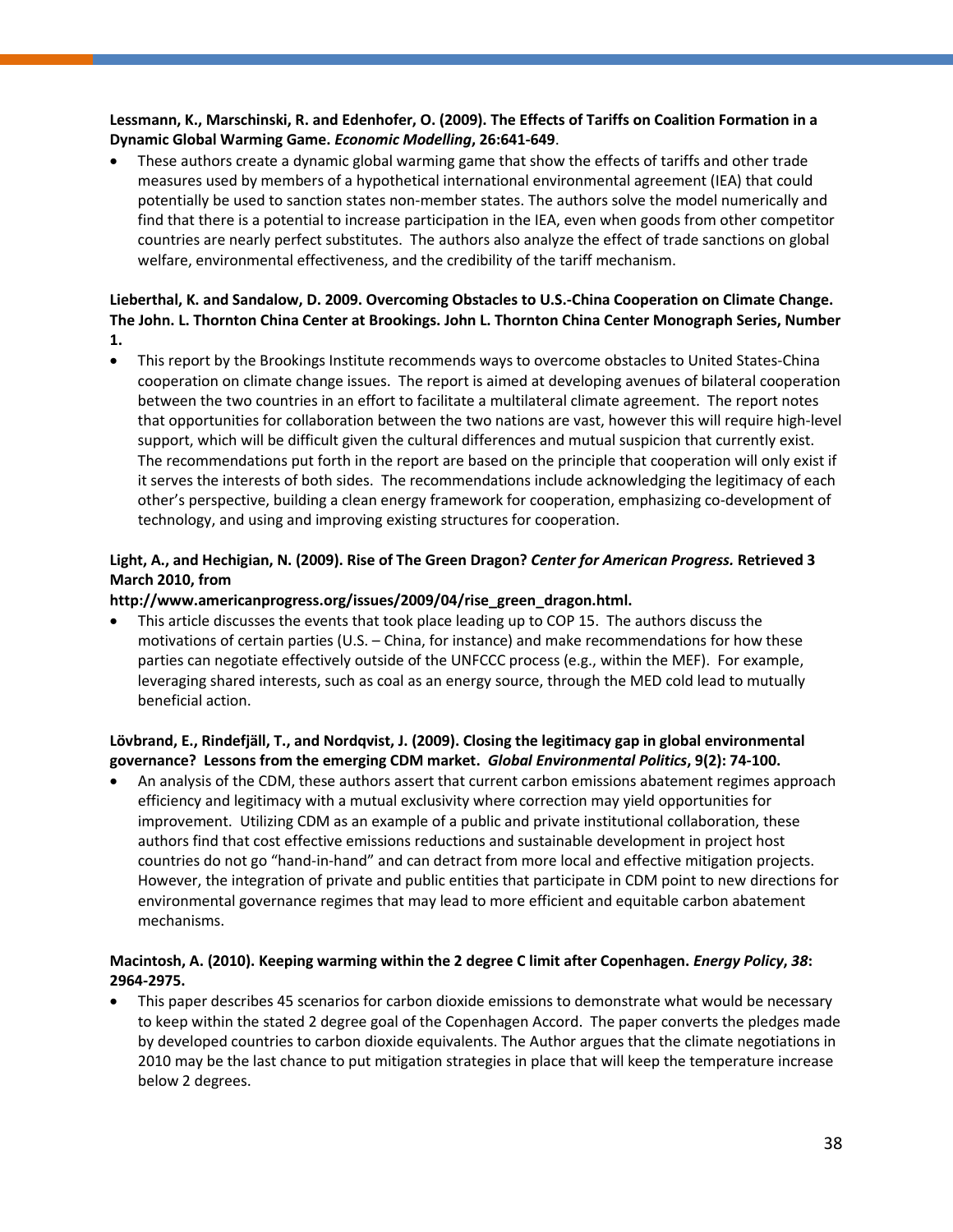**Lessmann, K., Marschinski, R. and Edenhofer, O. (2009). The Effects of Tariffs on Coalition Formation in a Dynamic Global Warming Game. *Economic Modelling*, 26:641-649**.

- These authors create a dynamic global warming game that show the effects of tariffs and other trade measures used by members of a hypothetical international environmental agreement (IEA) that could potentially be used to sanction states non-member states. The authors solve the model numerically and find that there is a potential to increase participation in the IEA, even when goods from other competitor countries are nearly perfect substitutes. The authors also analyze the effect of trade sanctions on global welfare, environmental effectiveness, and the credibility of the tariff mechanism.

**Lieberthal, K. and Sandalow, D. 2009. Overcoming Obstacles to U.S.-China Cooperation on Climate Change. The John. L. Thornton China Center at Brookings. John L. Thornton China Center Monograph Series, Number 1.**

- This report by the Brookings Institute recommends ways to overcome obstacles to United States-China cooperation on climate change issues. The report is aimed at developing avenues of bilateral cooperation between the two countries in an effort to facilitate a multilateral climate agreement. The report notes that opportunities for collaboration between the two nations are vast, however this will require high-level support, which will be difficult given the cultural differences and mutual suspicion that currently exist. The recommendations put forth in the report are based on the principle that cooperation will only exist if it serves the interests of both sides. The recommendations include acknowledging the legitimacy of each other's perspective, building a clean energy framework for cooperation, emphasizing co-development of technology, and using and improving existing structures for cooperation.

**Light, A., and Hechigian, N. (2009). Rise of The Green Dragon? *Center for American Progress.* Retrieved 3 March 2010, from http://www.americanprogress.org/issues/2009/04/rise_green_dragon.html.**

- This article discusses the events that took place leading up to COP 15. The authors discuss the motivations of certain parties (U.S. – China, for instance) and make recommendations for how these parties can negotiate effectively outside of the UNFCCC process (e.g., within the MEF). For example, leveraging shared interests, such as coal as an energy source, through the MED cold lead to mutually beneficial action.

**Lövbrand, E., Rindefjäll, T., and Nordqvist, J. (2009). Closing the legitimacy gap in global environmental governance? Lessons from the emerging CDM market. *Global Environmental Politics*, 9(2): 74-100.**

- An analysis of the CDM, these authors assert that current carbon emissions abatement regimes approach efficiency and legitimacy with a mutual exclusivity where correction may yield opportunities for improvement. Utilizing CDM as an example of a public and private institutional collaboration, these authors find that cost effective emissions reductions and sustainable development in project host countries do not go "hand-in-hand" and can detract from more local and effective mitigation projects. However, the integration of private and public entities that participate in CDM point to new directions for environmental governance regimes that may lead to more efficient and equitable carbon abatement mechanisms.

**Macintosh, A. (2010). Keeping warming within the 2 degree C limit after Copenhagen. *Energy Policy*, *38*: 2964-2975.**

- This paper describes 45 scenarios for carbon dioxide emissions to demonstrate what would be necessary to keep within the stated 2 degree goal of the Copenhagen Accord. The paper converts the pledges made by developed countries to carbon dioxide equivalents. The Author argues that the climate negotiations in 2010 may be the last chance to put mitigation strategies in place that will keep the temperature increase below 2 degrees.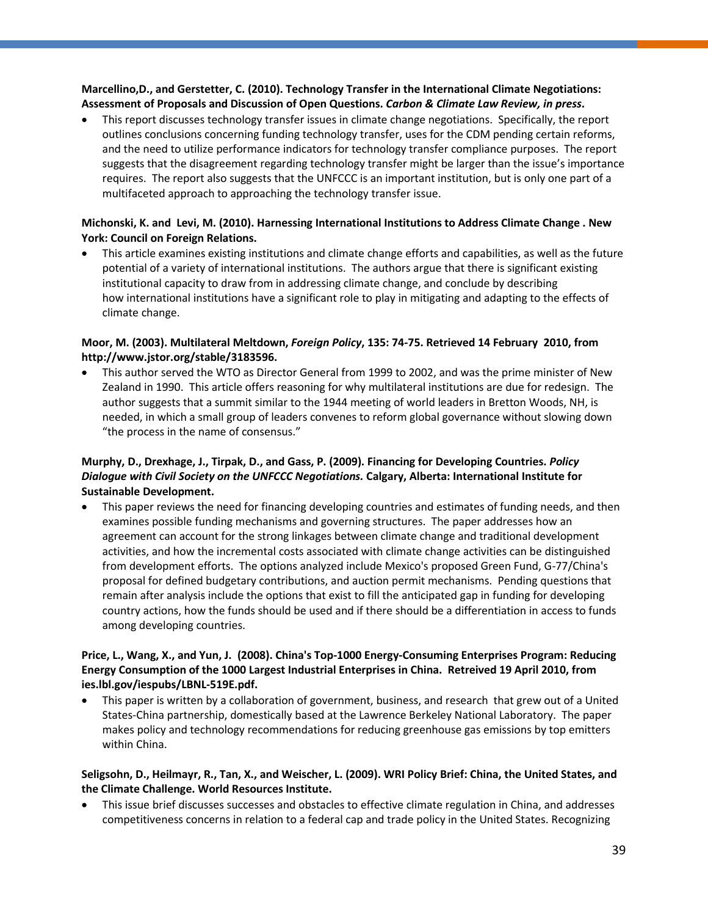**Marcellino,D., and Gerstetter, C. (2010). Technology Transfer in the International Climate Negotiations: Assessment of Proposals and Discussion of Open Questions. *Carbon & Climate Law Review, in press*.**

- This report discusses technology transfer issues in climate change negotiations. Specifically, the report outlines conclusions concerning funding technology transfer, uses for the CDM pending certain reforms, and the need to utilize performance indicators for technology transfer compliance purposes. The report suggests that the disagreement regarding technology transfer might be larger than the issue's importance requires. The report also suggests that the UNFCCC is an important institution, but is only one part of a multifaceted approach to approaching the technology transfer issue.

**Michonski, K. and Levi, M. (2010). Harnessing International Institutions to Address Climate Change . New York: Council on Foreign Relations.**

- This article examines existing institutions and climate change efforts and capabilities, as well as the future potential of a variety of international institutions. The authors argue that there is significant existing institutional capacity to draw from in addressing climate change, and conclude by describing how international institutions have a significant role to play in mitigating and adapting to the effects of climate change.

**Moor, M. (2003). Multilateral Meltdown, *Foreign Policy*, 135: 74-75. Retrieved 14 February 2010, from http://www.jstor.org/stable/3183596.**

- This author served the WTO as Director General from 1999 to 2002, and was the prime minister of New Zealand in 1990. This article offers reasoning for why multilateral institutions are due for redesign. The author suggests that a summit similar to the 1944 meeting of world leaders in Bretton Woods, NH, is needed, in which a small group of leaders convenes to reform global governance without slowing down "the process in the name of consensus."

**Murphy, D., Drexhage, J., Tirpak, D., and Gass, P. (2009). Financing for Developing Countries. *Policy Dialogue with Civil Society on the UNFCCC Negotiations.* Calgary, Alberta: International Institute for Sustainable Development.**

- This paper reviews the need for financing developing countries and estimates of funding needs, and then examines possible funding mechanisms and governing structures. The paper addresses how an agreement can account for the strong linkages between climate change and traditional development activities, and how the incremental costs associated with climate change activities can be distinguished from development efforts. The options analyzed include Mexico's proposed Green Fund, G-77/China's proposal for defined budgetary contributions, and auction permit mechanisms. Pending questions that remain after analysis include the options that exist to fill the anticipated gap in funding for developing country actions, how the funds should be used and if there should be a differentiation in access to funds among developing countries.

**Price, L., Wang, X., and Yun, J. (2008). China's Top-1000 Energy-Consuming Enterprises Program: Reducing Energy Consumption of the 1000 Largest Industrial Enterprises in China. Retreived 19 April 2010, from ies.lbl.gov/iespubs/LBNL-519E.pdf.**

- This paper is written by a collaboration of government, business, and research that grew out of a United States-China partnership, domestically based at the Lawrence Berkeley National Laboratory. The paper makes policy and technology recommendations for reducing greenhouse gas emissions by top emitters within China.

**Seligsohn, D., Heilmayr, R., Tan, X., and Weischer, L. (2009). WRI Policy Brief: China, the United States, and the Climate Challenge. World Resources Institute.**

- This issue brief discusses successes and obstacles to effective climate regulation in China, and addresses competitiveness concerns in relation to a federal cap and trade policy in the United States. Recognizing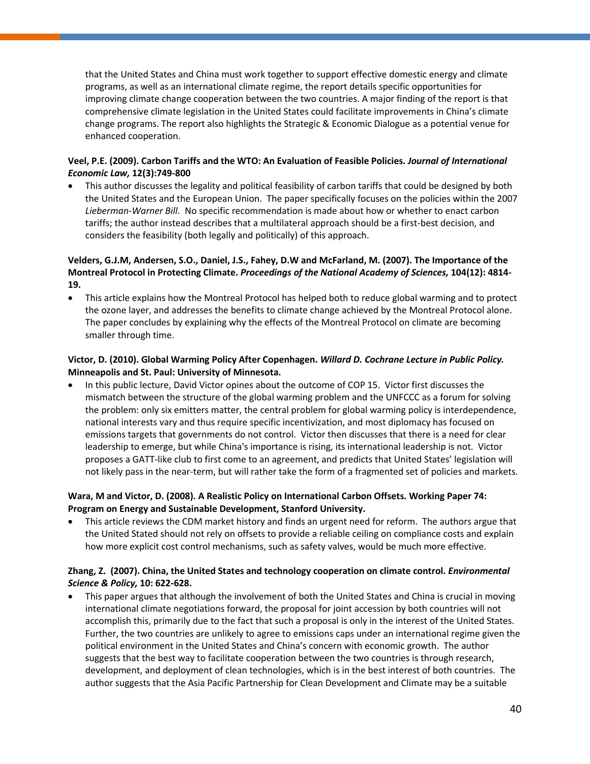that the United States and China must work together to support effective domestic energy and climate programs, as well as an international climate regime, the report details specific opportunities for improving climate change cooperation between the two countries. A major finding of the report is that comprehensive climate legislation in the United States could facilitate improvements in China's climate change programs. The report also highlights the Strategic & Economic Dialogue as a potential venue for enhanced cooperation.

**Veel, P.E. (2009). Carbon Tariffs and the WTO: An Evaluation of Feasible Policies. *Journal of International Economic Law,* 12(3):749-800**

- This author discusses the legality and political feasibility of carbon tariffs that could be designed by both the United States and the European Union. The paper specifically focuses on the policies within the 2007 *Lieberman-Warner Bill*. No specific recommendation is made about how or whether to enact carbon tariffs; the author instead describes that a multilateral approach should be a first-best decision, and considers the feasibility (both legally and politically) of this approach.

**Velders, G.J.M, Andersen, S.O., Daniel, J.S., Fahey, D.W and McFarland, M. (2007). The Importance of the Montreal Protocol in Protecting Climate. *Proceedings of the National Academy of Sciences,* 104(12): 4814-19.**

- This article explains how the Montreal Protocol has helped both to reduce global warming and to protect the ozone layer, and addresses the benefits to climate change achieved by the Montreal Protocol alone. The paper concludes by explaining why the effects of the Montreal Protocol on climate are becoming smaller through time.

**Victor, D. (2010). Global Warming Policy After Copenhagen. *Willard D. Cochrane Lecture in Public Policy.* Minneapolis and St. Paul: University of Minnesota.**

- In this public lecture, David Victor opines about the outcome of COP 15. Victor first discusses the mismatch between the structure of the global warming problem and the UNFCCC as a forum for solving the problem: only six emitters matter, the central problem for global warming policy is interdependence, national interests vary and thus require specific incentivization, and most diplomacy has focused on emissions targets that governments do not control. Victor then discusses that there is a need for clear leadership to emerge, but while China's importance is rising, its international leadership is not. Victor proposes a GATT-like club to first come to an agreement, and predicts that United States' legislation will not likely pass in the near-term, but will rather take the form of a fragmented set of policies and markets.

**Wara, M and Victor, D. (2008). A Realistic Policy on International Carbon Offsets. Working Paper 74: Program on Energy and Sustainable Development, Stanford University.**

- This article reviews the CDM market history and finds an urgent need for reform. The authors argue that the United Stated should not rely on offsets to provide a reliable ceiling on compliance costs and explain how more explicit cost control mechanisms, such as safety valves, would be much more effective.

**Zhang, Z. (2007). China, the United States and technology cooperation on climate control. *Environmental Science & Policy,* 10: 622-628.**

- This paper argues that although the involvement of both the United States and China is crucial in moving international climate negotiations forward, the proposal for joint accession by both countries will not accomplish this, primarily due to the fact that such a proposal is only in the interest of the United States. Further, the two countries are unlikely to agree to emissions caps under an international regime given the political environment in the United States and China's concern with economic growth. The author suggests that the best way to facilitate cooperation between the two countries is through research, development, and deployment of clean technologies, which is in the best interest of both countries. The author suggests that the Asia Pacific Partnership for Clean Development and Climate may be a suitable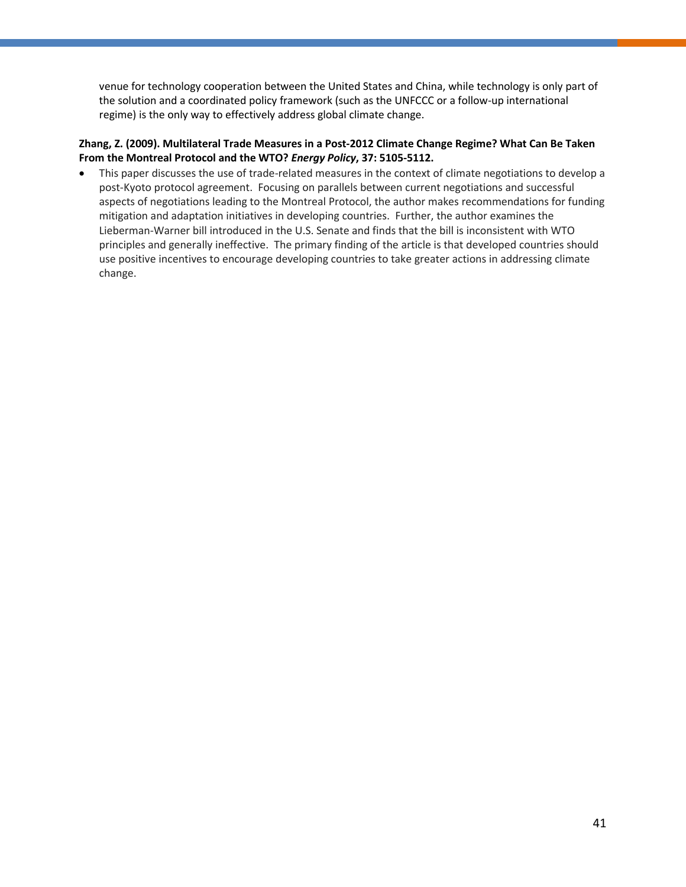venue for technology cooperation between the United States and China, while technology is only part of the solution and a coordinated policy framework (such as the UNFCCC or a follow-up international regime) is the only way to effectively address global climate change.

**Zhang, Z. (2009). Multilateral Trade Measures in a Post-2012 Climate Change Regime? What Can Be Taken From the Montreal Protocol and the WTO? *Energy Policy*, 37: 5105-5112.**

- This paper discusses the use of trade-related measures in the context of climate negotiations to develop a post-Kyoto protocol agreement. Focusing on parallels between current negotiations and successful aspects of negotiations leading to the Montreal Protocol, the author makes recommendations for funding mitigation and adaptation initiatives in developing countries. Further, the author examines the Lieberman-Warner bill introduced in the U.S. Senate and finds that the bill is inconsistent with WTO principles and generally ineffective. The primary finding of the article is that developed countries should use positive incentives to encourage developing countries to take greater actions in addressing climate change.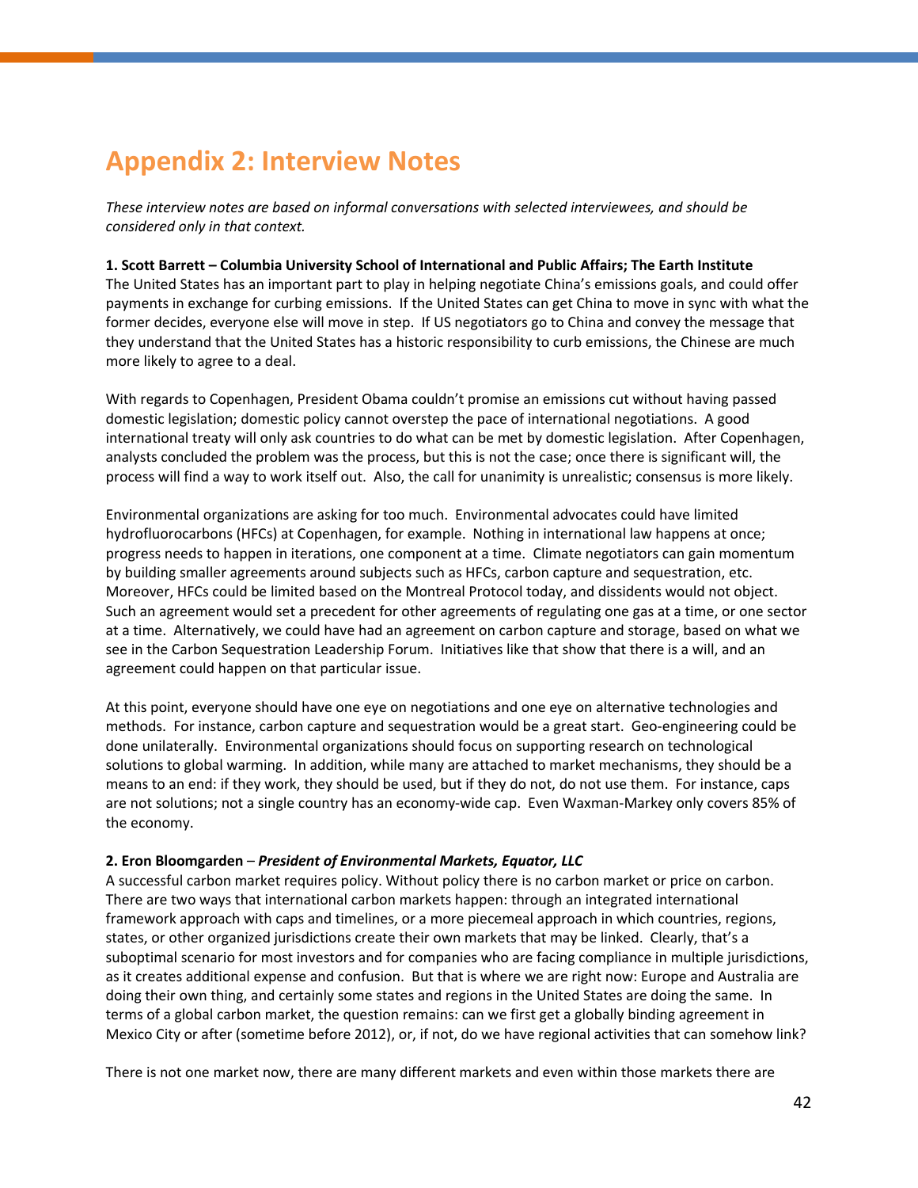# Appendix 2: Interview Notes

*These interview notes are based on informal conversations with selected interviewees, and should be considered only in that context.*

**1. Scott Barrett – Columbia University School of International and Public Affairs; The Earth Institute**
The United States has an important part to play in helping negotiate China's emissions goals, and could offer payments in exchange for curbing emissions. If the United States can get China to move in sync with what the former decides, everyone else will move in step. If US negotiators go to China and convey the message that they understand that the United States has a historic responsibility to curb emissions, the Chinese are much more likely to agree to a deal.

With regards to Copenhagen, President Obama couldn't promise an emissions cut without having passed domestic legislation; domestic policy cannot overstep the pace of international negotiations. A good international treaty will only ask countries to do what can be met by domestic legislation. After Copenhagen, analysts concluded the problem was the process, but this is not the case; once there is significant will, the process will find a way to work itself out. Also, the call for unanimity is unrealistic; consensus is more likely.

Environmental organizations are asking for too much. Environmental advocates could have limited hydrofluorocarbons (HFCs) at Copenhagen, for example. Nothing in international law happens at once; progress needs to happen in iterations, one component at a time. Climate negotiators can gain momentum by building smaller agreements around subjects such as HFCs, carbon capture and sequestration, etc. Moreover, HFCs could be limited based on the Montreal Protocol today, and dissidents would not object. Such an agreement would set a precedent for other agreements of regulating one gas at a time, or one sector at a time. Alternatively, we could have had an agreement on carbon capture and storage, based on what we see in the Carbon Sequestration Leadership Forum. Initiatives like that show that there is a will, and an agreement could happen on that particular issue.

At this point, everyone should have one eye on negotiations and one eye on alternative technologies and methods. For instance, carbon capture and sequestration would be a great start. Geo-engineering could be done unilaterally. Environmental organizations should focus on supporting research on technological solutions to global warming. In addition, while many are attached to market mechanisms, they should be a means to an end: if they work, they should be used, but if they do not, do not use them. For instance, caps are not solutions; not a single country has an economy-wide cap. Even Waxman-Markey only covers 85% of the economy.

**2. Eron Bloomgarden** – ***President of Environmental Markets, Equator, LLC***
A successful carbon market requires policy. Without policy there is no carbon market or price on carbon. There are two ways that international carbon markets happen: through an integrated international framework approach with caps and timelines, or a more piecemeal approach in which countries, regions, states, or other organized jurisdictions create their own markets that may be linked. Clearly, that's a suboptimal scenario for most investors and for companies who are facing compliance in multiple jurisdictions, as it creates additional expense and confusion. But that is where we are right now: Europe and Australia are doing their own thing, and certainly some states and regions in the United States are doing the same. In terms of a global carbon market, the question remains: can we first get a globally binding agreement in Mexico City or after (sometime before 2012), or, if not, do we have regional activities that can somehow link?

There is not one market now, there are many different markets and even within those markets there are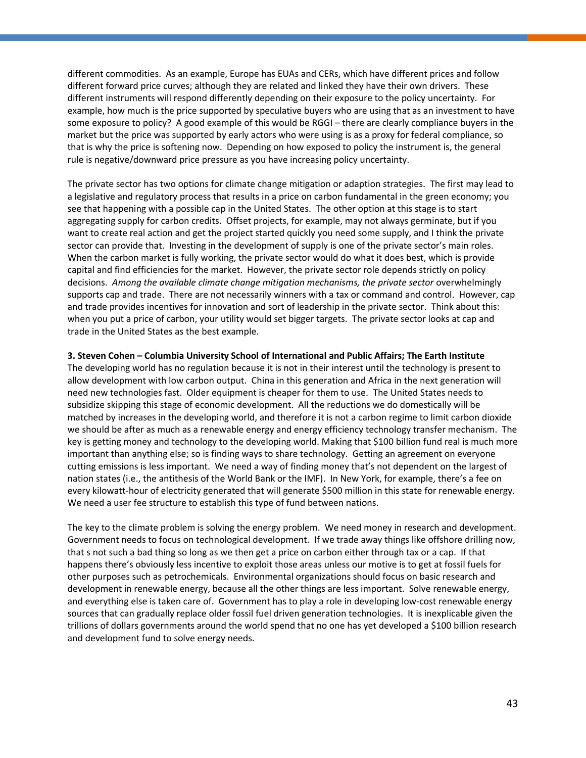different commodities. As an example, Europe has EUAs and CERs, which have different prices and follow different forward price curves; although they are related and linked they have their own drivers. These different instruments will respond differently depending on their exposure to the policy uncertainty. For example, how much is the price supported by speculative buyers who are using that as an investment to have some exposure to policy? A good example of this would be RGGI – there are clearly compliance buyers in the market but the price was supported by early actors who were using is as a proxy for federal compliance, so that is why the price is softening now. Depending on how exposed to policy the instrument is, the general rule is negative/downward price pressure as you have increasing policy uncertainty.

The private sector has two options for climate change mitigation or adaption strategies. The first may lead to a legislative and regulatory process that results in a price on carbon fundamental in the green economy; you see that happening with a possible cap in the United States. The other option at this stage is to start aggregating supply for carbon credits. Offset projects, for example, may not always germinate, but if you want to create real action and get the project started quickly you need some supply, and I think the private sector can provide that. Investing in the development of supply is one of the private sector's main roles. When the carbon market is fully working, the private sector would do what it does best, which is provide capital and find efficiencies for the market. However, the private sector role depends strictly on policy decisions. *Among the available climate change mitigation mechanisms, the private sector* overwhelmingly supports cap and trade. There are not necessarily winners with a tax or command and control. However, cap and trade provides incentives for innovation and sort of leadership in the private sector. Think about this: when you put a price of carbon, your utility would set bigger targets. The private sector looks at cap and trade in the United States as the best example.

**3. Steven Cohen – Columbia University School of International and Public Affairs; The Earth Institute**

The developing world has no regulation because it is not in their interest until the technology is present to allow development with low carbon output. China in this generation and Africa in the next generation will need new technologies fast. Older equipment is cheaper for them to use. The United States needs to subsidize skipping this stage of economic development. All the reductions we do domestically will be matched by increases in the developing world, and therefore it is not a carbon regime to limit carbon dioxide we should be after as much as a renewable energy and energy efficiency technology transfer mechanism. The key is getting money and technology to the developing world. Making that $100 billion fund real is much more important than anything else; so is finding ways to share technology. Getting an agreement on everyone cutting emissions is less important. We need a way of finding money that's not dependent on the largest of nation states (i.e., the antithesis of the World Bank or the IMF). In New York, for example, there's a fee on every kilowatt-hour of electricity generated that will generate $500 million in this state for renewable energy. We need a user fee structure to establish this type of fund between nations.

The key to the climate problem is solving the energy problem. We need money in research and development. Government needs to focus on technological development. If we trade away things like offshore drilling now, that s not such a bad thing so long as we then get a price on carbon either through tax or a cap. If that happens there's obviously less incentive to exploit those areas unless our motive is to get at fossil fuels for other purposes such as petrochemicals. Environmental organizations should focus on basic research and development in renewable energy, because all the other things are less important. Solve renewable energy, and everything else is taken care of. Government has to play a role in developing low-cost renewable energy sources that can gradually replace older fossil fuel driven generation technologies. It is inexplicable given the trillions of dollars governments around the world spend that no one has yet developed a $100 billion research and development fund to solve energy needs.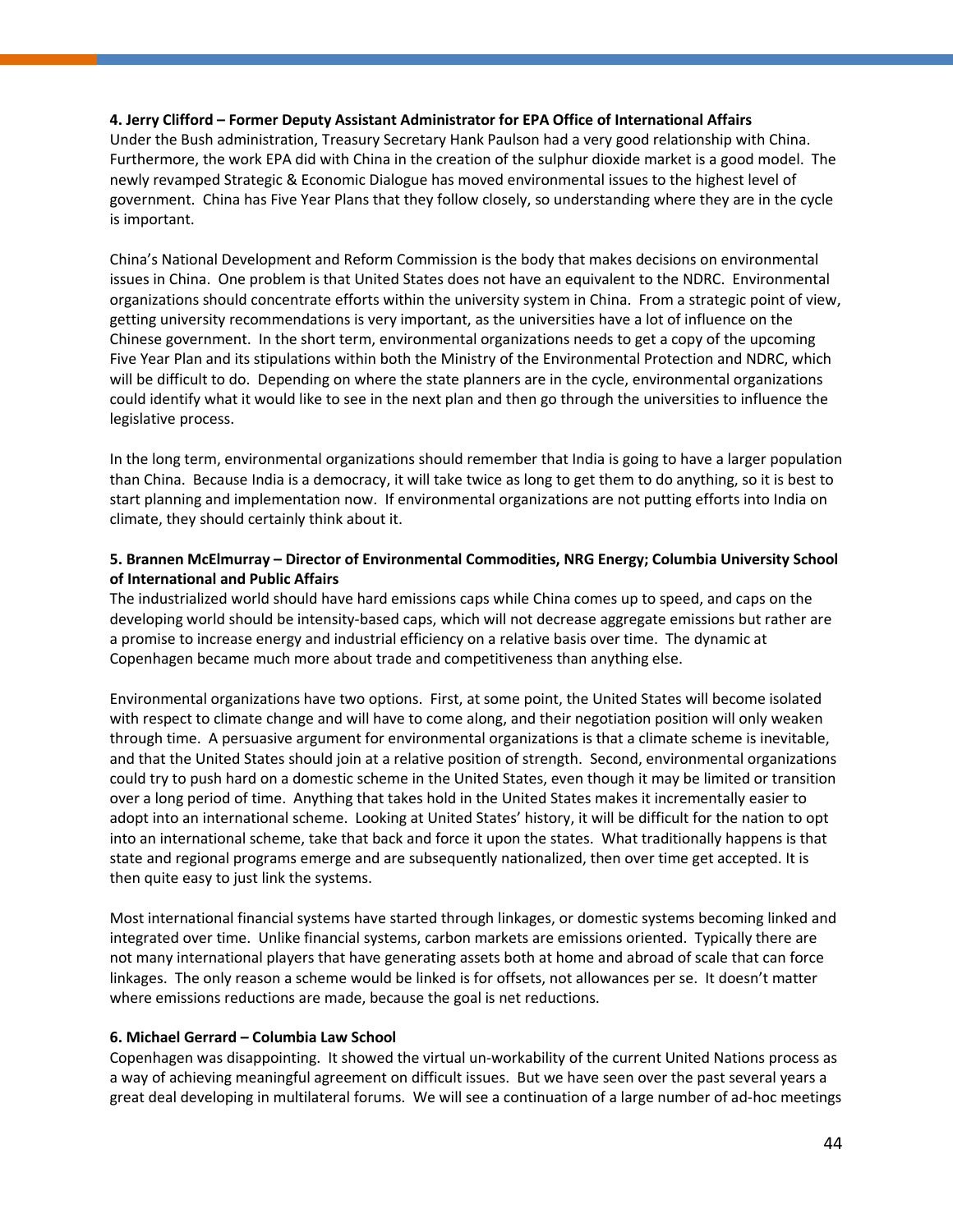**4. Jerry Clifford – Former Deputy Assistant Administrator for EPA Office of International Affairs**

Under the Bush administration, Treasury Secretary Hank Paulson had a very good relationship with China. Furthermore, the work EPA did with China in the creation of the sulphur dioxide market is a good model. The newly revamped Strategic & Economic Dialogue has moved environmental issues to the highest level of government. China has Five Year Plans that they follow closely, so understanding where they are in the cycle is important.

China's National Development and Reform Commission is the body that makes decisions on environmental issues in China. One problem is that United States does not have an equivalent to the NDRC. Environmental organizations should concentrate efforts within the university system in China. From a strategic point of view, getting university recommendations is very important, as the universities have a lot of influence on the Chinese government. In the short term, environmental organizations needs to get a copy of the upcoming Five Year Plan and its stipulations within both the Ministry of the Environmental Protection and NDRC, which will be difficult to do. Depending on where the state planners are in the cycle, environmental organizations could identify what it would like to see in the next plan and then go through the universities to influence the legislative process.

In the long term, environmental organizations should remember that India is going to have a larger population than China. Because India is a democracy, it will take twice as long to get them to do anything, so it is best to start planning and implementation now. If environmental organizations are not putting efforts into India on climate, they should certainly think about it.

**5. Brannen McElmurray – Director of Environmental Commodities, NRG Energy; Columbia University School of International and Public Affairs**

The industrialized world should have hard emissions caps while China comes up to speed, and caps on the developing world should be intensity-based caps, which will not decrease aggregate emissions but rather are a promise to increase energy and industrial efficiency on a relative basis over time. The dynamic at Copenhagen became much more about trade and competitiveness than anything else.

Environmental organizations have two options. First, at some point, the United States will become isolated with respect to climate change and will have to come along, and their negotiation position will only weaken through time. A persuasive argument for environmental organizations is that a climate scheme is inevitable, and that the United States should join at a relative position of strength. Second, environmental organizations could try to push hard on a domestic scheme in the United States, even though it may be limited or transition over a long period of time. Anything that takes hold in the United States makes it incrementally easier to adopt into an international scheme. Looking at United States' history, it will be difficult for the nation to opt into an international scheme, take that back and force it upon the states. What traditionally happens is that state and regional programs emerge and are subsequently nationalized, then over time get accepted. It is then quite easy to just link the systems.

Most international financial systems have started through linkages, or domestic systems becoming linked and integrated over time. Unlike financial systems, carbon markets are emissions oriented. Typically there are not many international players that have generating assets both at home and abroad of scale that can force linkages. The only reason a scheme would be linked is for offsets, not allowances per se. It doesn't matter where emissions reductions are made, because the goal is net reductions.

**6. Michael Gerrard – Columbia Law School**

Copenhagen was disappointing. It showed the virtual un-workability of the current United Nations process as a way of achieving meaningful agreement on difficult issues. But we have seen over the past several years a great deal developing in multilateral forums. We will see a continuation of a large number of ad-hoc meetings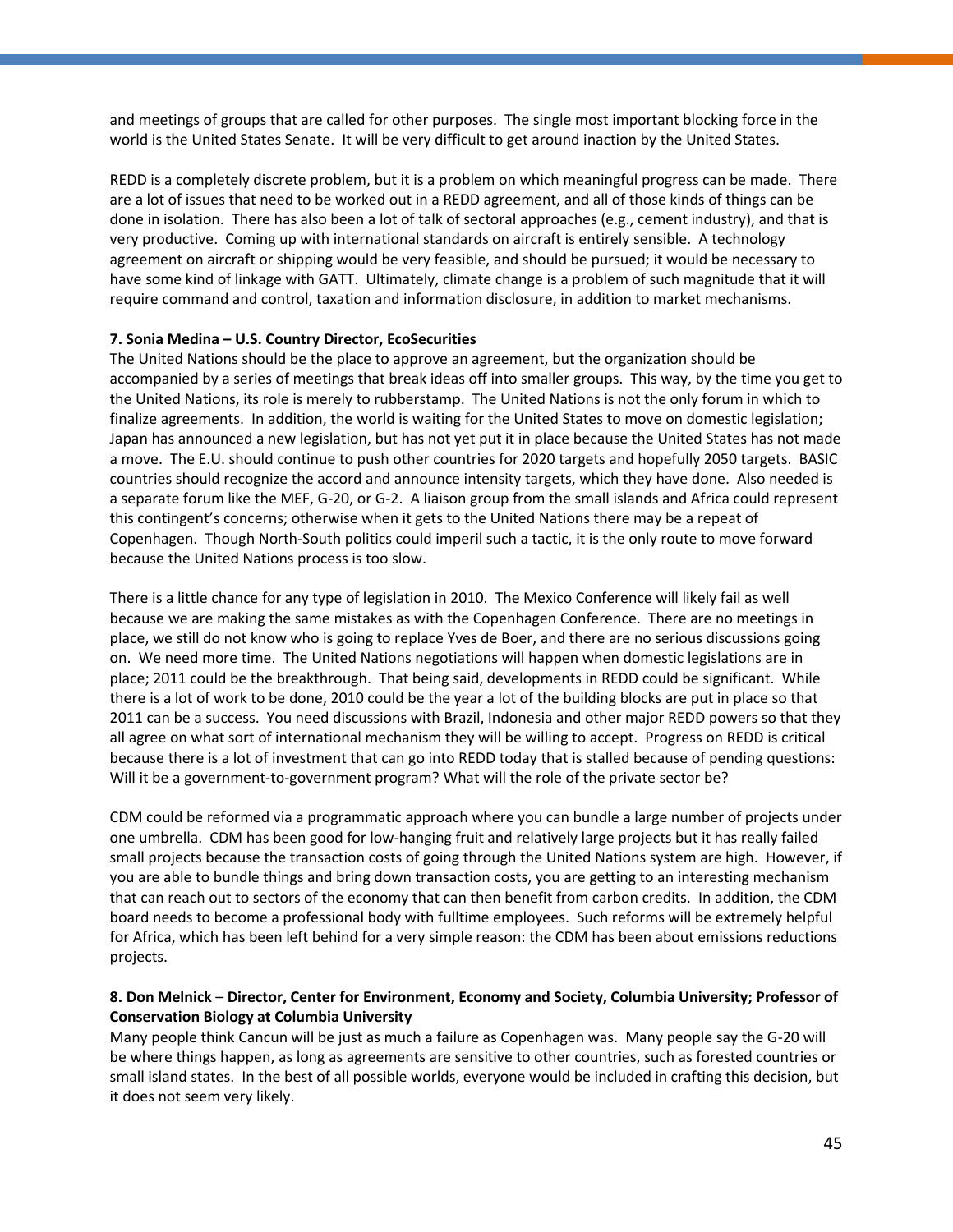and meetings of groups that are called for other purposes. The single most important blocking force in the world is the United States Senate. It will be very difficult to get around inaction by the United States.

REDD is a completely discrete problem, but it is a problem on which meaningful progress can be made. There are a lot of issues that need to be worked out in a REDD agreement, and all of those kinds of things can be done in isolation. There has also been a lot of talk of sectoral approaches (e.g., cement industry), and that is very productive. Coming up with international standards on aircraft is entirely sensible. A technology agreement on aircraft or shipping would be very feasible, and should be pursued; it would be necessary to have some kind of linkage with GATT. Ultimately, climate change is a problem of such magnitude that it will require command and control, taxation and information disclosure, in addition to market mechanisms.

**7. Sonia Medina – U.S. Country Director, EcoSecurities**

The United Nations should be the place to approve an agreement, but the organization should be accompanied by a series of meetings that break ideas off into smaller groups. This way, by the time you get to the United Nations, its role is merely to rubberstamp. The United Nations is not the only forum in which to finalize agreements. In addition, the world is waiting for the United States to move on domestic legislation; Japan has announced a new legislation, but has not yet put it in place because the United States has not made a move. The E.U. should continue to push other countries for 2020 targets and hopefully 2050 targets. BASIC countries should recognize the accord and announce intensity targets, which they have done. Also needed is a separate forum like the MEF, G-20, or G-2. A liaison group from the small islands and Africa could represent this contingent's concerns; otherwise when it gets to the United Nations there may be a repeat of Copenhagen. Though North-South politics could imperil such a tactic, it is the only route to move forward because the United Nations process is too slow.

There is a little chance for any type of legislation in 2010. The Mexico Conference will likely fail as well because we are making the same mistakes as with the Copenhagen Conference. There are no meetings in place, we still do not know who is going to replace Yves de Boer, and there are no serious discussions going on. We need more time. The United Nations negotiations will happen when domestic legislations are in place; 2011 could be the breakthrough. That being said, developments in REDD could be significant. While there is a lot of work to be done, 2010 could be the year a lot of the building blocks are put in place so that 2011 can be a success. You need discussions with Brazil, Indonesia and other major REDD powers so that they all agree on what sort of international mechanism they will be willing to accept. Progress on REDD is critical because there is a lot of investment that can go into REDD today that is stalled because of pending questions: Will it be a government-to-government program? What will the role of the private sector be?

CDM could be reformed via a programmatic approach where you can bundle a large number of projects under one umbrella. CDM has been good for low-hanging fruit and relatively large projects but it has really failed small projects because the transaction costs of going through the United Nations system are high. However, if you are able to bundle things and bring down transaction costs, you are getting to an interesting mechanism that can reach out to sectors of the economy that can then benefit from carbon credits. In addition, the CDM board needs to become a professional body with fulltime employees. Such reforms will be extremely helpful for Africa, which has been left behind for a very simple reason: the CDM has been about emissions reductions projects.

**8. Don Melnick – Director, Center for Environment, Economy and Society, Columbia University; Professor of Conservation Biology at Columbia University**

Many people think Cancun will be just as much a failure as Copenhagen was. Many people say the G-20 will be where things happen, as long as agreements are sensitive to other countries, such as forested countries or small island states. In the best of all possible worlds, everyone would be included in crafting this decision, but it does not seem very likely.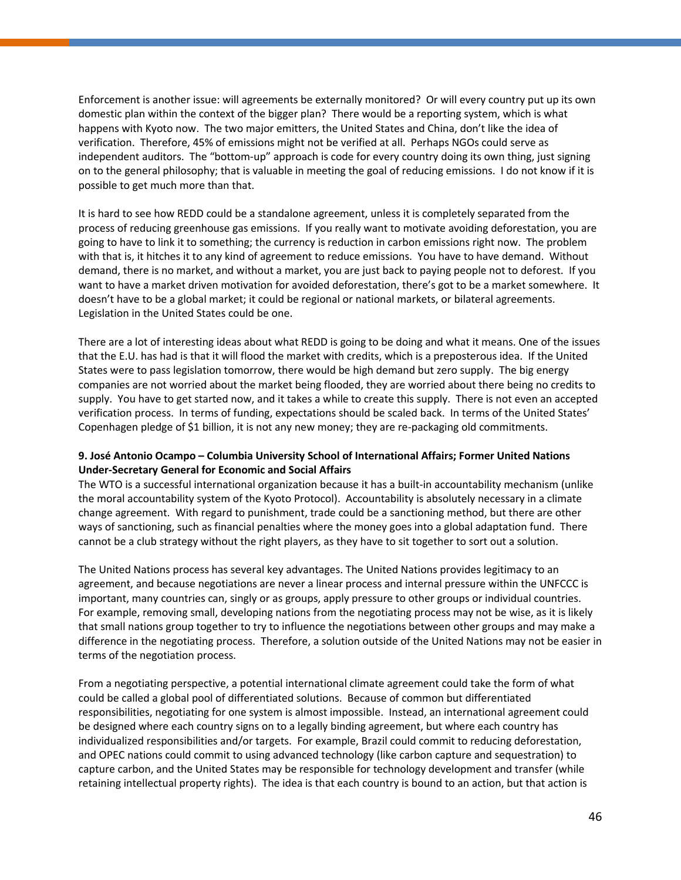Enforcement is another issue: will agreements be externally monitored? Or will every country put up its own domestic plan within the context of the bigger plan? There would be a reporting system, which is what happens with Kyoto now. The two major emitters, the United States and China, don't like the idea of verification. Therefore, 45% of emissions might not be verified at all. Perhaps NGOs could serve as independent auditors. The "bottom-up" approach is code for every country doing its own thing, just signing on to the general philosophy; that is valuable in meeting the goal of reducing emissions. I do not know if it is possible to get much more than that.

It is hard to see how REDD could be a standalone agreement, unless it is completely separated from the process of reducing greenhouse gas emissions. If you really want to motivate avoiding deforestation, you are going to have to link it to something; the currency is reduction in carbon emissions right now. The problem with that is, it hitches it to any kind of agreement to reduce emissions. You have to have demand. Without demand, there is no market, and without a market, you are just back to paying people not to deforest. If you want to have a market driven motivation for avoided deforestation, there's got to be a market somewhere. It doesn't have to be a global market; it could be regional or national markets, or bilateral agreements. Legislation in the United States could be one.

There are a lot of interesting ideas about what REDD is going to be doing and what it means. One of the issues that the E.U. has had is that it will flood the market with credits, which is a preposterous idea. If the United States were to pass legislation tomorrow, there would be high demand but zero supply. The big energy companies are not worried about the market being flooded, they are worried about there being no credits to supply. You have to get started now, and it takes a while to create this supply. There is not even an accepted verification process. In terms of funding, expectations should be scaled back. In terms of the United States' Copenhagen pledge of $1 billion, it is not any new money; they are re-packaging old commitments.

**9. José Antonio Ocampo – Columbia University School of International Affairs; Former United Nations Under-Secretary General for Economic and Social Affairs**

The WTO is a successful international organization because it has a built-in accountability mechanism (unlike the moral accountability system of the Kyoto Protocol). Accountability is absolutely necessary in a climate change agreement. With regard to punishment, trade could be a sanctioning method, but there are other ways of sanctioning, such as financial penalties where the money goes into a global adaptation fund. There cannot be a club strategy without the right players, as they have to sit together to sort out a solution.

The United Nations process has several key advantages. The United Nations provides legitimacy to an agreement, and because negotiations are never a linear process and internal pressure within the UNFCCC is important, many countries can, singly or as groups, apply pressure to other groups or individual countries. For example, removing small, developing nations from the negotiating process may not be wise, as it is likely that small nations group together to try to influence the negotiations between other groups and may make a difference in the negotiating process. Therefore, a solution outside of the United Nations may not be easier in terms of the negotiation process.

From a negotiating perspective, a potential international climate agreement could take the form of what could be called a global pool of differentiated solutions. Because of common but differentiated responsibilities, negotiating for one system is almost impossible. Instead, an international agreement could be designed where each country signs on to a legally binding agreement, but where each country has individualized responsibilities and/or targets. For example, Brazil could commit to reducing deforestation, and OPEC nations could commit to using advanced technology (like carbon capture and sequestration) to capture carbon, and the United States may be responsible for technology development and transfer (while retaining intellectual property rights). The idea is that each country is bound to an action, but that action is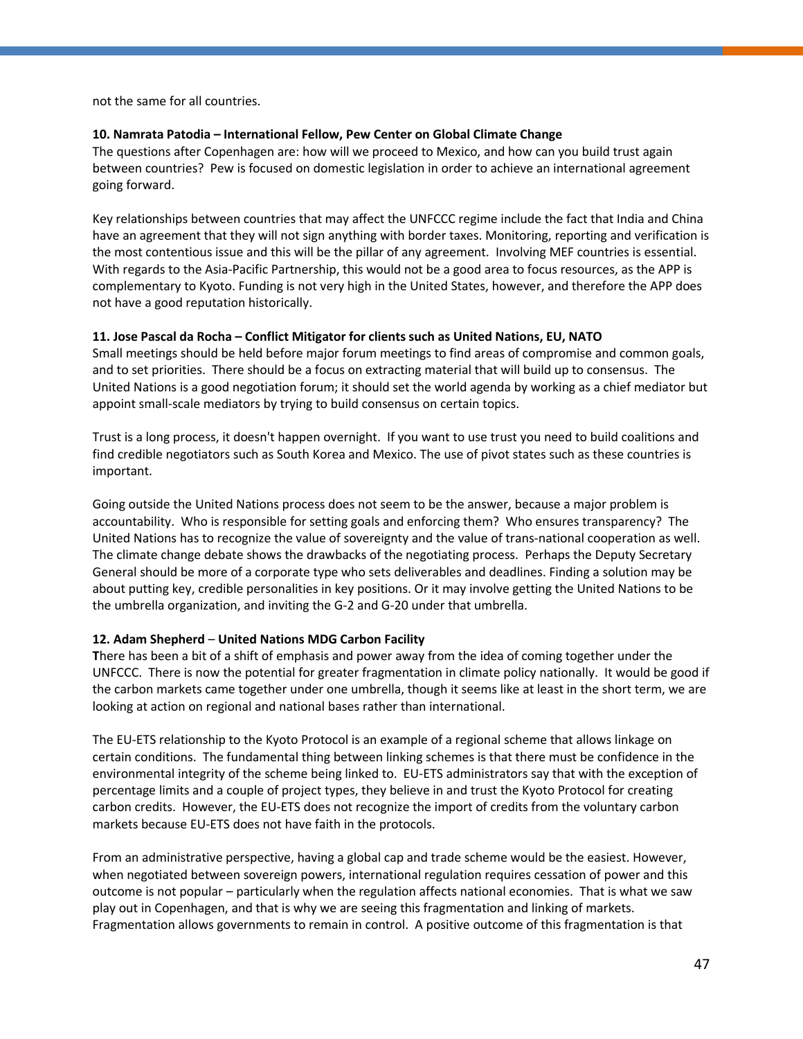not the same for all countries.

**10. Namrata Patodia – International Fellow, Pew Center on Global Climate Change**

The questions after Copenhagen are: how will we proceed to Mexico, and how can you build trust again between countries? Pew is focused on domestic legislation in order to achieve an international agreement going forward.

Key relationships between countries that may affect the UNFCCC regime include the fact that India and China have an agreement that they will not sign anything with border taxes. Monitoring, reporting and verification is the most contentious issue and this will be the pillar of any agreement. Involving MEF countries is essential. With regards to the Asia-Pacific Partnership, this would not be a good area to focus resources, as the APP is complementary to Kyoto. Funding is not very high in the United States, however, and therefore the APP does not have a good reputation historically.

**11. Jose Pascal da Rocha – Conflict Mitigator for clients such as United Nations, EU, NATO**

Small meetings should be held before major forum meetings to find areas of compromise and common goals, and to set priorities. There should be a focus on extracting material that will build up to consensus. The United Nations is a good negotiation forum; it should set the world agenda by working as a chief mediator but appoint small-scale mediators by trying to build consensus on certain topics.

Trust is a long process, it doesn't happen overnight. If you want to use trust you need to build coalitions and find credible negotiators such as South Korea and Mexico. The use of pivot states such as these countries is important.

Going outside the United Nations process does not seem to be the answer, because a major problem is accountability. Who is responsible for setting goals and enforcing them? Who ensures transparency? The United Nations has to recognize the value of sovereignty and the value of trans-national cooperation as well. The climate change debate shows the drawbacks of the negotiating process. Perhaps the Deputy Secretary General should be more of a corporate type who sets deliverables and deadlines. Finding a solution may be about putting key, credible personalities in key positions. Or it may involve getting the United Nations to be the umbrella organization, and inviting the G-2 and G-20 under that umbrella.

**12. Adam Shepherd – United Nations MDG Carbon Facility**

There has been a bit of a shift of emphasis and power away from the idea of coming together under the UNFCCC. There is now the potential for greater fragmentation in climate policy nationally. It would be good if the carbon markets came together under one umbrella, though it seems like at least in the short term, we are looking at action on regional and national bases rather than international.

The EU-ETS relationship to the Kyoto Protocol is an example of a regional scheme that allows linkage on certain conditions. The fundamental thing between linking schemes is that there must be confidence in the environmental integrity of the scheme being linked to. EU-ETS administrators say that with the exception of percentage limits and a couple of project types, they believe in and trust the Kyoto Protocol for creating carbon credits. However, the EU-ETS does not recognize the import of credits from the voluntary carbon markets because EU-ETS does not have faith in the protocols.

From an administrative perspective, having a global cap and trade scheme would be the easiest. However, when negotiated between sovereign powers, international regulation requires cessation of power and this outcome is not popular – particularly when the regulation affects national economies. That is what we saw play out in Copenhagen, and that is why we are seeing this fragmentation and linking of markets. Fragmentation allows governments to remain in control. A positive outcome of this fragmentation is that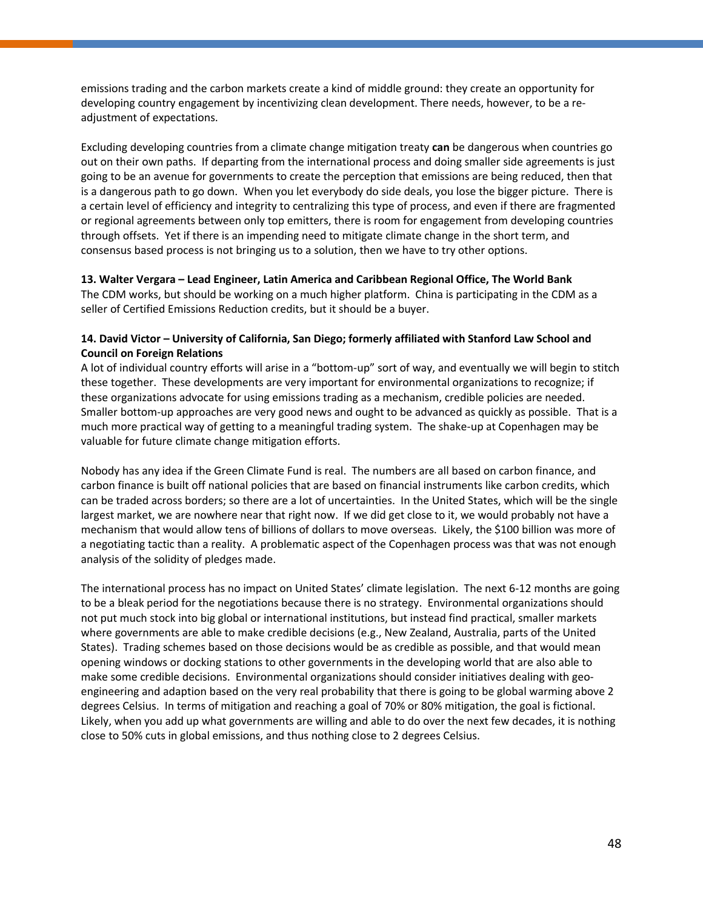emissions trading and the carbon markets create a kind of middle ground: they create an opportunity for developing country engagement by incentivizing clean development. There needs, however, to be a re-adjustment of expectations.

Excluding developing countries from a climate change mitigation treaty **can** be dangerous when countries go out on their own paths. If departing from the international process and doing smaller side agreements is just going to be an avenue for governments to create the perception that emissions are being reduced, then that is a dangerous path to go down. When you let everybody do side deals, you lose the bigger picture. There is a certain level of efficiency and integrity to centralizing this type of process, and even if there are fragmented or regional agreements between only top emitters, there is room for engagement from developing countries through offsets. Yet if there is an impending need to mitigate climate change in the short term, and consensus based process is not bringing us to a solution, then we have to try other options.

**13. Walter Vergara – Lead Engineer, Latin America and Caribbean Regional Office, The World Bank**

The CDM works, but should be working on a much higher platform. China is participating in the CDM as a seller of Certified Emissions Reduction credits, but it should be a buyer.

**14. David Victor – University of California, San Diego; formerly affiliated with Stanford Law School and Council on Foreign Relations**

A lot of individual country efforts will arise in a "bottom-up" sort of way, and eventually we will begin to stitch these together. These developments are very important for environmental organizations to recognize; if these organizations advocate for using emissions trading as a mechanism, credible policies are needed. Smaller bottom-up approaches are very good news and ought to be advanced as quickly as possible. That is a much more practical way of getting to a meaningful trading system. The shake-up at Copenhagen may be valuable for future climate change mitigation efforts.

Nobody has any idea if the Green Climate Fund is real. The numbers are all based on carbon finance, and carbon finance is built off national policies that are based on financial instruments like carbon credits, which can be traded across borders; so there are a lot of uncertainties. In the United States, which will be the single largest market, we are nowhere near that right now. If we did get close to it, we would probably not have a mechanism that would allow tens of billions of dollars to move overseas. Likely, the $100 billion was more of a negotiating tactic than a reality. A problematic aspect of the Copenhagen process was that was not enough analysis of the solidity of pledges made.

The international process has no impact on United States' climate legislation. The next 6-12 months are going to be a bleak period for the negotiations because there is no strategy. Environmental organizations should not put much stock into big global or international institutions, but instead find practical, smaller markets where governments are able to make credible decisions (e.g., New Zealand, Australia, parts of the United States). Trading schemes based on those decisions would be as credible as possible, and that would mean opening windows or docking stations to other governments in the developing world that are also able to make some credible decisions. Environmental organizations should consider initiatives dealing with geo-engineering and adaption based on the very real probability that there is going to be global warming above 2 degrees Celsius. In terms of mitigation and reaching a goal of 70% or 80% mitigation, the goal is fictional. Likely, when you add up what governments are willing and able to do over the next few decades, it is nothing close to 50% cuts in global emissions, and thus nothing close to 2 degrees Celsius.